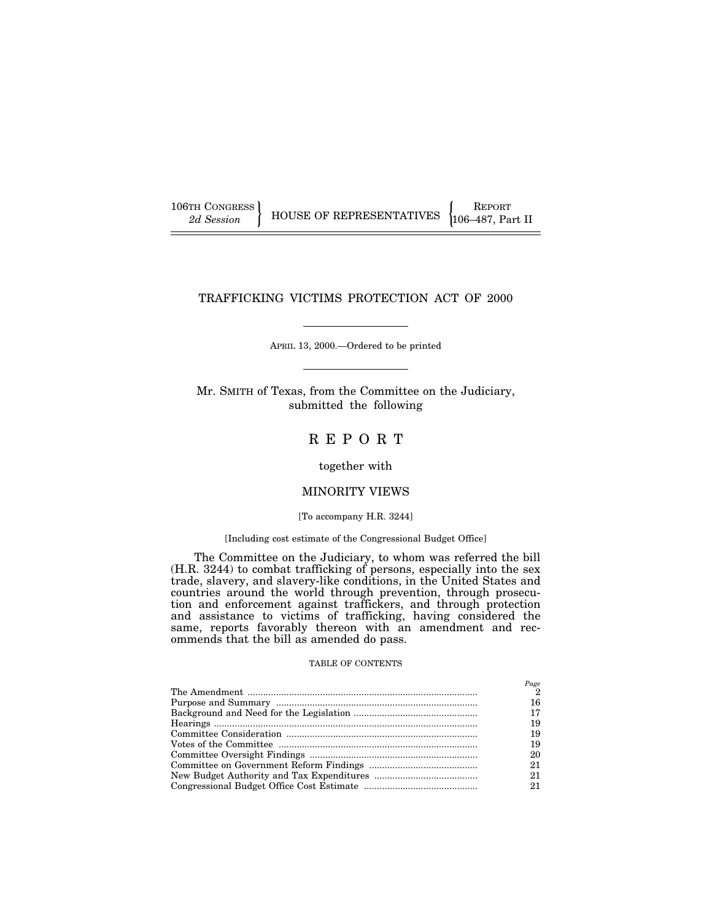106TH CONGRESS
*2d Session*

HOUSE OF REPRESENTATIVES

REPORT
106–487, Part II

# TRAFFICKING VICTIMS PROTECTION ACT OF 2000

APRIL 13, 2000.—Ordered to be printed

Mr. SMITH of Texas, from the Committee on the Judiciary, submitted the following

# R E P O R T

together with

## MINORITY VIEWS

[To accompany H.R. 3244]

[Including cost estimate of the Congressional Budget Office]

The Committee on the Judiciary, to whom was referred the bill (H.R. 3244) to combat trafficking of persons, especially into the sex trade, slavery, and slavery-like conditions, in the United States and countries around the world through prevention, through prosecution and enforcement against traffickers, and through protection and assistance to victims of trafficking, having considered the same, reports favorably thereon with an amendment and recommends that the bill as amended do pass.

TABLE OF CONTENTS

| | Page |
|---|---|
| The Amendment | 2 |
| Purpose and Summary | 16 |
| Background and Need for the Legislation | 17 |
| Hearings | 19 |
| Committee Consideration | 19 |
| Votes of the Committee | 19 |
| Committee Oversight Findings | 20 |
| Committee on Government Reform Findings | 21 |
| New Budget Authority and Tax Expenditures | 21 |
| Congressional Budget Office Cost Estimate | 21 |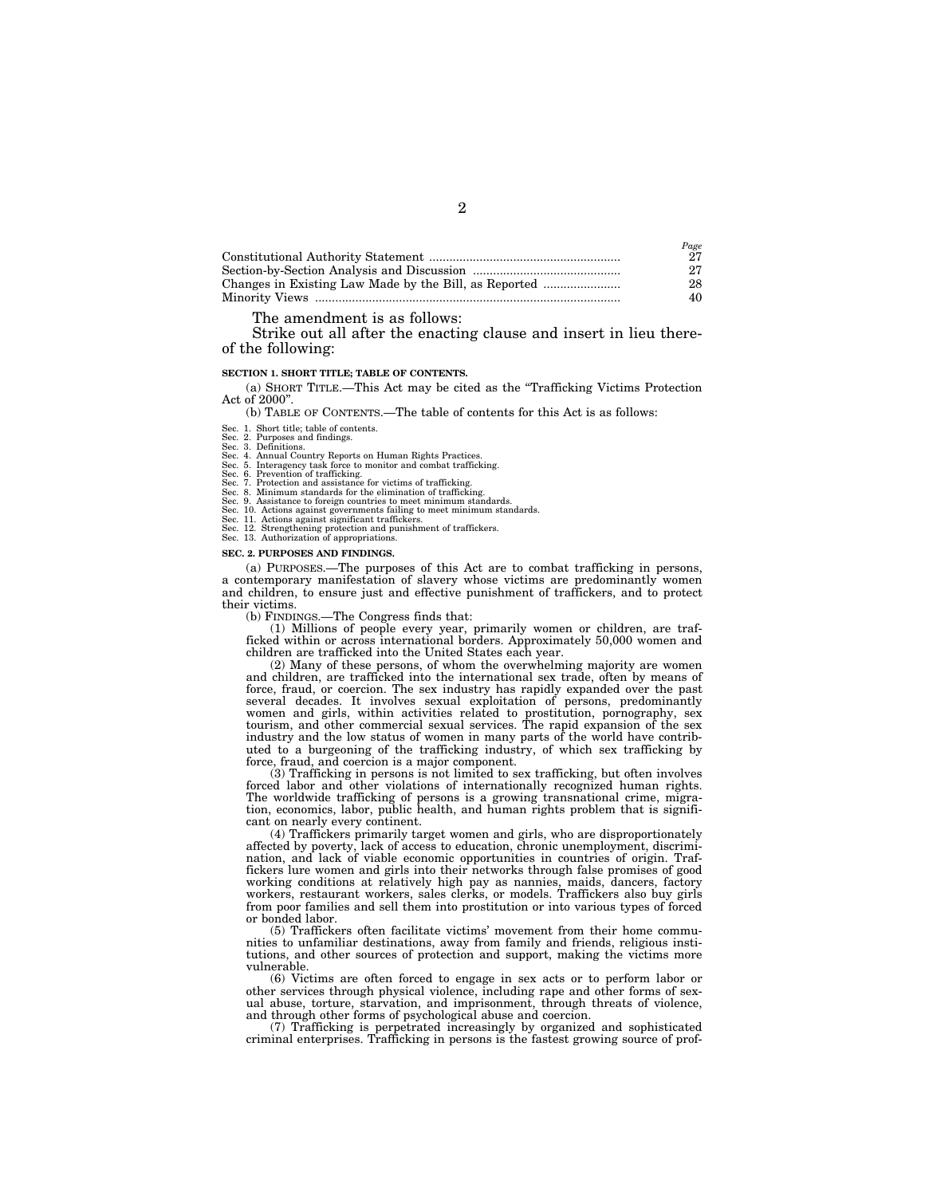| | Page |
|---|---|
| Constitutional Authority Statement | 27 |
| Section-by-Section Analysis and Discussion | 27 |
| Changes in Existing Law Made by the Bill, as Reported | 28 |
| Minority Views | 40 |

The amendment is as follows:

Strike out all after the enacting clause and insert in lieu thereof the following:

**SECTION 1. SHORT TITLE; TABLE OF CONTENTS.**

(a) SHORT TITLE.—This Act may be cited as the "Trafficking Victims Protection Act of 2000".

(b) TABLE OF CONTENTS.—The table of contents for this Act is as follows:

Sec. 1. Short title; table of contents.
Sec. 2. Purposes and findings.
Sec. 3. Definitions.
Sec. 4. Annual Country Reports on Human Rights Practices.
Sec. 5. Interagency task force to monitor and combat trafficking.
Sec. 6. Prevention of trafficking.
Sec. 7. Protection and assistance for victims of trafficking.
Sec. 8. Minimum standards for the elimination of trafficking.
Sec. 9. Assistance to foreign countries to meet minimum standards.
Sec. 10. Actions against governments failing to meet minimum standards.
Sec. 11. Actions against significant traffickers.
Sec. 12. Strengthening protection and punishment of traffickers.
Sec. 13. Authorization of appropriations.

**SEC. 2. PURPOSES AND FINDINGS.**

(a) PURPOSES.—The purposes of this Act are to combat trafficking in persons, a contemporary manifestation of slavery whose victims are predominantly women and children, to ensure just and effective punishment of traffickers, and to protect their victims.

(b) FINDINGS.—The Congress finds that:

(1) Millions of people every year, primarily women or children, are trafficked within or across international borders. Approximately 50,000 women and children are trafficked into the United States each year.

(2) Many of these persons, of whom the overwhelming majority are women and children, are trafficked into the international sex trade, often by means of force, fraud, or coercion. The sex industry has rapidly expanded over the past several decades. It involves sexual exploitation of persons, predominantly women and girls, within activities related to prostitution, pornography, sex tourism, and other commercial sexual services. The rapid expansion of the sex industry and the low status of women in many parts of the world have contributed to a burgeoning of the trafficking industry, of which sex trafficking by force, fraud, and coercion is a major component.

(3) Trafficking in persons is not limited to sex trafficking, but often involves forced labor and other violations of internationally recognized human rights. The worldwide trafficking of persons is a growing transnational crime, migration, economics, labor, public health, and human rights problem that is significant on nearly every continent.

(4) Traffickers primarily target women and girls, who are disproportionately affected by poverty, lack of access to education, chronic unemployment, discrimination, and lack of viable economic opportunities in countries of origin. Traffickers lure women and girls into their networks through false promises of good working conditions at relatively high pay as nannies, maids, dancers, factory workers, restaurant workers, sales clerks, or models. Traffickers also buy girls from poor families and sell them into prostitution or into various types of forced or bonded labor.

(5) Traffickers often facilitate victims' movement from their home communities to unfamiliar destinations, away from family and friends, religious institutions, and other sources of protection and support, making the victims more vulnerable.

(6) Victims are often forced to engage in sex acts or to perform labor or other services through physical violence, including rape and other forms of sexual abuse, torture, starvation, and imprisonment, through threats of violence, and through other forms of psychological abuse and coercion.

(7) Trafficking is perpetrated increasingly by organized and sophisticated criminal enterprises. Trafficking in persons is the fastest growing source of prof-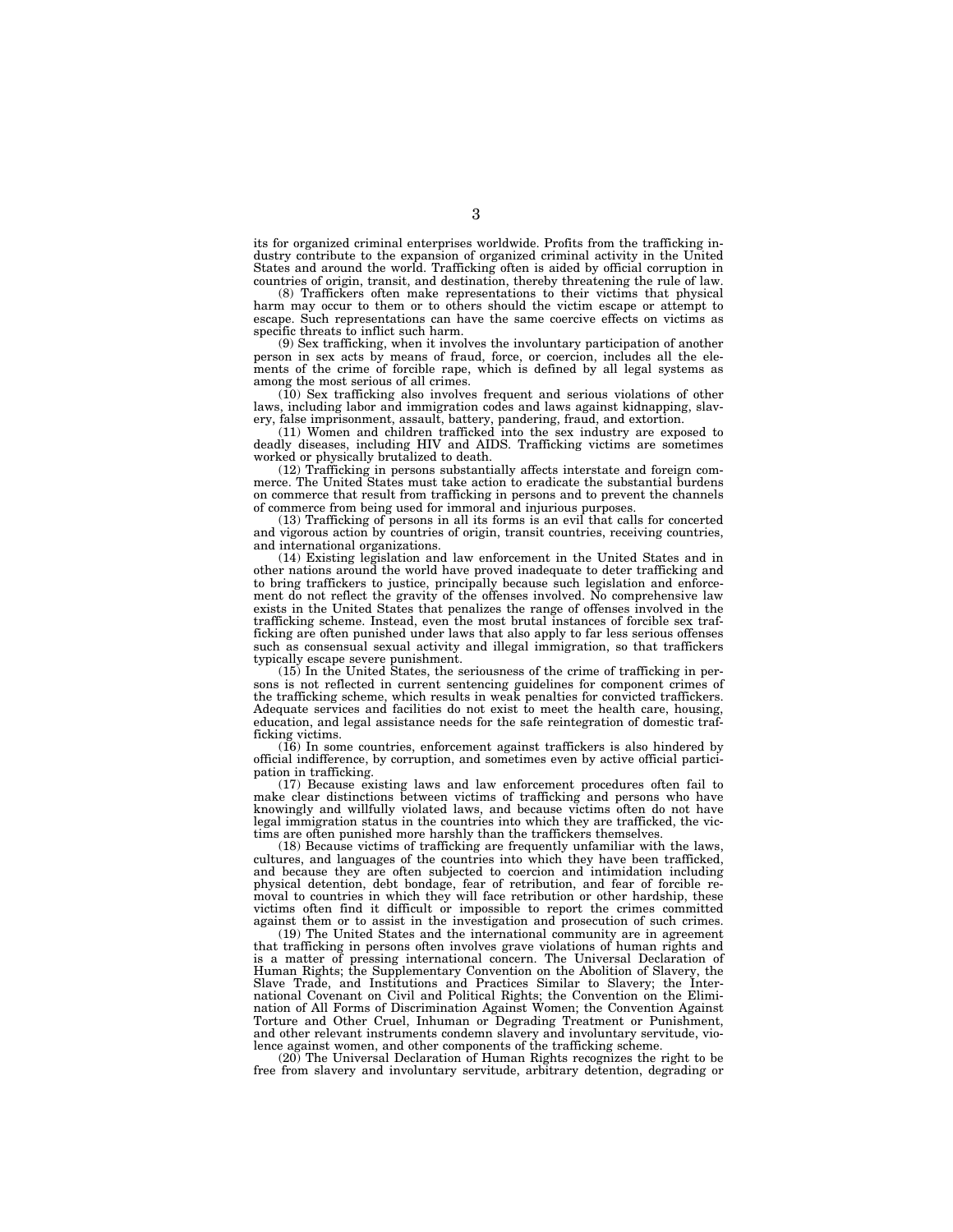its for organized criminal enterprises worldwide. Profits from the trafficking industry contribute to the expansion of organized criminal activity in the United States and around the world. Trafficking often is aided by official corruption in countries of origin, transit, and destination, thereby threatening the rule of law.

(8) Traffickers often make representations to their victims that physical harm may occur to them or to others should the victim escape or attempt to escape. Such representations can have the same coercive effects on victims as specific threats to inflict such harm.

(9) Sex trafficking, when it involves the involuntary participation of another person in sex acts by means of fraud, force, or coercion, includes all the elements of the crime of forcible rape, which is defined by all legal systems as among the most serious of all crimes.

(10) Sex trafficking also involves frequent and serious violations of other laws, including labor and immigration codes and laws against kidnapping, slavery, false imprisonment, assault, battery, pandering, fraud, and extortion.

(11) Women and children trafficked into the sex industry are exposed to deadly diseases, including HIV and AIDS. Trafficking victims are sometimes worked or physically brutalized to death.

(12) Trafficking in persons substantially affects interstate and foreign commerce. The United States must take action to eradicate the substantial burdens on commerce that result from trafficking in persons and to prevent the channels of commerce from being used for immoral and injurious purposes.

(13) Trafficking of persons in all its forms is an evil that calls for concerted and vigorous action by countries of origin, transit countries, receiving countries, and international organizations.

(14) Existing legislation and law enforcement in the United States and in other nations around the world have proved inadequate to deter trafficking and to bring traffickers to justice, principally because such legislation and enforcement do not reflect the gravity of the offenses involved. No comprehensive law exists in the United States that penalizes the range of offenses involved in the trafficking scheme. Instead, even the most brutal instances of forcible sex trafficking are often punished under laws that also apply to far less serious offenses such as consensual sexual activity and illegal immigration, so that traffickers typically escape severe punishment.

(15) In the United States, the seriousness of the crime of trafficking in persons is not reflected in current sentencing guidelines for component crimes of the trafficking scheme, which results in weak penalties for convicted traffickers. Adequate services and facilities do not exist to meet the health care, housing, education, and legal assistance needs for the safe reintegration of domestic trafficking victims.

(16) In some countries, enforcement against traffickers is also hindered by official indifference, by corruption, and sometimes even by active official participation in trafficking.

(17) Because existing laws and law enforcement procedures often fail to make clear distinctions between victims of trafficking and persons who have knowingly and willfully violated laws, and because victims often do not have legal immigration status in the countries into which they are trafficked, the victims are often punished more harshly than the traffickers themselves.

(18) Because victims of trafficking are frequently unfamiliar with the laws, cultures, and languages of the countries into which they have been trafficked, and because they are often subjected to coercion and intimidation including physical detention, debt bondage, fear of retribution, and fear of forcible removal to countries in which they will face retribution or other hardship, these victims often find it difficult or impossible to report the crimes committed against them or to assist in the investigation and prosecution of such crimes.

(19) The United States and the international community are in agreement that trafficking in persons often involves grave violations of human rights and is a matter of pressing international concern. The Universal Declaration of Human Rights; the Supplementary Convention on the Abolition of Slavery, the Slave Trade, and Institutions and Practices Similar to Slavery; the International Covenant on Civil and Political Rights; the Convention on the Elimination of All Forms of Discrimination Against Women; the Convention Against Torture and Other Cruel, Inhuman or Degrading Treatment or Punishment, and other relevant instruments condemn slavery and involuntary servitude, violence against women, and other components of the trafficking scheme.

(20) The Universal Declaration of Human Rights recognizes the right to be free from slavery and involuntary servitude, arbitrary detention, degrading or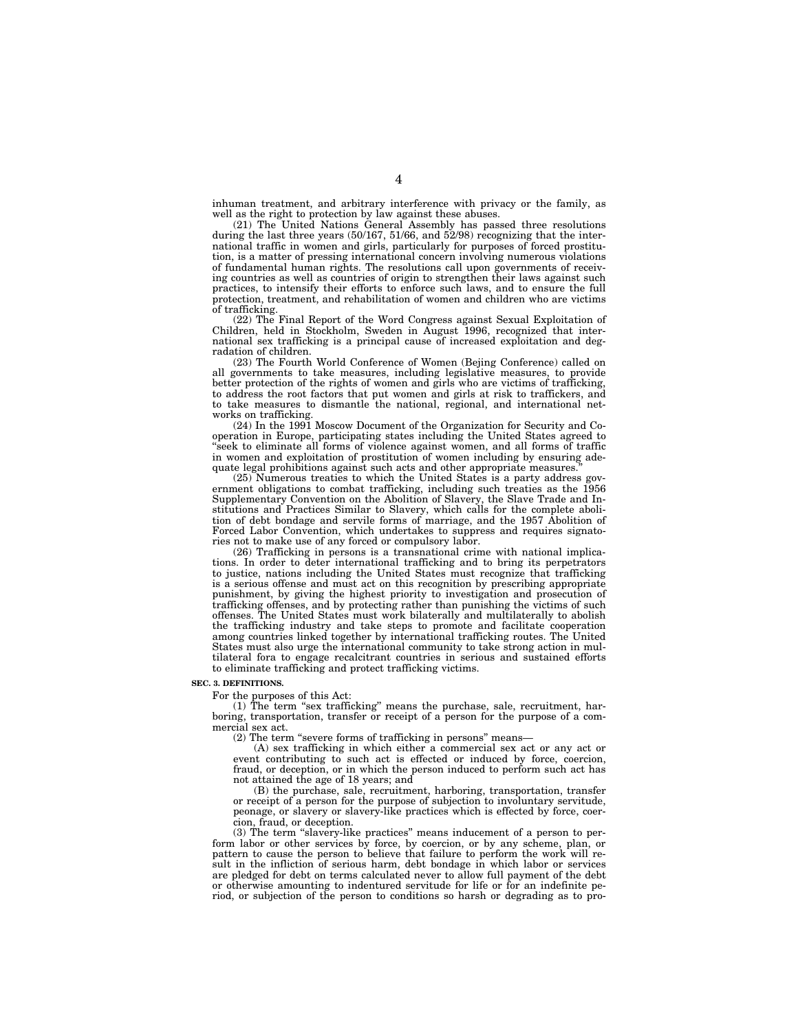inhuman treatment, and arbitrary interference with privacy or the family, as well as the right to protection by law against these abuses.

(21) The United Nations General Assembly has passed three resolutions during the last three years (50/167, 51/66, and 52/98) recognizing that the international traffic in women and girls, particularly for purposes of forced prostitution, is a matter of pressing international concern involving numerous violations of fundamental human rights. The resolutions call upon governments of receiving countries as well as countries of origin to strengthen their laws against such practices, to intensify their efforts to enforce such laws, and to ensure the full protection, treatment, and rehabilitation of women and children who are victims of trafficking.

(22) The Final Report of the Word Congress against Sexual Exploitation of Children, held in Stockholm, Sweden in August 1996, recognized that international sex trafficking is a principal cause of increased exploitation and degradation of children.

(23) The Fourth World Conference of Women (Bejing Conference) called on all governments to take measures, including legislative measures, to provide better protection of the rights of women and girls who are victims of trafficking, to address the root factors that put women and girls at risk to traffickers, and to take measures to dismantle the national, regional, and international networks on trafficking.

(24) In the 1991 Moscow Document of the Organization for Security and Cooperation in Europe, participating states including the United States agreed to "seek to eliminate all forms of violence against women, and all forms of traffic in women and exploitation of prostitution of women including by ensuring adequate legal prohibitions against such acts and other appropriate measures."

(25) Numerous treaties to which the United States is a party address government obligations to combat trafficking, including such treaties as the 1956 Supplementary Convention on the Abolition of Slavery, the Slave Trade and Institutions and Practices Similar to Slavery, which calls for the complete abolition of debt bondage and servile forms of marriage, and the 1957 Abolition of Forced Labor Convention, which undertakes to suppress and requires signatories not to make use of any forced or compulsory labor.

(26) Trafficking in persons is a transnational crime with national implications. In order to deter international trafficking and to bring its perpetrators to justice, nations including the United States must recognize that trafficking is a serious offense and must act on this recognition by prescribing appropriate punishment, by giving the highest priority to investigation and prosecution of trafficking offenses, and by protecting rather than punishing the victims of such offenses. The United States must work bilaterally and multilaterally to abolish the trafficking industry and take steps to promote and facilitate cooperation among countries linked together by international trafficking routes. The United States must also urge the international community to take strong action in multilateral fora to engage recalcitrant countries in serious and sustained efforts to eliminate trafficking and protect trafficking victims.

**SEC. 3. DEFINITIONS.**

For the purposes of this Act:

(1) The term "sex trafficking" means the purchase, sale, recruitment, harboring, transportation, transfer or receipt of a person for the purpose of a commercial sex act.

(2) The term "severe forms of trafficking in persons" means—

(A) sex trafficking in which either a commercial sex act or any act or event contributing to such act is effected or induced by force, coercion, fraud, or deception, or in which the person induced to perform such act has not attained the age of 18 years; and

(B) the purchase, sale, recruitment, harboring, transportation, transfer or receipt of a person for the purpose of subjection to involuntary servitude, peonage, or slavery or slavery-like practices which is effected by force, coercion, fraud, or deception.

(3) The term "slavery-like practices" means inducement of a person to perform labor or other services by force, by coercion, or by any scheme, plan, or pattern to cause the person to believe that failure to perform the work will result in the infliction of serious harm, debt bondage in which labor or services are pledged for debt on terms calculated never to allow full payment of the debt or otherwise amounting to indentured servitude for life or for an indefinite period, or subjection of the person to conditions so harsh or degrading as to pro-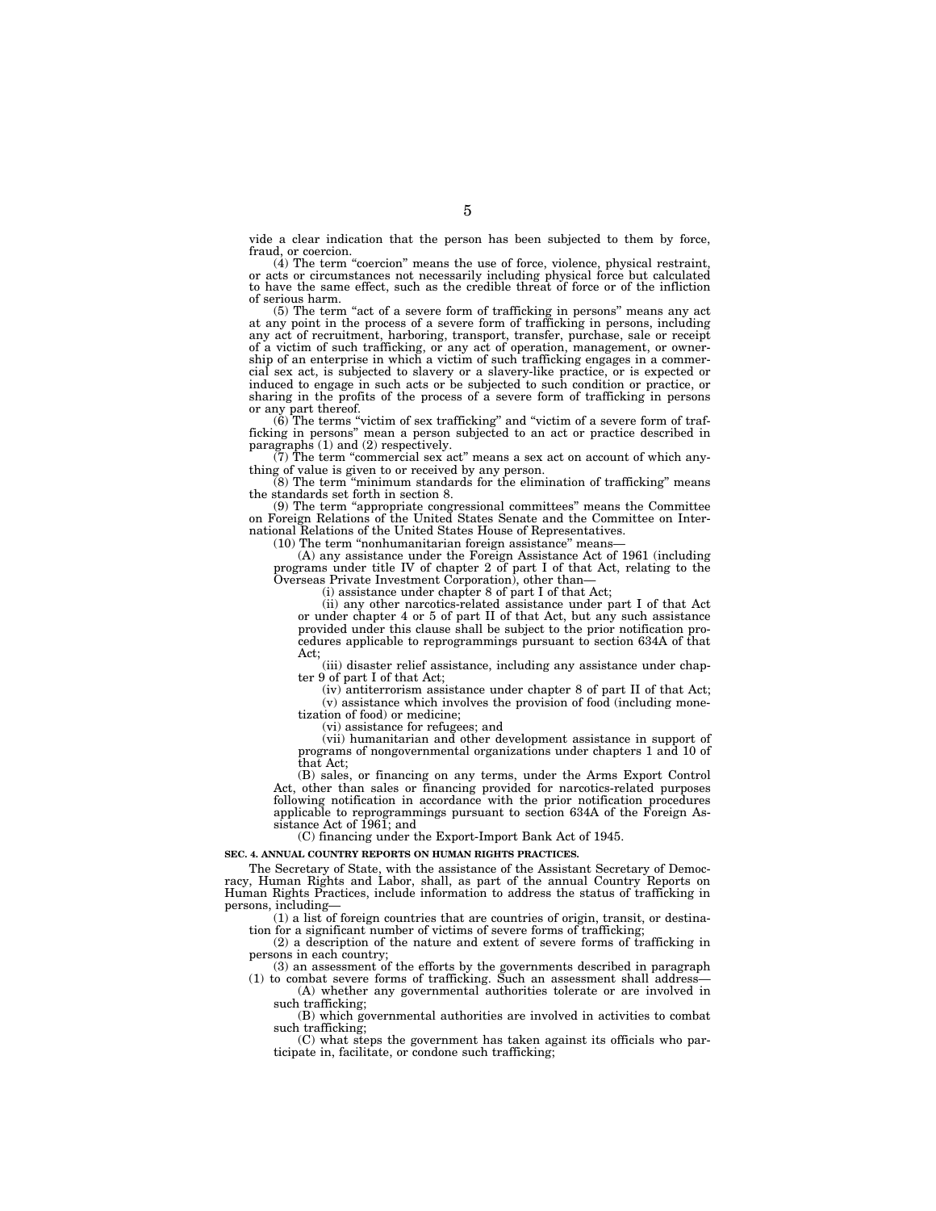vide a clear indication that the person has been subjected to them by force, fraud, or coercion.

(4) The term "coercion" means the use of force, violence, physical restraint, or acts or circumstances not necessarily including physical force but calculated to have the same effect, such as the credible threat of force or of the infliction of serious harm.

(5) The term "act of a severe form of trafficking in persons" means any act at any point in the process of a severe form of trafficking in persons, including any act of recruitment, harboring, transport, transfer, purchase, sale or receipt of a victim of such trafficking, or any act of operation, management, or ownership of an enterprise in which a victim of such trafficking engages in a commercial sex act, is subjected to slavery or a slavery-like practice, or is expected or induced to engage in such acts or be subjected to such condition or practice, or sharing in the profits of the process of a severe form of trafficking in persons or any part thereof.

(6) The terms "victim of sex trafficking" and "victim of a severe form of trafficking in persons" mean a person subjected to an act or practice described in paragraphs (1) and (2) respectively.

(7) The term "commercial sex act" means a sex act on account of which anything of value is given to or received by any person.

(8) The term "minimum standards for the elimination of trafficking" means the standards set forth in section 8.

(9) The term "appropriate congressional committees" means the Committee on Foreign Relations of the United States Senate and the Committee on International Relations of the United States House of Representatives.

(10) The term "nonhumanitarian foreign assistance" means—

(A) any assistance under the Foreign Assistance Act of 1961 (including programs under title IV of chapter 2 of part I of that Act, relating to the Overseas Private Investment Corporation), other than—

(i) assistance under chapter 8 of part I of that Act;

(ii) any other narcotics-related assistance under part I of that Act or under chapter 4 or 5 of part II of that Act, but any such assistance provided under this clause shall be subject to the prior notification procedures applicable to reprogrammings pursuant to section 634A of that Act;

(iii) disaster relief assistance, including any assistance under chapter 9 of part I of that Act;

(iv) antiterrorism assistance under chapter 8 of part II of that Act;

(v) assistance which involves the provision of food (including monetization of food) or medicine;

(vi) assistance for refugees; and

(vii) humanitarian and other development assistance in support of programs of nongovernmental organizations under chapters 1 and 10 of that Act;

(B) sales, or financing on any terms, under the Arms Export Control Act, other than sales or financing provided for narcotics-related purposes following notification in accordance with the prior notification procedures applicable to reprogrammings pursuant to section 634A of the Foreign Assistance Act of 1961; and

(C) financing under the Export-Import Bank Act of 1945.

**SEC. 4. ANNUAL COUNTRY REPORTS ON HUMAN RIGHTS PRACTICES.**

The Secretary of State, with the assistance of the Assistant Secretary of Democracy, Human Rights and Labor, shall, as part of the annual Country Reports on Human Rights Practices, include information to address the status of trafficking in persons, including—

(1) a list of foreign countries that are countries of origin, transit, or destination for a significant number of victims of severe forms of trafficking;

(2) a description of the nature and extent of severe forms of trafficking in persons in each country;

(3) an assessment of the efforts by the governments described in paragraph (1) to combat severe forms of trafficking. Such an assessment shall address—

(A) whether any governmental authorities tolerate or are involved in such trafficking;

(B) which governmental authorities are involved in activities to combat such trafficking;

(C) what steps the government has taken against its officials who participate in, facilitate, or condone such trafficking;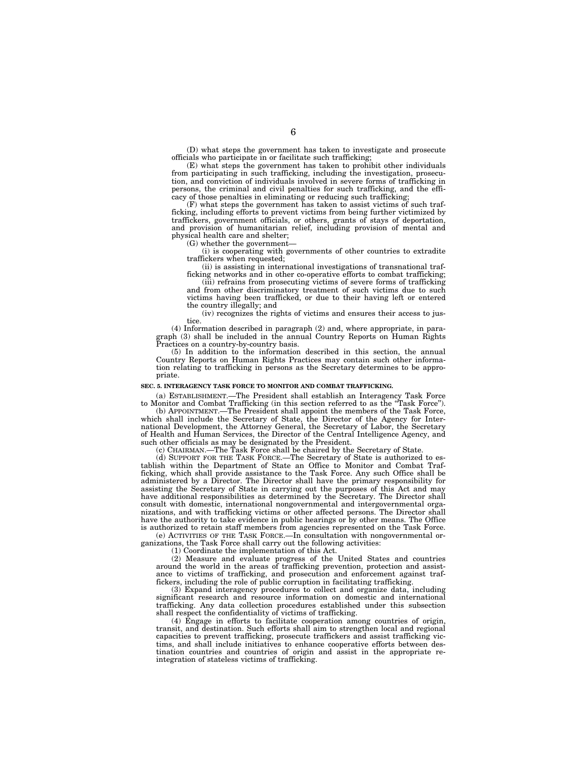(D) what steps the government has taken to investigate and prosecute officials who participate in or facilitate such trafficking;

(E) what steps the government has taken to prohibit other individuals from participating in such trafficking, including the investigation, prosecution, and conviction of individuals involved in severe forms of trafficking in persons, the criminal and civil penalties for such trafficking, and the efficacy of those penalties in eliminating or reducing such trafficking;

(F) what steps the government has taken to assist victims of such trafficking, including efforts to prevent victims from being further victimized by traffickers, government officials, or others, grants of stays of deportation, and provision of humanitarian relief, including provision of mental and physical health care and shelter;

(G) whether the government—

(i) is cooperating with governments of other countries to extradite traffickers when requested;

(ii) is assisting in international investigations of transnational trafficking networks and in other co-operative efforts to combat trafficking;

(iii) refrains from prosecuting victims of severe forms of trafficking and from other discriminatory treatment of such victims due to such victims having been trafficked, or due to their having left or entered the country illegally; and

(iv) recognizes the rights of victims and ensures their access to justice.

(4) Information described in paragraph (2) and, where appropriate, in paragraph (3) shall be included in the annual Country Reports on Human Rights Practices on a country-by-country basis.

(5) In addition to the information described in this section, the annual Country Reports on Human Rights Practices may contain such other information relating to trafficking in persons as the Secretary determines to be appropriate.

**SEC. 5. INTERAGENCY TASK FORCE TO MONITOR AND COMBAT TRAFFICKING.**

(a) ESTABLISHMENT.—The President shall establish an Interagency Task Force to Monitor and Combat Trafficking (in this section referred to as the "Task Force").

(b) APPOINTMENT.—The President shall appoint the members of the Task Force, which shall include the Secretary of State, the Director of the Agency for International Development, the Attorney General, the Secretary of Labor, the Secretary of Health and Human Services, the Director of the Central Intelligence Agency, and such other officials as may be designated by the President.

(c) CHAIRMAN.—The Task Force shall be chaired by the Secretary of State.

(d) SUPPORT FOR THE TASK FORCE.—The Secretary of State is authorized to establish within the Department of State an Office to Monitor and Combat Trafficking, which shall provide assistance to the Task Force. Any such Office shall be administered by a Director. The Director shall have the primary responsibility for assisting the Secretary of State in carrying out the purposes of this Act and may have additional responsibilities as determined by the Secretary. The Director shall consult with domestic, international nongovernmental and intergovernmental organizations, and with trafficking victims or other affected persons. The Director shall have the authority to take evidence in public hearings or by other means. The Office is authorized to retain staff members from agencies represented on the Task Force.

(e) ACTIVITIES OF THE TASK FORCE.—In consultation with nongovernmental organizations, the Task Force shall carry out the following activities:

(1) Coordinate the implementation of this Act.

(2) Measure and evaluate progress of the United States and countries around the world in the areas of trafficking prevention, protection and assistance to victims of trafficking, and prosecution and enforcement against traffickers, including the role of public corruption in facilitating trafficking.

(3) Expand interagency procedures to collect and organize data, including significant research and resource information on domestic and international trafficking. Any data collection procedures established under this subsection shall respect the confidentiality of victims of trafficking.

(4) Engage in efforts to facilitate cooperation among countries of origin, transit, and destination. Such efforts shall aim to strengthen local and regional capacities to prevent trafficking, prosecute traffickers and assist trafficking victims, and shall include initiatives to enhance cooperative efforts between destination countries and countries of origin and assist in the appropriate reintegration of stateless victims of trafficking.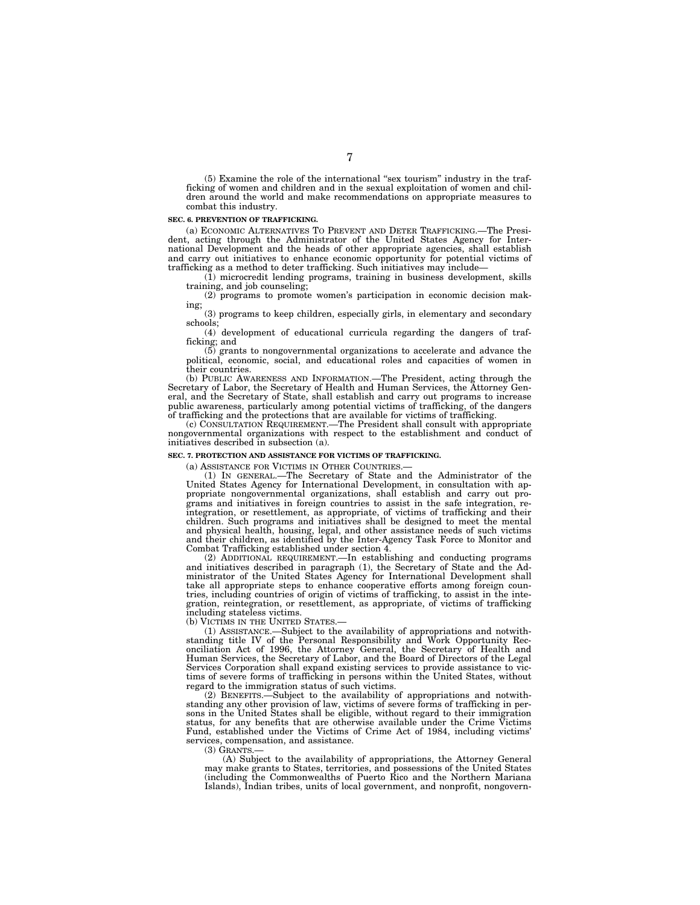(5) Examine the role of the international "sex tourism" industry in the trafficking of women and children and in the sexual exploitation of women and children around the world and make recommendations on appropriate measures to combat this industry.

**SEC. 6. PREVENTION OF TRAFFICKING.**

(a) ECONOMIC ALTERNATIVES TO PREVENT AND DETER TRAFFICKING.—The President, acting through the Administrator of the United States Agency for International Development and the heads of other appropriate agencies, shall establish and carry out initiatives to enhance economic opportunity for potential victims of trafficking as a method to deter trafficking. Such initiatives may include—

(1) microcredit lending programs, training in business development, skills training, and job counseling;

(2) programs to promote women's participation in economic decision making;

(3) programs to keep children, especially girls, in elementary and secondary schools;

(4) development of educational curricula regarding the dangers of trafficking; and

(5) grants to nongovernmental organizations to accelerate and advance the political, economic, social, and educational roles and capacities of women in their countries.

(b) PUBLIC AWARENESS AND INFORMATION.—The President, acting through the Secretary of Labor, the Secretary of Health and Human Services, the Attorney General, and the Secretary of State, shall establish and carry out programs to increase public awareness, particularly among potential victims of trafficking, of the dangers of trafficking and the protections that are available for victims of trafficking.

(c) CONSULTATION REQUIREMENT.—The President shall consult with appropriate nongovernmental organizations with respect to the establishment and conduct of initiatives described in subsection (a).

**SEC. 7. PROTECTION AND ASSISTANCE FOR VICTIMS OF TRAFFICKING.**

(a) ASSISTANCE FOR VICTIMS IN OTHER COUNTRIES.—

(1) IN GENERAL.—The Secretary of State and the Administrator of the United States Agency for International Development, in consultation with appropriate nongovernmental organizations, shall establish and carry out programs and initiatives in foreign countries to assist in the safe integration, reintegration, or resettlement, as appropriate, of victims of trafficking and their children. Such programs and initiatives shall be designed to meet the mental and physical health, housing, legal, and other assistance needs of such victims and their children, as identified by the Inter-Agency Task Force to Monitor and Combat Trafficking established under section 4.

(2) ADDITIONAL REQUIREMENT.—In establishing and conducting programs and initiatives described in paragraph (1), the Secretary of State and the Administrator of the United States Agency for International Development shall take all appropriate steps to enhance cooperative efforts among foreign countries, including countries of origin of victims of trafficking, to assist in the integration, reintegration, or resettlement, as appropriate, of victims of trafficking including stateless victims.

(b) VICTIMS IN THE UNITED STATES.—

(1) ASSISTANCE.—Subject to the availability of appropriations and notwithstanding title IV of the Personal Responsibility and Work Opportunity Reconciliation Act of 1996, the Attorney General, the Secretary of Health and Human Services, the Secretary of Labor, and the Board of Directors of the Legal Services Corporation shall expand existing services to provide assistance to victims of severe forms of trafficking in persons within the United States, without regard to the immigration status of such victims.

(2) BENEFITS.—Subject to the availability of appropriations and notwithstanding any other provision of law, victims of severe forms of trafficking in persons in the United States shall be eligible, without regard to their immigration status, for any benefits that are otherwise available under the Crime Victims Fund, established under the Victims of Crime Act of 1984, including victims' services, compensation, and assistance.

(3) GRANTS.—

(A) Subject to the availability of appropriations, the Attorney General may make grants to States, territories, and possessions of the United States (including the Commonwealths of Puerto Rico and the Northern Mariana Islands), Indian tribes, units of local government, and nonprofit, nongovern-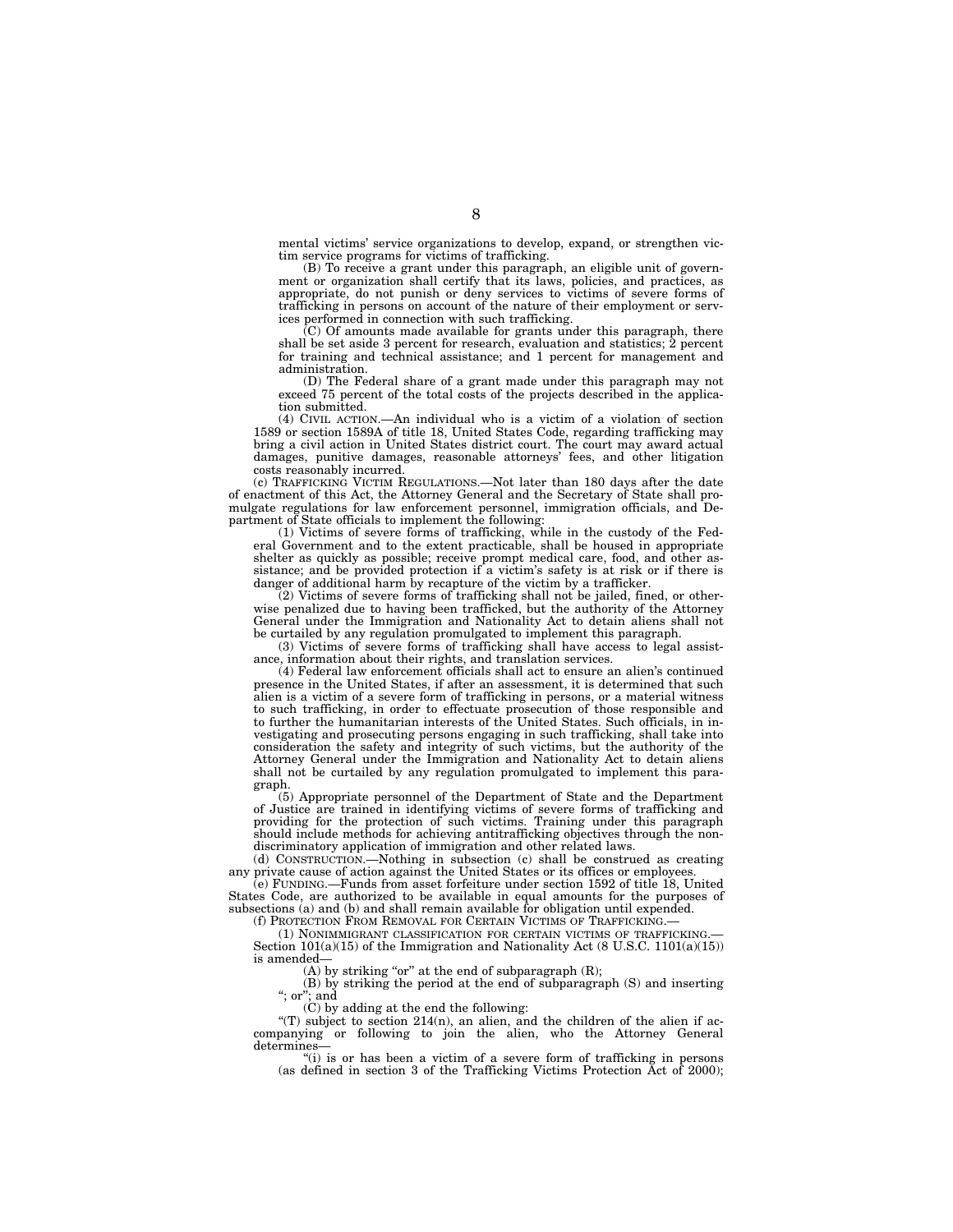mental victims' service organizations to develop, expand, or strengthen victim service programs for victims of trafficking.

(B) To receive a grant under this paragraph, an eligible unit of government or organization shall certify that its laws, policies, and practices, as appropriate, do not punish or deny services to victims of severe forms of trafficking in persons on account of the nature of their employment or services performed in connection with such trafficking.

(C) Of amounts made available for grants under this paragraph, there shall be set aside 3 percent for research, evaluation and statistics; 2 percent for training and technical assistance; and 1 percent for management and administration.

(D) The Federal share of a grant made under this paragraph may not exceed 75 percent of the total costs of the projects described in the application submitted.

(4) CIVIL ACTION.—An individual who is a victim of a violation of section 1589 or section 1589A of title 18, United States Code, regarding trafficking may bring a civil action in United States district court. The court may award actual damages, punitive damages, reasonable attorneys' fees, and other litigation costs reasonably incurred.

(c) TRAFFICKING VICTIM REGULATIONS.—Not later than 180 days after the date of enactment of this Act, the Attorney General and the Secretary of State shall promulgate regulations for law enforcement personnel, immigration officials, and Department of State officials to implement the following:

(1) Victims of severe forms of trafficking, while in the custody of the Federal Government and to the extent practicable, shall be housed in appropriate shelter as quickly as possible; receive prompt medical care, food, and other assistance; and be provided protection if a victim's safety is at risk or if there is danger of additional harm by recapture of the victim by a trafficker.

(2) Victims of severe forms of trafficking shall not be jailed, fined, or otherwise penalized due to having been trafficked, but the authority of the Attorney General under the Immigration and Nationality Act to detain aliens shall not be curtailed by any regulation promulgated to implement this paragraph.

(3) Victims of severe forms of trafficking shall have access to legal assistance, information about their rights, and translation services.

(4) Federal law enforcement officials shall act to ensure an alien's continued presence in the United States, if after an assessment, it is determined that such alien is a victim of a severe form of trafficking in persons, or a material witness to such trafficking, in order to effectuate prosecution of those responsible and to further the humanitarian interests of the United States. Such officials, in investigating and prosecuting persons engaging in such trafficking, shall take into consideration the safety and integrity of such victims, but the authority of the Attorney General under the Immigration and Nationality Act to detain aliens shall not be curtailed by any regulation promulgated to implement this paragraph.

(5) Appropriate personnel of the Department of State and the Department of Justice are trained in identifying victims of severe forms of trafficking and providing for the protection of such victims. Training under this paragraph should include methods for achieving antitrafficking objectives through the nondiscriminatory application of immigration and other related laws.

(d) CONSTRUCTION.—Nothing in subsection (c) shall be construed as creating any private cause of action against the United States or its offices or employees.

(e) FUNDING.—Funds from asset forfeiture under section 1592 of title 18, United States Code, are authorized to be available in equal amounts for the purposes of subsections (a) and (b) and shall remain available for obligation until expended.

(f) PROTECTION FROM REMOVAL FOR CERTAIN VICTIMS OF TRAFFICKING.—

(1) NONIMMIGRANT CLASSIFICATION FOR CERTAIN VICTIMS OF TRAFFICKING.—Section 101(a)(15) of the Immigration and Nationality Act (8 U.S.C. 1101(a)(15)) is amended—

(A) by striking "or" at the end of subparagraph (R);

(B) by striking the period at the end of subparagraph (S) and inserting "; or"; and

(C) by adding at the end the following:

"(T) subject to section 214(n), an alien, and the children of the alien if accompanying or following to join the alien, who the Attorney General determines—

"(i) is or has been a victim of a severe form of trafficking in persons (as defined in section 3 of the Trafficking Victims Protection Act of 2000);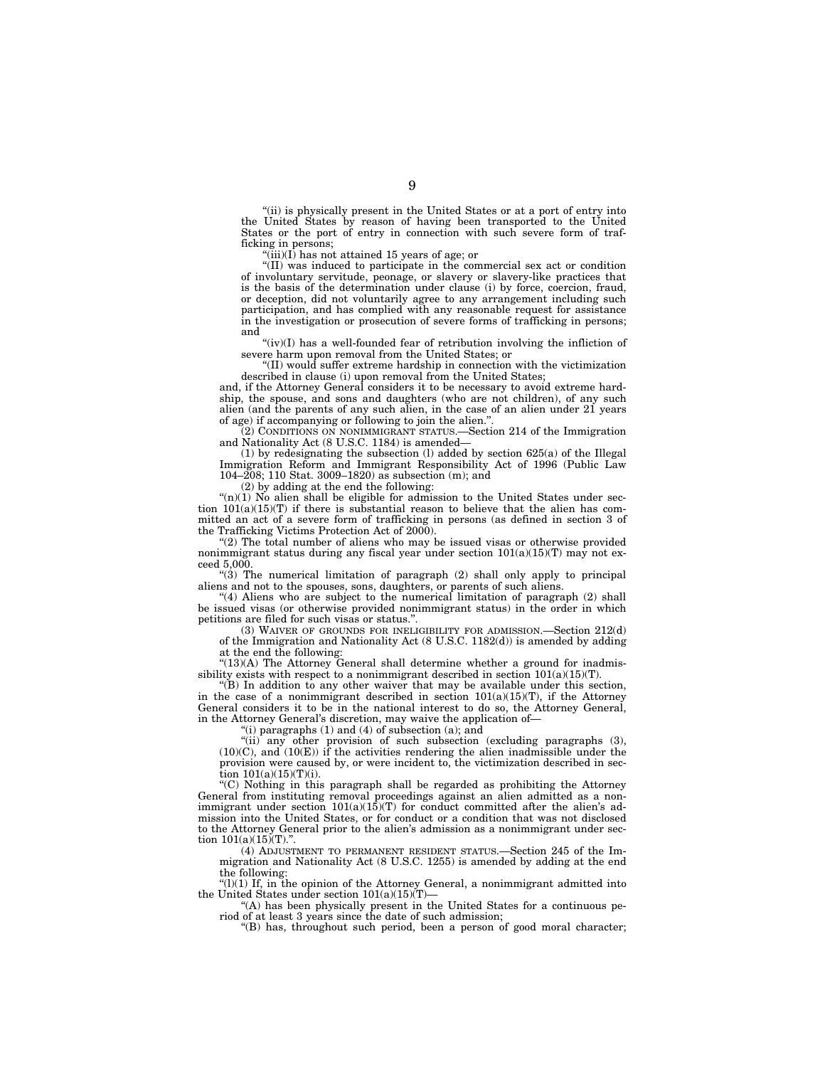"(ii) is physically present in the United States or at a port of entry into the United States by reason of having been transported to the United States or the port of entry in connection with such severe form of trafficking in persons;

"(iii)(I) has not attained 15 years of age; or

"(II) was induced to participate in the commercial sex act or condition of involuntary servitude, peonage, or slavery or slavery-like practices that is the basis of the determination under clause (i) by force, coercion, fraud, or deception, did not voluntarily agree to any arrangement including such participation, and has complied with any reasonable request for assistance in the investigation or prosecution of severe forms of trafficking in persons; and

"(iv)(I) has a well-founded fear of retribution involving the infliction of severe harm upon removal from the United States; or

"(II) would suffer extreme hardship in connection with the victimization described in clause (i) upon removal from the United States;

and, if the Attorney General considers it to be necessary to avoid extreme hardship, the spouse, and sons and daughters (who are not children), of any such alien (and the parents of any such alien, in the case of an alien under 21 years of age) if accompanying or following to join the alien.".

(2) CONDITIONS ON NONIMMIGRANT STATUS.—Section 214 of the Immigration and Nationality Act (8 U.S.C. 1184) is amended—

(1) by redesignating the subsection (l) added by section 625(a) of the Illegal Immigration Reform and Immigrant Responsibility Act of 1996 (Public Law 104–208; 110 Stat. 3009–1820) as subsection (m); and

(2) by adding at the end the following:

"(n)(1) No alien shall be eligible for admission to the United States under section 101(a)(15)(T) if there is substantial reason to believe that the alien has committed an act of a severe form of trafficking in persons (as defined in section 3 of the Trafficking Victims Protection Act of 2000).

"(2) The total number of aliens who may be issued visas or otherwise provided nonimmigrant status during any fiscal year under section 101(a)(15)(T) may not exceed 5,000.

"(3) The numerical limitation of paragraph (2) shall only apply to principal aliens and not to the spouses, sons, daughters, or parents of such aliens.

"(4) Aliens who are subject to the numerical limitation of paragraph (2) shall be issued visas (or otherwise provided nonimmigrant status) in the order in which petitions are filed for such visas or status.".

(3) WAIVER OF GROUNDS FOR INELIGIBILITY FOR ADMISSION.—Section 212(d) of the Immigration and Nationality Act (8 U.S.C. 1182(d)) is amended by adding at the end the following:

"(13)(A) The Attorney General shall determine whether a ground for inadmissibility exists with respect to a nonimmigrant described in section 101(a)(15)(T).

"(B) In addition to any other waiver that may be available under this section, in the case of a nonimmigrant described in section 101(a)(15)(T), if the Attorney General considers it to be in the national interest to do so, the Attorney General, in the Attorney General's discretion, may waive the application of—

"(i) paragraphs (1) and (4) of subsection (a); and

"(ii) any other provision of such subsection (excluding paragraphs (3), (10)(C), and (10(E)) if the activities rendering the alien inadmissible under the provision were caused by, or were incident to, the victimization described in section 101(a)(15)(T)(i).

"(C) Nothing in this paragraph shall be regarded as prohibiting the Attorney General from instituting removal proceedings against an alien admitted as a nonimmigrant under section 101(a)(15)(T) for conduct committed after the alien's admission into the United States, or for conduct or a condition that was not disclosed to the Attorney General prior to the alien's admission as a nonimmigrant under section 101(a)(15)(T).".

(4) ADJUSTMENT TO PERMANENT RESIDENT STATUS.—Section 245 of the Immigration and Nationality Act (8 U.S.C. 1255) is amended by adding at the end the following:

"(l)(1) If, in the opinion of the Attorney General, a nonimmigrant admitted into the United States under section 101(a)(15)(T)—

"(A) has been physically present in the United States for a continuous period of at least 3 years since the date of such admission;

"(B) has, throughout such period, been a person of good moral character;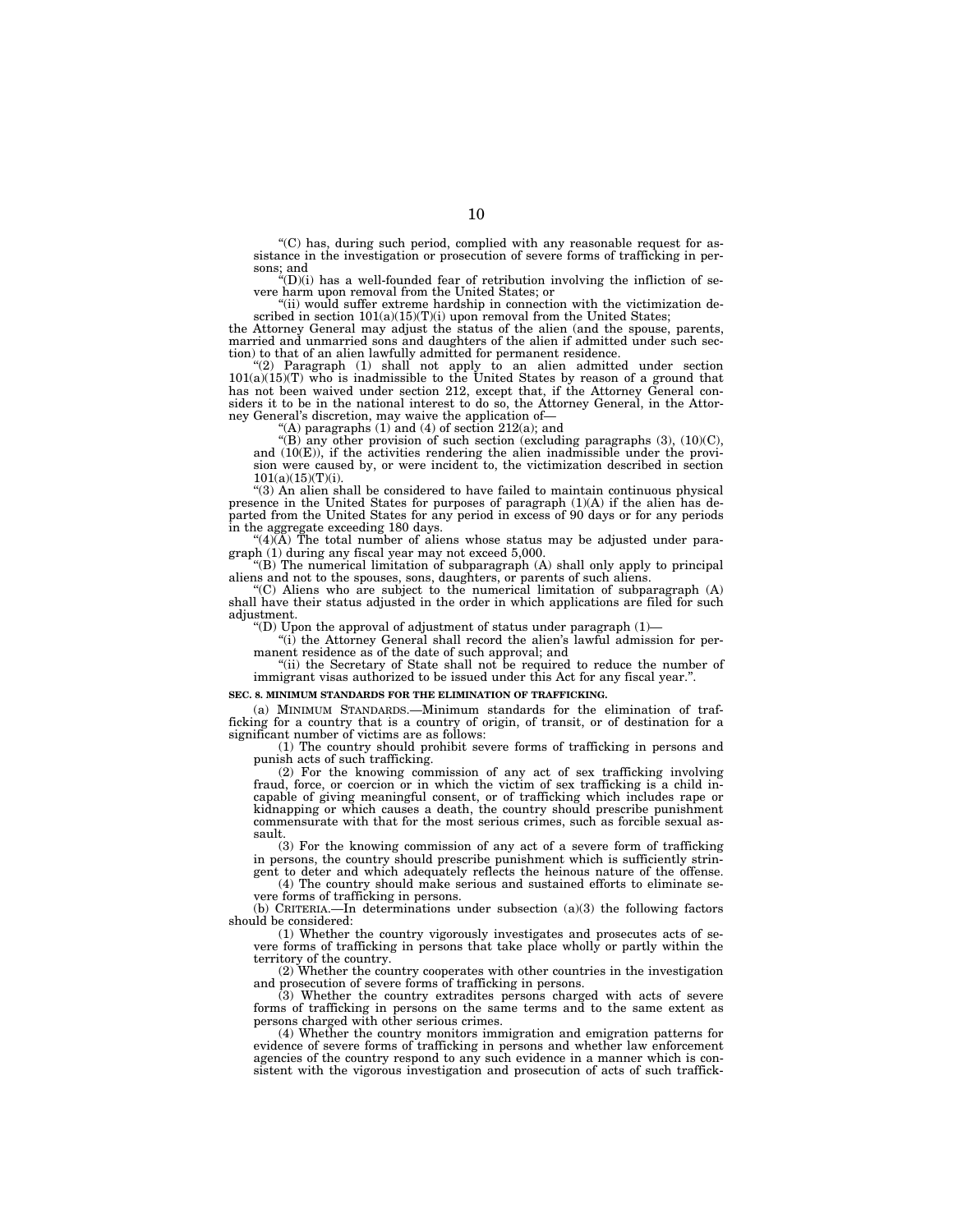"(C) has, during such period, complied with any reasonable request for assistance in the investigation or prosecution of severe forms of trafficking in persons; and

"(D)(i) has a well-founded fear of retribution involving the infliction of severe harm upon removal from the United States; or

"(ii) would suffer extreme hardship in connection with the victimization described in section 101(a)(15)(T)(i) upon removal from the United States;

the Attorney General may adjust the status of the alien (and the spouse, parents, married and unmarried sons and daughters of the alien if admitted under such section) to that of an alien lawfully admitted for permanent residence.

"(2) Paragraph (1) shall not apply to an alien admitted under section 101(a)(15)(T) who is inadmissible to the United States by reason of a ground that has not been waived under section 212, except that, if the Attorney General considers it to be in the national interest to do so, the Attorney General, in the Attorney General's discretion, may waive the application of—

"(A) paragraphs (1) and (4) of section 212(a); and

"(B) any other provision of such section (excluding paragraphs (3), (10)(C), and (10(E)), if the activities rendering the alien inadmissible under the provision were caused by, or were incident to, the victimization described in section 101(a)(15)(T)(i).

"(3) An alien shall be considered to have failed to maintain continuous physical presence in the United States for purposes of paragraph (1)(A) if the alien has departed from the United States for any period in excess of 90 days or for any periods in the aggregate exceeding 180 days.

"(4)(A) The total number of aliens whose status may be adjusted under paragraph (1) during any fiscal year may not exceed 5,000.

"(B) The numerical limitation of subparagraph (A) shall only apply to principal aliens and not to the spouses, sons, daughters, or parents of such aliens.

"(C) Aliens who are subject to the numerical limitation of subparagraph (A) shall have their status adjusted in the order in which applications are filed for such adjustment.

"(D) Upon the approval of adjustment of status under paragraph (1)—

"(i) the Attorney General shall record the alien's lawful admission for permanent residence as of the date of such approval; and

"(ii) the Secretary of State shall not be required to reduce the number of immigrant visas authorized to be issued under this Act for any fiscal year.".

**SEC. 8. MINIMUM STANDARDS FOR THE ELIMINATION OF TRAFFICKING.**

(a) MINIMUM STANDARDS.—Minimum standards for the elimination of trafficking for a country that is a country of origin, of transit, or of destination for a significant number of victims are as follows:

(1) The country should prohibit severe forms of trafficking in persons and punish acts of such trafficking.

(2) For the knowing commission of any act of sex trafficking involving fraud, force, or coercion or in which the victim of sex trafficking is a child incapable of giving meaningful consent, or of trafficking which includes rape or kidnapping or which causes a death, the country should prescribe punishment commensurate with that for the most serious crimes, such as forcible sexual assault.

(3) For the knowing commission of any act of a severe form of trafficking in persons, the country should prescribe punishment which is sufficiently stringent to deter and which adequately reflects the heinous nature of the offense.

(4) The country should make serious and sustained efforts to eliminate severe forms of trafficking in persons.

(b) CRITERIA.—In determinations under subsection (a)(3) the following factors should be considered:

(1) Whether the country vigorously investigates and prosecutes acts of severe forms of trafficking in persons that take place wholly or partly within the territory of the country.

(2) Whether the country cooperates with other countries in the investigation and prosecution of severe forms of trafficking in persons.

(3) Whether the country extradites persons charged with acts of severe forms of trafficking in persons on the same terms and to the same extent as persons charged with other serious crimes.

(4) Whether the country monitors immigration and emigration patterns for evidence of severe forms of trafficking in persons and whether law enforcement agencies of the country respond to any such evidence in a manner which is consistent with the vigorous investigation and prosecution of acts of such traffick-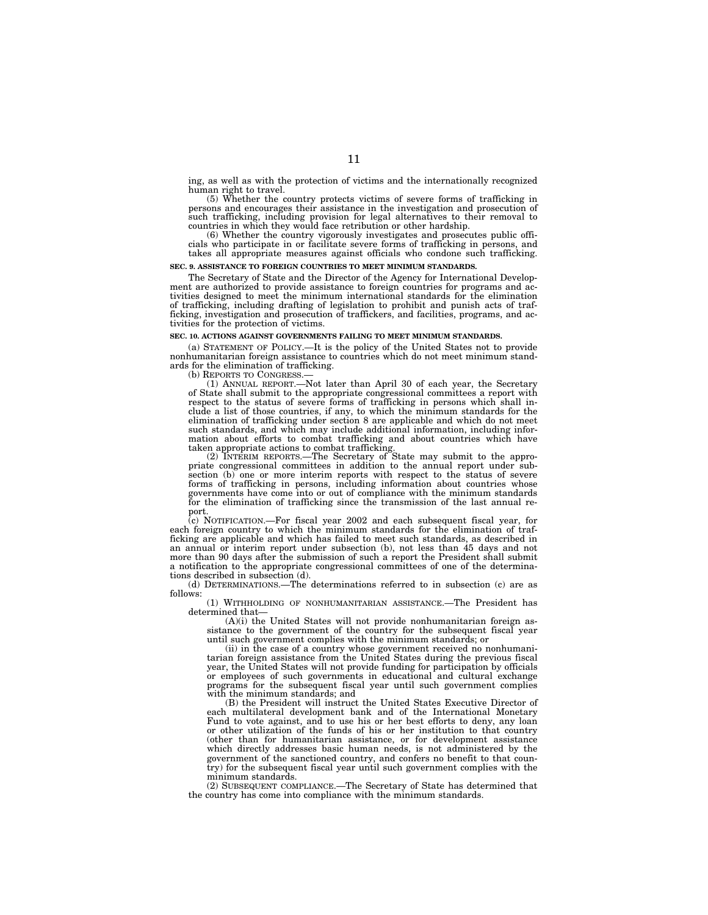ing, as well as with the protection of victims and the internationally recognized human right to travel.

(5) Whether the country protects victims of severe forms of trafficking in persons and encourages their assistance in the investigation and prosecution of such trafficking, including provision for legal alternatives to their removal to countries in which they would face retribution or other hardship.

(6) Whether the country vigorously investigates and prosecutes public officials who participate in or facilitate severe forms of trafficking in persons, and takes all appropriate measures against officials who condone such trafficking.

**SEC. 9. ASSISTANCE TO FOREIGN COUNTRIES TO MEET MINIMUM STANDARDS.**

The Secretary of State and the Director of the Agency for International Development are authorized to provide assistance to foreign countries for programs and activities designed to meet the minimum international standards for the elimination of trafficking, including drafting of legislation to prohibit and punish acts of trafficking, investigation and prosecution of traffickers, and facilities, programs, and activities for the protection of victims.

**SEC. 10. ACTIONS AGAINST GOVERNMENTS FAILING TO MEET MINIMUM STANDARDS.**

(a) STATEMENT OF POLICY.—It is the policy of the United States not to provide nonhumanitarian foreign assistance to countries which do not meet minimum standards for the elimination of trafficking.

(b) REPORTS TO CONGRESS.—

(1) ANNUAL REPORT.—Not later than April 30 of each year, the Secretary of State shall submit to the appropriate congressional committees a report with respect to the status of severe forms of trafficking in persons which shall include a list of those countries, if any, to which the minimum standards for the elimination of trafficking under section 8 are applicable and which do not meet such standards, and which may include additional information, including information about efforts to combat trafficking and about countries which have taken appropriate actions to combat trafficking.

(2) INTERIM REPORTS.—The Secretary of State may submit to the appropriate congressional committees in addition to the annual report under subsection (b) one or more interim reports with respect to the status of severe forms of trafficking in persons, including information about countries whose governments have come into or out of compliance with the minimum standards for the elimination of trafficking since the transmission of the last annual report.

(c) NOTIFICATION.—For fiscal year 2002 and each subsequent fiscal year, for each foreign country to which the minimum standards for the elimination of trafficking are applicable and which has failed to meet such standards, as described in an annual or interim report under subsection (b), not less than 45 days and not more than 90 days after the submission of such a report the President shall submit a notification to the appropriate congressional committees of one of the determinations described in subsection (d).

(d) DETERMINATIONS.—The determinations referred to in subsection (c) are as follows:

(1) WITHHOLDING OF NONHUMANITARIAN ASSISTANCE.—The President has determined that—

(A)(i) the United States will not provide nonhumanitarian foreign assistance to the government of the country for the subsequent fiscal year until such government complies with the minimum standards; or

(ii) in the case of a country whose government received no nonhumanitarian foreign assistance from the United States during the previous fiscal year, the United States will not provide funding for participation by officials or employees of such governments in educational and cultural exchange programs for the subsequent fiscal year until such government complies with the minimum standards; and

(B) the President will instruct the United States Executive Director of each multilateral development bank and of the International Monetary Fund to vote against, and to use his or her best efforts to deny, any loan or other utilization of the funds of his or her institution to that country (other than for humanitarian assistance, or for development assistance which directly addresses basic human needs, is not administered by the government of the sanctioned country, and confers no benefit to that country) for the subsequent fiscal year until such government complies with the minimum standards.

(2) SUBSEQUENT COMPLIANCE.—The Secretary of State has determined that the country has come into compliance with the minimum standards.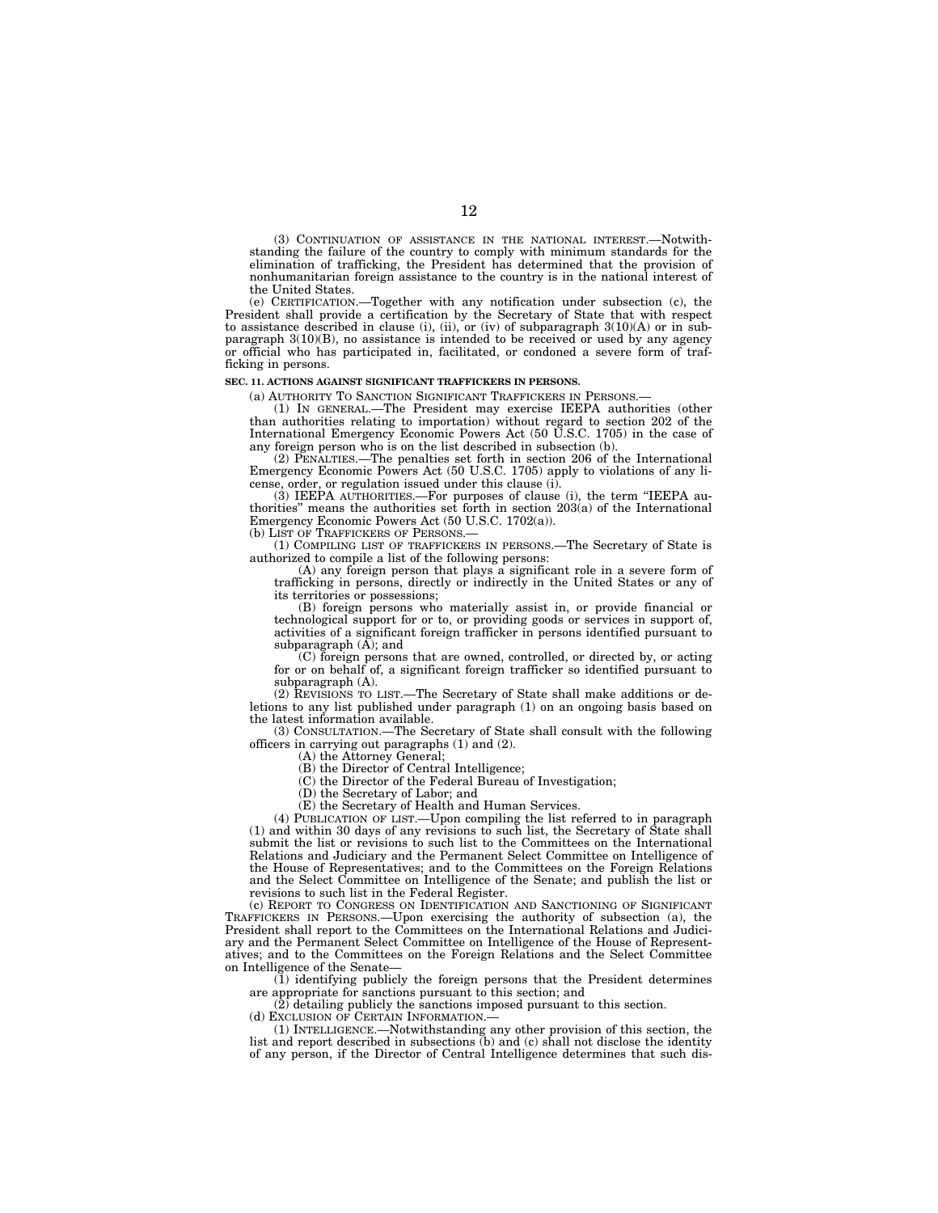(3) CONTINUATION OF ASSISTANCE IN THE NATIONAL INTEREST.—Notwithstanding the failure of the country to comply with minimum standards for the elimination of trafficking, the President has determined that the provision of nonhumanitarian foreign assistance to the country is in the national interest of the United States.

(e) CERTIFICATION.—Together with any notification under subsection (c), the President shall provide a certification by the Secretary of State that with respect to assistance described in clause (i), (ii), or (iv) of subparagraph 3(10)(A) or in subparagraph 3(10)(B), no assistance is intended to be received or used by any agency or official who has participated in, facilitated, or condoned a severe form of trafficking in persons.

**SEC. 11. ACTIONS AGAINST SIGNIFICANT TRAFFICKERS IN PERSONS.**

(a) AUTHORITY TO SANCTION SIGNIFICANT TRAFFICKERS IN PERSONS.—

(1) IN GENERAL.—The President may exercise IEEPA authorities (other than authorities relating to importation) without regard to section 202 of the International Emergency Economic Powers Act (50 U.S.C. 1705) in the case of any foreign person who is on the list described in subsection (b).

(2) PENALTIES.—The penalties set forth in section 206 of the International Emergency Economic Powers Act (50 U.S.C. 1705) apply to violations of any license, order, or regulation issued under this clause (i).

(3) IEEPA AUTHORITIES.—For purposes of clause (i), the term "IEEPA authorities" means the authorities set forth in section 203(a) of the International Emergency Economic Powers Act (50 U.S.C. 1702(a)).

(b) LIST OF TRAFFICKERS OF PERSONS.—

(1) COMPILING LIST OF TRAFFICKERS IN PERSONS.—The Secretary of State is authorized to compile a list of the following persons:

(A) any foreign person that plays a significant role in a severe form of trafficking in persons, directly or indirectly in the United States or any of its territories or possessions;

(B) foreign persons who materially assist in, or provide financial or technological support for or to, or providing goods or services in support of, activities of a significant foreign trafficker in persons identified pursuant to subparagraph (A); and

(C) foreign persons that are owned, controlled, or directed by, or acting for or on behalf of, a significant foreign trafficker so identified pursuant to subparagraph (A).

(2) REVISIONS TO LIST.—The Secretary of State shall make additions or deletions to any list published under paragraph (1) on an ongoing basis based on the latest information available.

(3) CONSULTATION.—The Secretary of State shall consult with the following officers in carrying out paragraphs (1) and (2).

(A) the Attorney General;

(B) the Director of Central Intelligence;

(C) the Director of the Federal Bureau of Investigation;

(D) the Secretary of Labor; and

(E) the Secretary of Health and Human Services.

(4) PUBLICATION OF LIST.—Upon compiling the list referred to in paragraph (1) and within 30 days of any revisions to such list, the Secretary of State shall submit the list or revisions to such list to the Committees on the International Relations and Judiciary and the Permanent Select Committee on Intelligence of the House of Representatives; and to the Committees on the Foreign Relations and the Select Committee on Intelligence of the Senate; and publish the list or revisions to such list in the Federal Register.

(c) REPORT TO CONGRESS ON IDENTIFICATION AND SANCTIONING OF SIGNIFICANT TRAFFICKERS IN PERSONS.—Upon exercising the authority of subsection (a), the President shall report to the Committees on the International Relations and Judiciary and the Permanent Select Committee on Intelligence of the House of Representatives; and to the Committees on the Foreign Relations and the Select Committee on Intelligence of the Senate—

(1) identifying publicly the foreign persons that the President determines are appropriate for sanctions pursuant to this section; and

(2) detailing publicly the sanctions imposed pursuant to this section.

(d) EXCLUSION OF CERTAIN INFORMATION.—

(1) INTELLIGENCE.—Notwithstanding any other provision of this section, the list and report described in subsections (b) and (c) shall not disclose the identity of any person, if the Director of Central Intelligence determines that such dis-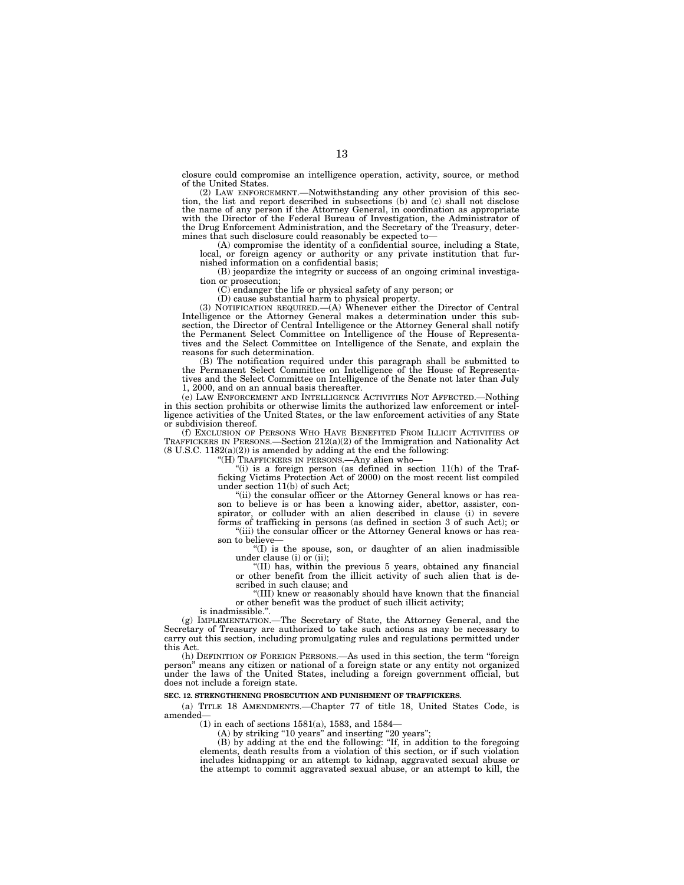closure could compromise an intelligence operation, activity, source, or method of the United States.

(2) LAW ENFORCEMENT.—Notwithstanding any other provision of this section, the list and report described in subsections (b) and (c) shall not disclose the name of any person if the Attorney General, in coordination as appropriate with the Director of the Federal Bureau of Investigation, the Administrator of the Drug Enforcement Administration, and the Secretary of the Treasury, determines that such disclosure could reasonably be expected to—

(A) compromise the identity of a confidential source, including a State, local, or foreign agency or authority or any private institution that furnished information on a confidential basis;

(B) jeopardize the integrity or success of an ongoing criminal investigation or prosecution;

(C) endanger the life or physical safety of any person; or

(D) cause substantial harm to physical property.

(3) NOTIFICATION REQUIRED.—(A) Whenever either the Director of Central Intelligence or the Attorney General makes a determination under this subsection, the Director of Central Intelligence or the Attorney General shall notify the Permanent Select Committee on Intelligence of the House of Representatives and the Select Committee on Intelligence of the Senate, and explain the reasons for such determination.

(B) The notification required under this paragraph shall be submitted to the Permanent Select Committee on Intelligence of the House of Representatives and the Select Committee on Intelligence of the Senate not later than July 1, 2000, and on an annual basis thereafter.

(e) LAW ENFORCEMENT AND INTELLIGENCE ACTIVITIES NOT AFFECTED.—Nothing in this section prohibits or otherwise limits the authorized law enforcement or intelligence activities of the United States, or the law enforcement activities of any State or subdivision thereof.

(f) EXCLUSION OF PERSONS WHO HAVE BENEFITED FROM ILLICIT ACTIVITIES OF TRAFFICKERS IN PERSONS.—Section 212(a)(2) of the Immigration and Nationality Act (8 U.S.C. 1182(a)(2)) is amended by adding at the end the following:

"(H) TRAFFICKERS IN PERSONS.—Any alien who—

"(i) is a foreign person (as defined in section 11(h) of the Trafficking Victims Protection Act of 2000) on the most recent list compiled under section 11(b) of such Act;

"(ii) the consular officer or the Attorney General knows or has reason to believe is or has been a knowing aider, abettor, assister, conspirator, or colluder with an alien described in clause (i) in severe forms of trafficking in persons (as defined in section 3 of such Act); or

"(iii) the consular officer or the Attorney General knows or has reason to believe—

"(I) is the spouse, son, or daughter of an alien inadmissible under clause (i) or (ii);

"(II) has, within the previous 5 years, obtained any financial or other benefit from the illicit activity of such alien that is described in such clause; and

"(III) knew or reasonably should have known that the financial or other benefit was the product of such illicit activity;

is inadmissible.".

(g) IMPLEMENTATION.—The Secretary of State, the Attorney General, and the Secretary of Treasury are authorized to take such actions as may be necessary to carry out this section, including promulgating rules and regulations permitted under this Act.

(h) DEFINITION OF FOREIGN PERSONS.—As used in this section, the term "foreign person" means any citizen or national of a foreign state or any entity not organized under the laws of the United States, including a foreign government official, but does not include a foreign state.

**SEC. 12. STRENGTHENING PROSECUTION AND PUNISHMENT OF TRAFFICKERS.**

(a) TITLE 18 AMENDMENTS.—Chapter 77 of title 18, United States Code, is amended—

(1) in each of sections 1581(a), 1583, and 1584—

(A) by striking "10 years" and inserting "20 years";

(B) by adding at the end the following: "If, in addition to the foregoing elements, death results from a violation of this section, or if such violation includes kidnapping or an attempt to kidnap, aggravated sexual abuse or the attempt to commit aggravated sexual abuse, or an attempt to kill, the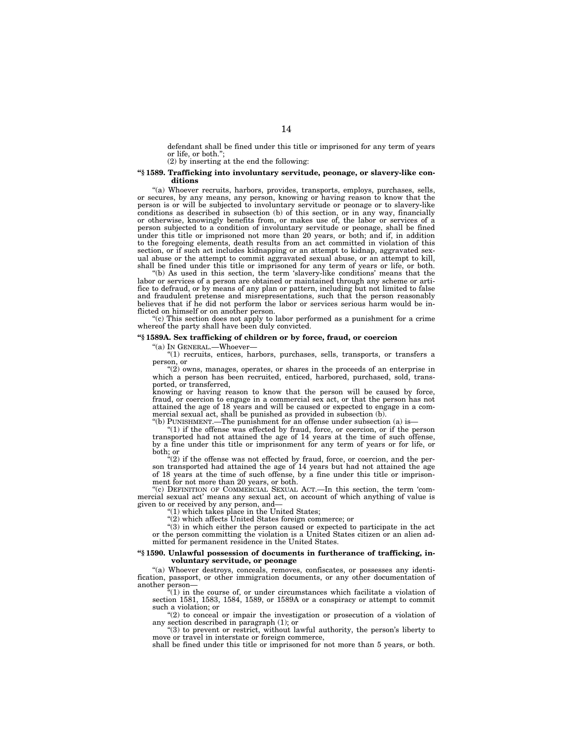defendant shall be fined under this title or imprisoned for any term of years or life, or both.";

(2) by inserting at the end the following:

**"§ 1589. Trafficking into involuntary servitude, peonage, or slavery-like conditions**

"(a) Whoever recruits, harbors, provides, transports, employs, purchases, sells, or secures, by any means, any person, knowing or having reason to know that the person is or will be subjected to involuntary servitude or peonage or to slavery-like conditions as described in subsection (b) of this section, or in any way, financially or otherwise, knowingly benefits from, or makes use of, the labor or services of a person subjected to a condition of involuntary servitude or peonage, shall be fined under this title or imprisoned not more than 20 years, or both; and if, in addition to the foregoing elements, death results from an act committed in violation of this section, or if such act includes kidnapping or an attempt to kidnap, aggravated sexual abuse or the attempt to commit aggravated sexual abuse, or an attempt to kill, shall be fined under this title or imprisoned for any term of years or life, or both.

"(b) As used in this section, the term 'slavery-like conditions' means that the labor or services of a person are obtained or maintained through any scheme or artifice to defraud, or by means of any plan or pattern, including but not limited to false and fraudulent pretense and misrepresentations, such that the person reasonably believes that if he did not perform the labor or services serious harm would be inflicted on himself or on another person.

"(c) This section does not apply to labor performed as a punishment for a crime whereof the party shall have been duly convicted.

**"§ 1589A. Sex trafficking of children or by force, fraud, or coercion**

"(a) IN GENERAL.—Whoever—

"(1) recruits, entices, harbors, purchases, sells, transports, or transfers a person, or

"(2) owns, manages, operates, or shares in the proceeds of an enterprise in which a person has been recruited, enticed, harbored, purchased, sold, transported, or transferred,

knowing or having reason to know that the person will be caused by force, fraud, or coercion to engage in a commercial sex act, or that the person has not attained the age of 18 years and will be caused or expected to engage in a commercial sexual act, shall be punished as provided in subsection (b).

"(b) PUNISHMENT.—The punishment for an offense under subsection (a) is—

"(1) if the offense was effected by fraud, force, or coercion, or if the person transported had not attained the age of 14 years at the time of such offense, by a fine under this title or imprisonment for any term of years or for life, or both; or

"(2) if the offense was not effected by fraud, force, or coercion, and the person transported had attained the age of 14 years but had not attained the age of 18 years at the time of such offense, by a fine under this title or imprisonment for not more than 20 years, or both.

"(c) DEFINITION OF COMMERCIAL SEXUAL ACT.—In this section, the term 'commercial sexual act' means any sexual act, on account of which anything of value is given to or received by any person, and—

"(1) which takes place in the United States;

"(2) which affects United States foreign commerce; or

"(3) in which either the person caused or expected to participate in the act or the person committing the violation is a United States citizen or an alien admitted for permanent residence in the United States.

**"§ 1590. Unlawful possession of documents in furtherance of trafficking, involuntary servitude, or peonage**

"(a) Whoever destroys, conceals, removes, confiscates, or possesses any identification, passport, or other immigration documents, or any other documentation of another person—

"(1) in the course of, or under circumstances which facilitate a violation of section 1581, 1583, 1584, 1589, or 1589A or a conspiracy or attempt to commit such a violation; or

"(2) to conceal or impair the investigation or prosecution of a violation of any section described in paragraph (1); or

"(3) to prevent or restrict, without lawful authority, the person's liberty to move or travel in interstate or foreign commerce,

shall be fined under this title or imprisoned for not more than 5 years, or both.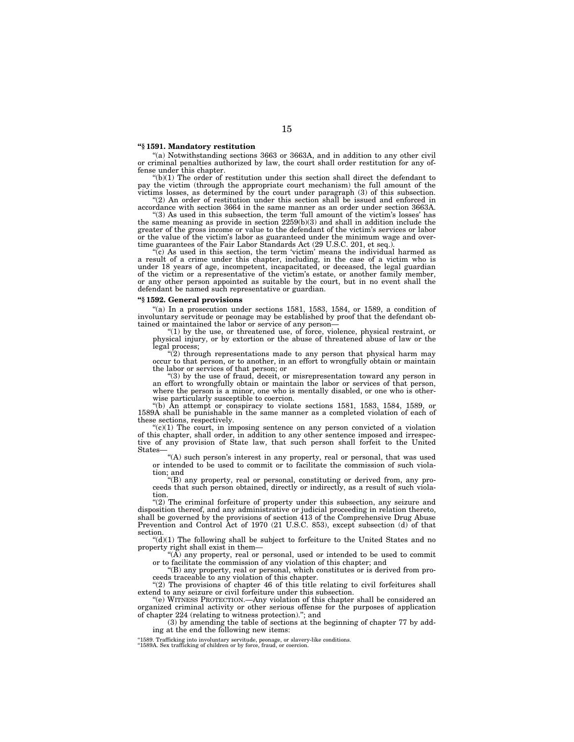**"§ 1591. Mandatory restitution**

"(a) Notwithstanding sections 3663 or 3663A, and in addition to any other civil or criminal penalties authorized by law, the court shall order restitution for any offense under this chapter.

"(b)(1) The order of restitution under this section shall direct the defendant to pay the victim (through the appropriate court mechanism) the full amount of the victims losses, as determined by the court under paragraph (3) of this subsection.

"(2) An order of restitution under this section shall be issued and enforced in accordance with section 3664 in the same manner as an order under section 3663A.

"(3) As used in this subsection, the term 'full amount of the victim's losses' has the same meaning as provide in section 2259(b)(3) and shall in addition include the greater of the gross income or value to the defendant of the victim's services or labor or the value of the victim's labor as guaranteed under the minimum wage and overtime guarantees of the Fair Labor Standards Act (29 U.S.C. 201, et seq.).

"(c) As used in this section, the term 'victim' means the individual harmed as a result of a crime under this chapter, including, in the case of a victim who is under 18 years of age, incompetent, incapacitated, or deceased, the legal guardian of the victim or a representative of the victim's estate, or another family member, or any other person appointed as suitable by the court, but in no event shall the defendant be named such representative or guardian.

**"§ 1592. General provisions**

"(a) In a prosecution under sections 1581, 1583, 1584, or 1589, a condition of involuntary servitude or peonage may be established by proof that the defendant obtained or maintained the labor or service of any person—

"(1) by the use, or threatened use, of force, violence, physical restraint, or physical injury, or by extortion or the abuse of threatened abuse of law or the legal process;

"(2) through representations made to any person that physical harm may occur to that person, or to another, in an effort to wrongfully obtain or maintain the labor or services of that person; or

"(3) by the use of fraud, deceit, or misrepresentation toward any person in an effort to wrongfully obtain or maintain the labor or services of that person, where the person is a minor, one who is mentally disabled, or one who is otherwise particularly susceptible to coercion.

"(b) An attempt or conspiracy to violate sections 1581, 1583, 1584, 1589, or 1589A shall be punishable in the same manner as a completed violation of each of these sections, respectively.

"(c)(1) The court, in imposing sentence on any person convicted of a violation of this chapter, shall order, in addition to any other sentence imposed and irrespective of any provision of State law, that such person shall forfeit to the United States—

"(A) such person's interest in any property, real or personal, that was used or intended to be used to commit or to facilitate the commission of such violation; and

"(B) any property, real or personal, constituting or derived from, any proceeds that such person obtained, directly or indirectly, as a result of such violation.

"(2) The criminal forfeiture of property under this subsection, any seizure and disposition thereof, and any administrative or judicial proceeding in relation thereto, shall be governed by the provisions of section 413 of the Comprehensive Drug Abuse Prevention and Control Act of 1970 (21 U.S.C. 853), except subsection (d) of that section.

"(d)(1) The following shall be subject to forfeiture to the United States and no property right shall exist in them—

"(A) any property, real or personal, used or intended to be used to commit or to facilitate the commission of any violation of this chapter; and

"(B) any property, real or personal, which constitutes or is derived from proceeds traceable to any violation of this chapter.

"(2) The provisions of chapter 46 of this title relating to civil forfeitures shall extend to any seizure or civil forfeiture under this subsection.

"(e) WITNESS PROTECTION.—Any violation of this chapter shall be considered an organized criminal activity or other serious offense for the purposes of application of chapter 224 (relating to witness protection)."; and

(3) by amending the table of sections at the beginning of chapter 77 by adding at the end the following new items:

"1589. Trafficking into involuntary servitude, peonage, or slavery-like conditions.
"1589A. Sex trafficking of children or by force, fraud, or coercion.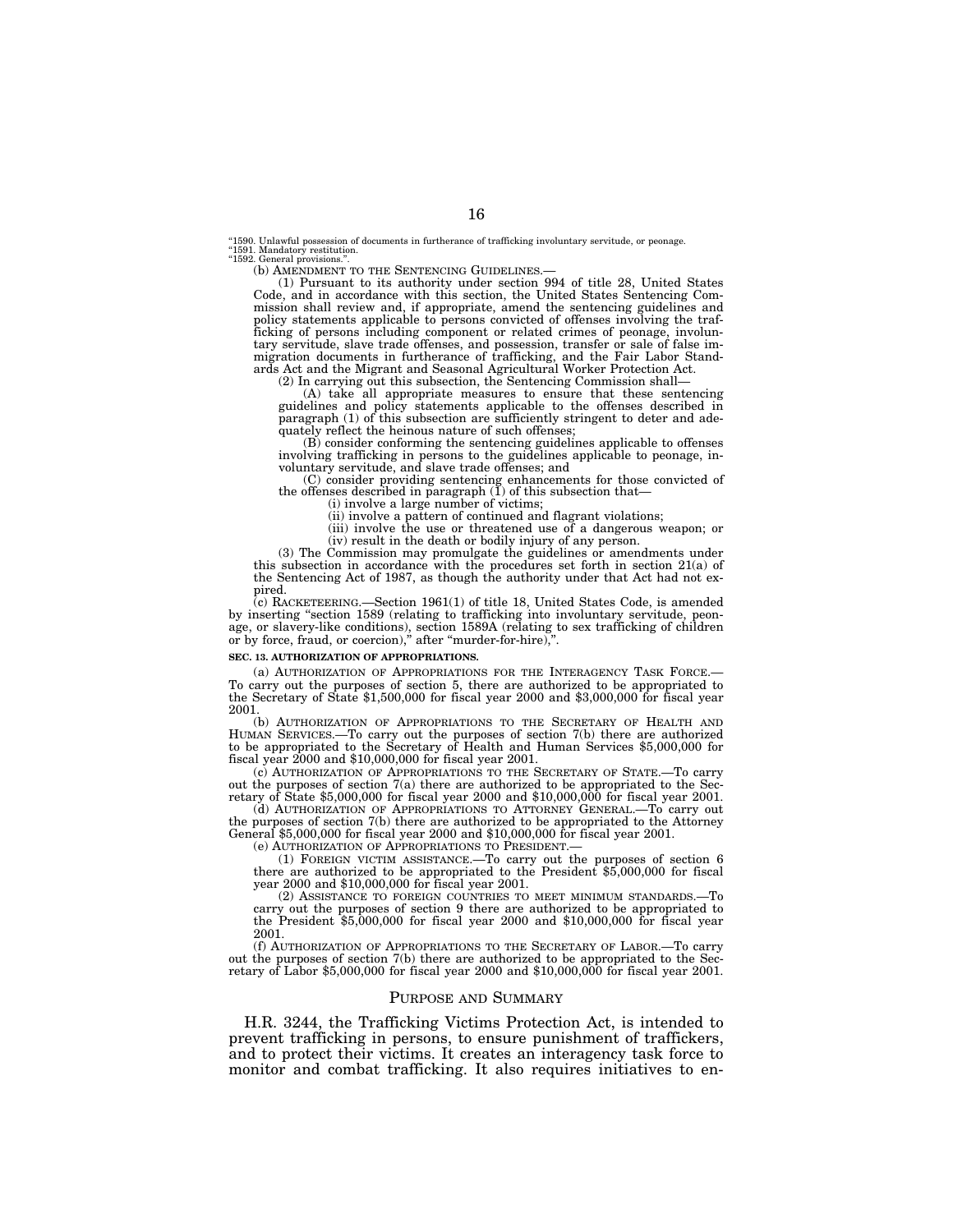"1590. Unlawful possession of documents in furtherance of trafficking involuntary servitude, or peonage.
"1591. Mandatory restitution.
"1592. General provisions.".

(b) AMENDMENT TO THE SENTENCING GUIDELINES.—

(1) Pursuant to its authority under section 994 of title 28, United States Code, and in accordance with this section, the United States Sentencing Commission shall review and, if appropriate, amend the sentencing guidelines and policy statements applicable to persons convicted of offenses involving the trafficking of persons including component or related crimes of peonage, involuntary servitude, slave trade offenses, and possession, transfer or sale of false immigration documents in furtherance of trafficking, and the Fair Labor Standards Act and the Migrant and Seasonal Agricultural Worker Protection Act.

(2) In carrying out this subsection, the Sentencing Commission shall—

(A) take all appropriate measures to ensure that these sentencing guidelines and policy statements applicable to the offenses described in paragraph (1) of this subsection are sufficiently stringent to deter and adequately reflect the heinous nature of such offenses;

(B) consider conforming the sentencing guidelines applicable to offenses involving trafficking in persons to the guidelines applicable to peonage, involuntary servitude, and slave trade offenses; and

(C) consider providing sentencing enhancements for those convicted of the offenses described in paragraph (1) of this subsection that—

(i) involve a large number of victims;

(ii) involve a pattern of continued and flagrant violations;

(iii) involve the use or threatened use of a dangerous weapon; or

(iv) result in the death or bodily injury of any person.

(3) The Commission may promulgate the guidelines or amendments under this subsection in accordance with the procedures set forth in section 21(a) of the Sentencing Act of 1987, as though the authority under that Act had not expired.

(c) RACKETEERING.—Section 1961(1) of title 18, United States Code, is amended by inserting "section 1589 (relating to trafficking into involuntary servitude, peonage, or slavery-like conditions), section 1589A (relating to sex trafficking of children or by force, fraud, or coercion)," after "murder-for-hire),".

**SEC. 13. AUTHORIZATION OF APPROPRIATIONS.**

(a) AUTHORIZATION OF APPROPRIATIONS FOR THE INTERAGENCY TASK FORCE.—To carry out the purposes of section 5, there are authorized to be appropriated to the Secretary of State $1,500,000 for fiscal year 2000 and $3,000,000 for fiscal year 2001.

(b) AUTHORIZATION OF APPROPRIATIONS TO THE SECRETARY OF HEALTH AND HUMAN SERVICES.—To carry out the purposes of section 7(b) there are authorized to be appropriated to the Secretary of Health and Human Services $5,000,000 for fiscal year 2000 and $10,000,000 for fiscal year 2001.

(c) AUTHORIZATION OF APPROPRIATIONS TO THE SECRETARY OF STATE.—To carry out the purposes of section 7(a) there are authorized to be appropriated to the Secretary of State $5,000,000 for fiscal year 2000 and $10,000,000 for fiscal year 2001.

(d) AUTHORIZATION OF APPROPRIATIONS TO ATTORNEY GENERAL.—To carry out the purposes of section 7(b) there are authorized to be appropriated to the Attorney General $5,000,000 for fiscal year 2000 and $10,000,000 for fiscal year 2001.

(e) AUTHORIZATION OF APPROPRIATIONS TO PRESIDENT.—

(1) FOREIGN VICTIM ASSISTANCE.—To carry out the purposes of section 6 there are authorized to be appropriated to the President $5,000,000 for fiscal year 2000 and $10,000,000 for fiscal year 2001.

(2) ASSISTANCE TO FOREIGN COUNTRIES TO MEET MINIMUM STANDARDS.—To carry out the purposes of section 9 there are authorized to be appropriated to the President $5,000,000 for fiscal year 2000 and $10,000,000 for fiscal year 2001.

(f) AUTHORIZATION OF APPROPRIATIONS TO THE SECRETARY OF LABOR.—To carry out the purposes of section 7(b) there are authorized to be appropriated to the Secretary of Labor $5,000,000 for fiscal year 2000 and $10,000,000 for fiscal year 2001.

## PURPOSE AND SUMMARY

H.R. 3244, the Trafficking Victims Protection Act, is intended to prevent trafficking in persons, to ensure punishment of traffickers, and to protect their victims. It creates an interagency task force to monitor and combat trafficking. It also requires initiatives to en-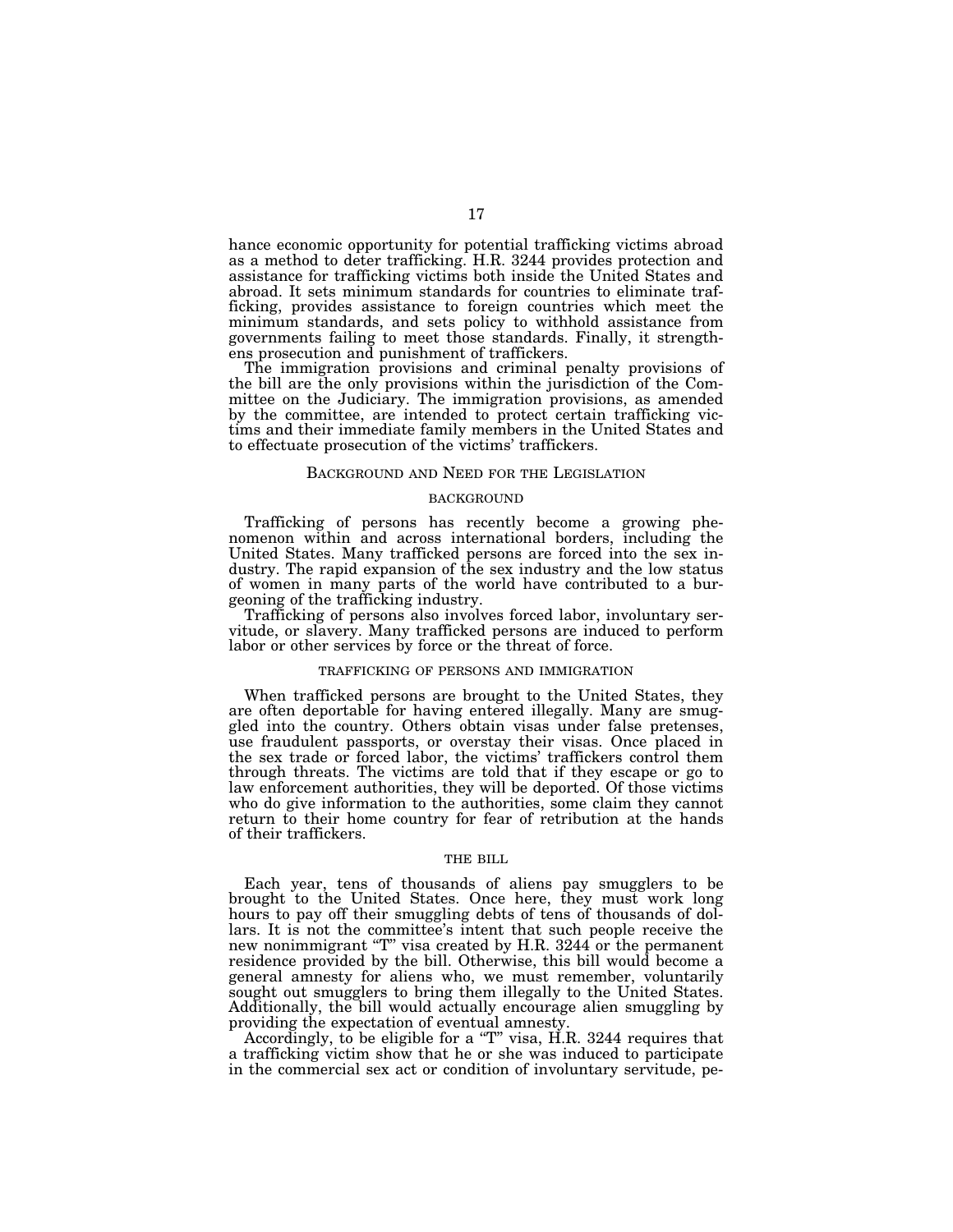hance economic opportunity for potential trafficking victims abroad as a method to deter trafficking. H.R. 3244 provides protection and assistance for trafficking victims both inside the United States and abroad. It sets minimum standards for countries to eliminate trafficking, provides assistance to foreign countries which meet the minimum standards, and sets policy to withhold assistance from governments failing to meet those standards. Finally, it strengthens prosecution and punishment of traffickers.

The immigration provisions and criminal penalty provisions of the bill are the only provisions within the jurisdiction of the Committee on the Judiciary. The immigration provisions, as amended by the committee, are intended to protect certain trafficking victims and their immediate family members in the United States and to effectuate prosecution of the victims' traffickers.

## BACKGROUND AND NEED FOR THE LEGISLATION

### BACKGROUND

Trafficking of persons has recently become a growing phenomenon within and across international borders, including the United States. Many trafficked persons are forced into the sex industry. The rapid expansion of the sex industry and the low status of women in many parts of the world have contributed to a burgeoning of the trafficking industry.

Trafficking of persons also involves forced labor, involuntary servitude, or slavery. Many trafficked persons are induced to perform labor or other services by force or the threat of force.

### TRAFFICKING OF PERSONS AND IMMIGRATION

When trafficked persons are brought to the United States, they are often deportable for having entered illegally. Many are smuggled into the country. Others obtain visas under false pretenses, use fraudulent passports, or overstay their visas. Once placed in the sex trade or forced labor, the victims' traffickers control them through threats. The victims are told that if they escape or go to law enforcement authorities, they will be deported. Of those victims who do give information to the authorities, some claim they cannot return to their home country for fear of retribution at the hands of their traffickers.

### THE BILL

Each year, tens of thousands of aliens pay smugglers to be brought to the United States. Once here, they must work long hours to pay off their smuggling debts of tens of thousands of dollars. It is not the committee's intent that such people receive the new nonimmigrant "T" visa created by H.R. 3244 or the permanent residence provided by the bill. Otherwise, this bill would become a general amnesty for aliens who, we must remember, voluntarily sought out smugglers to bring them illegally to the United States. Additionally, the bill would actually encourage alien smuggling by providing the expectation of eventual amnesty.

Accordingly, to be eligible for a "T" visa, H.R. 3244 requires that a trafficking victim show that he or she was induced to participate in the commercial sex act or condition of involuntary servitude, pe-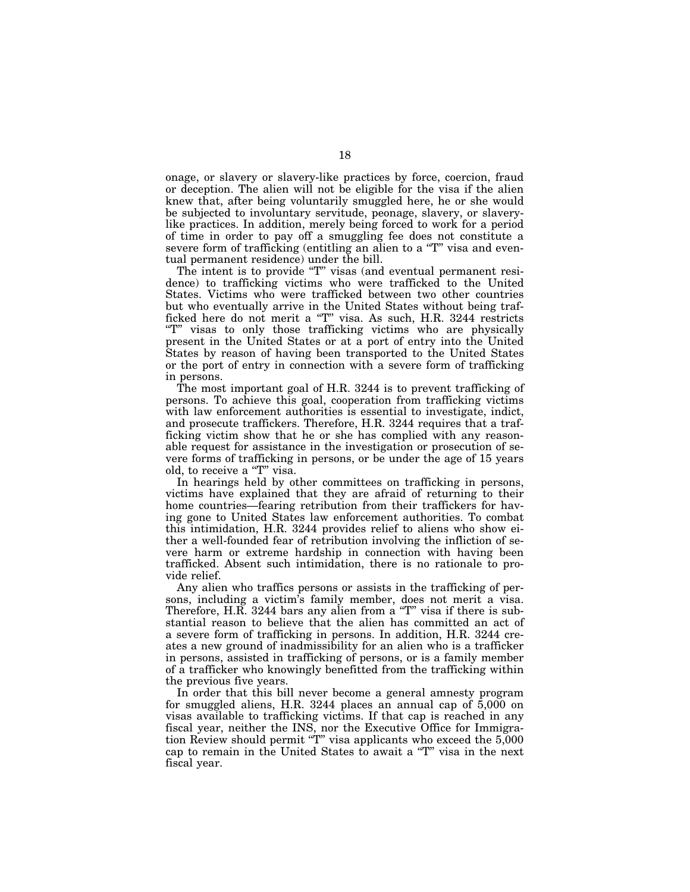onage, or slavery or slavery-like practices by force, coercion, fraud or deception. The alien will not be eligible for the visa if the alien knew that, after being voluntarily smuggled here, he or she would be subjected to involuntary servitude, peonage, slavery, or slavery-like practices. In addition, merely being forced to work for a period of time in order to pay off a smuggling fee does not constitute a severe form of trafficking (entitling an alien to a "T" visa and eventual permanent residence) under the bill.

The intent is to provide "T" visas (and eventual permanent residence) to trafficking victims who were trafficked to the United States. Victims who were trafficked between two other countries but who eventually arrive in the United States without being trafficked here do not merit a "T" visa. As such, H.R. 3244 restricts "T" visas to only those trafficking victims who are physically present in the United States or at a port of entry into the United States by reason of having been transported to the United States or the port of entry in connection with a severe form of trafficking in persons.

The most important goal of H.R. 3244 is to prevent trafficking of persons. To achieve this goal, cooperation from trafficking victims with law enforcement authorities is essential to investigate, indict, and prosecute traffickers. Therefore, H.R. 3244 requires that a trafficking victim show that he or she has complied with any reasonable request for assistance in the investigation or prosecution of severe forms of trafficking in persons, or be under the age of 15 years old, to receive a "T" visa.

In hearings held by other committees on trafficking in persons, victims have explained that they are afraid of returning to their home countries—fearing retribution from their traffickers for having gone to United States law enforcement authorities. To combat this intimidation, H.R. 3244 provides relief to aliens who show either a well-founded fear of retribution involving the infliction of severe harm or extreme hardship in connection with having been trafficked. Absent such intimidation, there is no rationale to provide relief.

Any alien who traffics persons or assists in the trafficking of persons, including a victim's family member, does not merit a visa. Therefore, H.R. 3244 bars any alien from a "T" visa if there is substantial reason to believe that the alien has committed an act of a severe form of trafficking in persons. In addition, H.R. 3244 creates a new ground of inadmissibility for an alien who is a trafficker in persons, assisted in trafficking of persons, or is a family member of a trafficker who knowingly benefitted from the trafficking within the previous five years.

In order that this bill never become a general amnesty program for smuggled aliens, H.R. 3244 places an annual cap of 5,000 on visas available to trafficking victims. If that cap is reached in any fiscal year, neither the INS, nor the Executive Office for Immigration Review should permit "T" visa applicants who exceed the 5,000 cap to remain in the United States to await a "T" visa in the next fiscal year.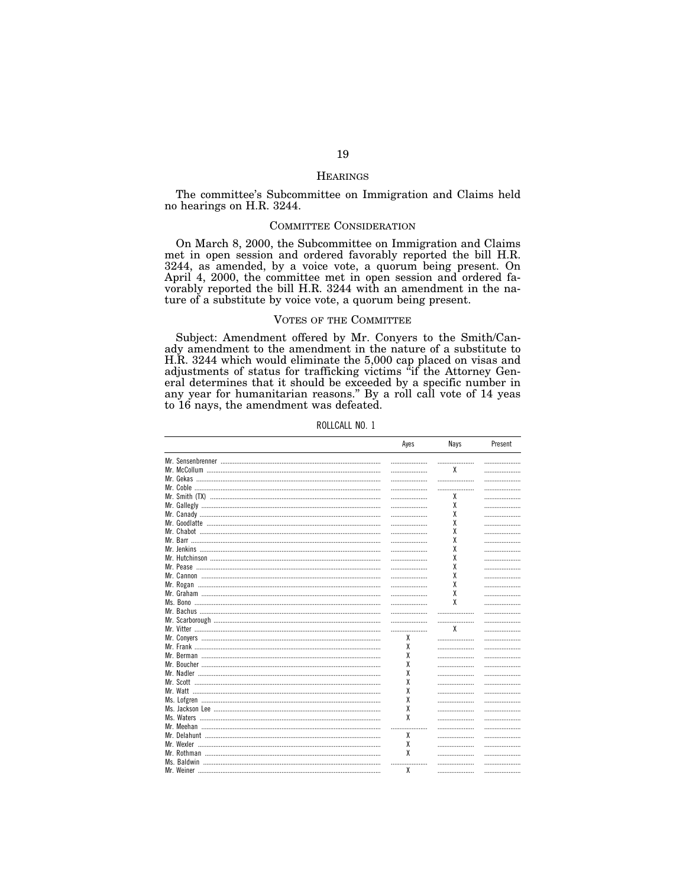## Hearings

The committee's Subcommittee on Immigration and Claims held no hearings on H.R. 3244.

## Committee Consideration

On March 8, 2000, the Subcommittee on Immigration and Claims met in open session and ordered favorably reported the bill H.R. 3244, as amended, by a voice vote, a quorum being present. On April 4, 2000, the committee met in open session and ordered favorably reported the bill H.R. 3244 with an amendment in the nature of a substitute by voice vote, a quorum being present.

## Votes of the Committee

Subject: Amendment offered by Mr. Conyers to the Smith/Canady amendment to the amendment in the nature of a substitute to H.R. 3244 which would eliminate the 5,000 cap placed on visas and adjustments of status for trafficking victims "if the Attorney General determines that it should be exceeded by a specific number in any year for humanitarian reasons." By a roll call vote of 14 yeas to 16 nays, the amendment was defeated.

ROLLCALL NO. 1

| | Ayes | Nays | Present |
|---|---|---|---|
| Mr. Sensenbrenner | | | |
| Mr. McCollum | | X | |
| Mr. Gekas | | | |
| Mr. Coble | | | |
| Mr. Smith (TX) | | X | |
| Mr. Gallegly | | X | |
| Mr. Canady | | X | |
| Mr. Goodlatte | | X | |
| Mr. Chabot | | X | |
| Mr. Barr | | X | |
| Mr. Jenkins | | X | |
| Mr. Hutchinson | | X | |
| Mr. Pease | | X | |
| Mr. Cannon | | X | |
| Mr. Rogan | | X | |
| Mr. Graham | | X | |
| Ms. Bono | | X | |
| Mr. Bachus | | | |
| Mr. Scarborough | | | |
| Mr. Vitter | | X | |
| Mr. Conyers | X | | |
| Mr. Frank | X | | |
| Mr. Berman | X | | |
| Mr. Boucher | X | | |
| Mr. Nadler | X | | |
| Mr. Scott | X | | |
| Mr. Watt | X | | |
| Ms. Lofgren | X | | |
| Ms. Jackson Lee | X | | |
| Ms. Waters | X | | |
| Mr. Meehan | | | |
| Mr. Delahunt | X | | |
| Mr. Wexler | X | | |
| Mr. Rothman | X | | |
| Ms. Baldwin | | | |
| Mr. Weiner | X | | |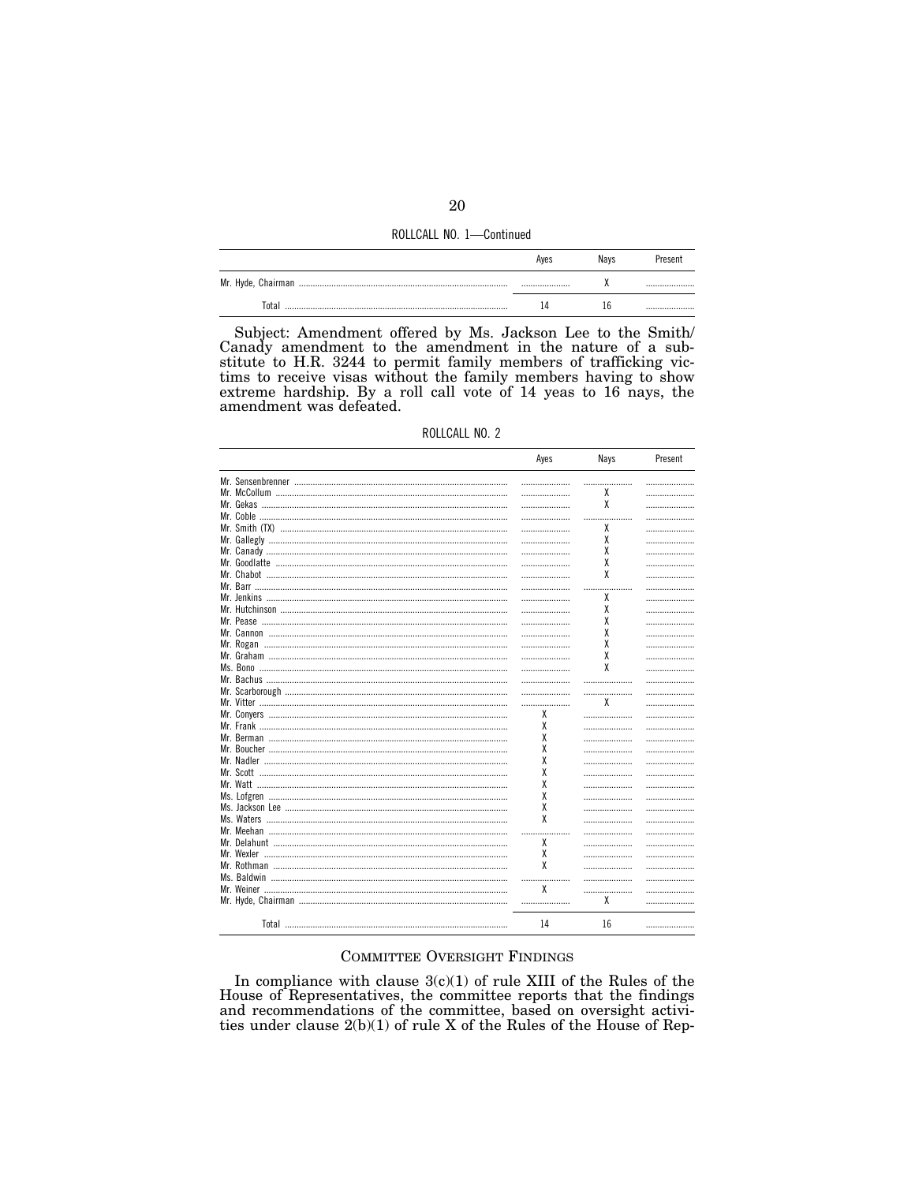ROLLCALL NO. 1—Continued

| | Ayes | Nays | Present |
|---|---|---|---|
| Mr. Hyde, Chairman | | X | |
| Total | 14 | 16 | |

Subject: Amendment offered by Ms. Jackson Lee to the Smith/Canady amendment to the amendment in the nature of a substitute to H.R. 3244 to permit family members of trafficking victims to receive visas without the family members having to show extreme hardship. By a roll call vote of 14 yeas to 16 nays, the amendment was defeated.

ROLLCALL NO. 2

| | Ayes | Nays | Present |
|---|---|---|---|
| Mr. Sensenbrenner | | | |
| Mr. McCollum | | X | |
| Mr. Gekas | | X | |
| Mr. Coble | | | |
| Mr. Smith (TX) | | X | |
| Mr. Gallegly | | X | |
| Mr. Canady | | X | |
| Mr. Goodlatte | | X | |
| Mr. Chabot | | X | |
| Mr. Barr | | | |
| Mr. Jenkins | | X | |
| Mr. Hutchinson | | X | |
| Mr. Pease | | X | |
| Mr. Cannon | | X | |
| Mr. Rogan | | X | |
| Mr. Graham | | X | |
| Ms. Bono | | X | |
| Mr. Bachus | | | |
| Mr. Scarborough | | | |
| Mr. Vitter | | X | |
| Mr. Conyers | X | | |
| Mr. Frank | X | | |
| Mr. Berman | X | | |
| Mr. Boucher | X | | |
| Mr. Nadler | X | | |
| Mr. Scott | X | | |
| Mr. Watt | X | | |
| Ms. Lofgren | X | | |
| Ms. Jackson Lee | X | | |
| Ms. Waters | X | | |
| Mr. Meehan | | | |
| Mr. Delahunt | X | | |
| Mr. Wexler | X | | |
| Mr. Rothman | X | | |
| Ms. Baldwin | | | |
| Mr. Weiner | X | | |
| Mr. Hyde, Chairman | | X | |
| Total | 14 | 16 | |

## COMMITTEE OVERSIGHT FINDINGS

In compliance with clause 3(c)(1) of rule XIII of the Rules of the House of Representatives, the committee reports that the findings and recommendations of the committee, based on oversight activities under clause 2(b)(1) of rule X of the Rules of the House of Rep-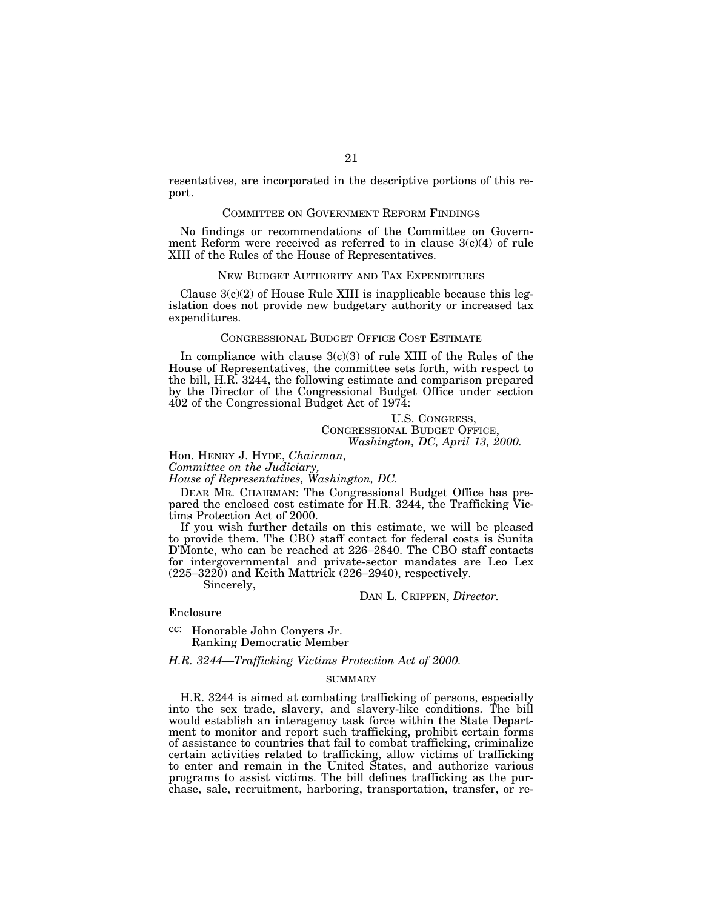resentatives, are incorporated in the descriptive portions of this report.

## Committee on Government Reform Findings

No findings or recommendations of the Committee on Government Reform were received as referred to in clause 3(c)(4) of rule XIII of the Rules of the House of Representatives.

## New Budget Authority and Tax Expenditures

Clause 3(c)(2) of House Rule XIII is inapplicable because this legislation does not provide new budgetary authority or increased tax expenditures.

## Congressional Budget Office Cost Estimate

In compliance with clause 3(c)(3) of rule XIII of the Rules of the House of Representatives, the committee sets forth, with respect to the bill, H.R. 3244, the following estimate and comparison prepared by the Director of the Congressional Budget Office under section 402 of the Congressional Budget Act of 1974:

U.S. Congress,
Congressional Budget Office,
*Washington, DC, April 13, 2000.*

Hon. Henry J. Hyde, *Chairman,*
*Committee on the Judiciary,*
*House of Representatives, Washington, DC.*

Dear Mr. Chairman: The Congressional Budget Office has prepared the enclosed cost estimate for H.R. 3244, the Trafficking Victims Protection Act of 2000.

If you wish further details on this estimate, we will be pleased to provide them. The CBO staff contact for federal costs is Sunita D'Monte, who can be reached at 226–2840. The CBO staff contacts for intergovernmental and private-sector mandates are Leo Lex (225–3220) and Keith Mattrick (226–2940), respectively.

Sincerely,

Dan L. Crippen, *Director.*

Enclosure

cc: Honorable John Conyers Jr.
Ranking Democratic Member

*H.R. 3244—Trafficking Victims Protection Act of 2000.*

### Summary

H.R. 3244 is aimed at combating trafficking of persons, especially into the sex trade, slavery, and slavery-like conditions. The bill would establish an interagency task force within the State Department to monitor and report such trafficking, prohibit certain forms of assistance to countries that fail to combat trafficking, criminalize certain activities related to trafficking, allow victims of trafficking to enter and remain in the United States, and authorize various programs to assist victims. The bill defines trafficking as the purchase, sale, recruitment, harboring, transportation, transfer, or re-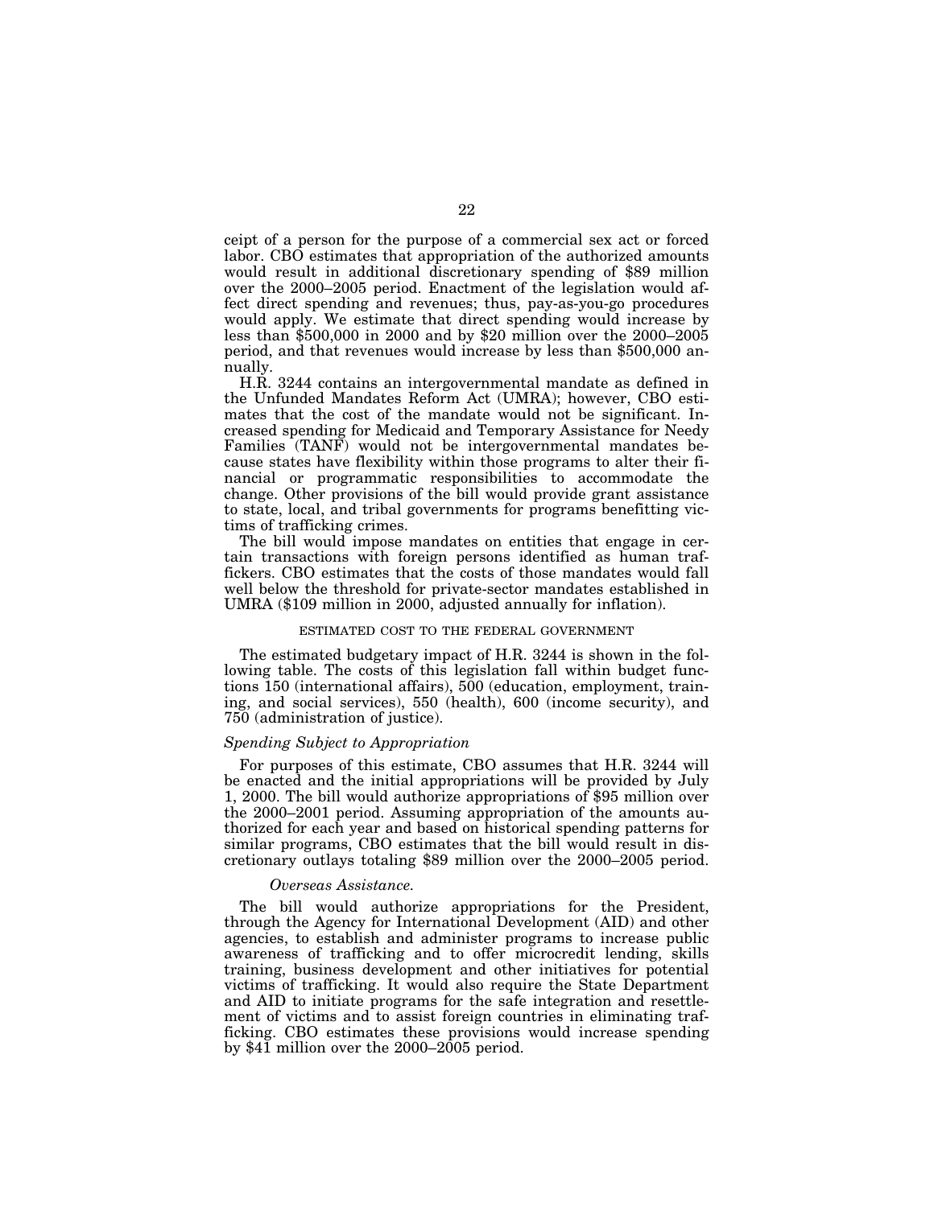ceipt of a person for the purpose of a commercial sex act or forced labor. CBO estimates that appropriation of the authorized amounts would result in additional discretionary spending of $89 million over the 2000–2005 period. Enactment of the legislation would affect direct spending and revenues; thus, pay-as-you-go procedures would apply. We estimate that direct spending would increase by less than $500,000 in 2000 and by $20 million over the 2000–2005 period, and that revenues would increase by less than $500,000 annually.

H.R. 3244 contains an intergovernmental mandate as defined in the Unfunded Mandates Reform Act (UMRA); however, CBO estimates that the cost of the mandate would not be significant. Increased spending for Medicaid and Temporary Assistance for Needy Families (TANF) would not be intergovernmental mandates because states have flexibility within those programs to alter their financial or programmatic responsibilities to accommodate the change. Other provisions of the bill would provide grant assistance to state, local, and tribal governments for programs benefitting victims of trafficking crimes.

The bill would impose mandates on entities that engage in certain transactions with foreign persons identified as human traffickers. CBO estimates that the costs of those mandates would fall well below the threshold for private-sector mandates established in UMRA ($109 million in 2000, adjusted annually for inflation).

## ESTIMATED COST TO THE FEDERAL GOVERNMENT

The estimated budgetary impact of H.R. 3244 is shown in the following table. The costs of this legislation fall within budget functions 150 (international affairs), 500 (education, employment, training, and social services), 550 (health), 600 (income security), and 750 (administration of justice).

### *Spending Subject to Appropriation*

For purposes of this estimate, CBO assumes that H.R. 3244 will be enacted and the initial appropriations will be provided by July 1, 2000. The bill would authorize appropriations of $95 million over the 2000–2001 period. Assuming appropriation of the amounts authorized for each year and based on historical spending patterns for similar programs, CBO estimates that the bill would result in discretionary outlays totaling $89 million over the 2000–2005 period.

#### *Overseas Assistance.*

The bill would authorize appropriations for the President, through the Agency for International Development (AID) and other agencies, to establish and administer programs to increase public awareness of trafficking and to offer microcredit lending, skills training, business development and other initiatives for potential victims of trafficking. It would also require the State Department and AID to initiate programs for the safe integration and resettlement of victims and to assist foreign countries in eliminating trafficking. CBO estimates these provisions would increase spending by $41 million over the 2000–2005 period.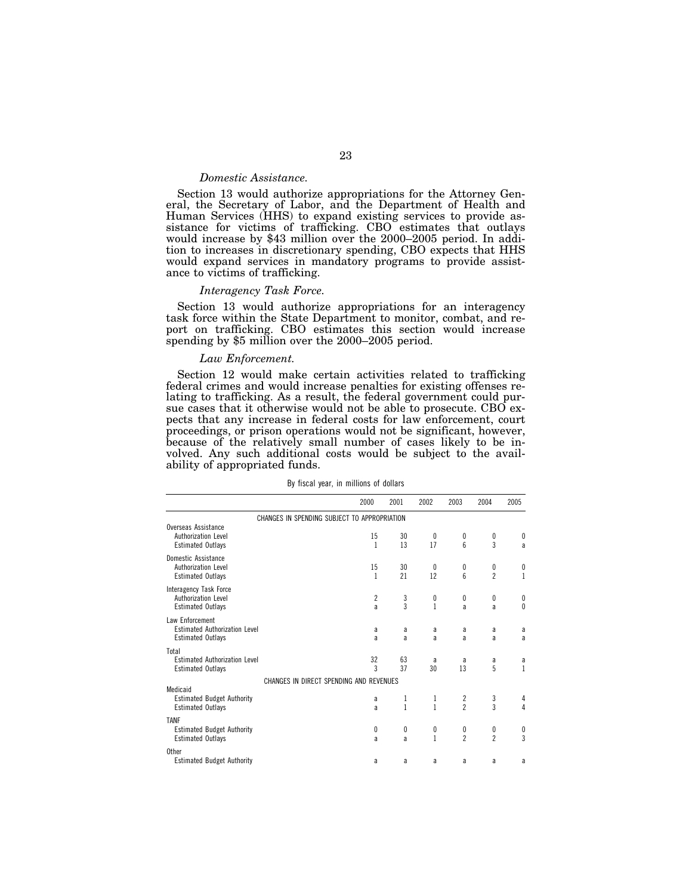*Domestic Assistance.*

Section 13 would authorize appropriations for the Attorney General, the Secretary of Labor, and the Department of Health and Human Services (HHS) to expand existing services to provide assistance for victims of trafficking. CBO estimates that outlays would increase by $43 million over the 2000–2005 period. In addition to increases in discretionary spending, CBO expects that HHS would expand services in mandatory programs to provide assistance to victims of trafficking.

*Interagency Task Force.*

Section 13 would authorize appropriations for an interagency task force within the State Department to monitor, combat, and report on trafficking. CBO estimates this section would increase spending by $5 million over the 2000–2005 period.

*Law Enforcement.*

Section 12 would make certain activities related to trafficking federal crimes and would increase penalties for existing offenses relating to trafficking. As a result, the federal government could pursue cases that it otherwise would not be able to prosecute. CBO expects that any increase in federal costs for law enforcement, court proceedings, or prison operations would not be significant, however, because of the relatively small number of cases likely to be involved. Any such additional costs would be subject to the availability of appropriated funds.

By fiscal year, in millions of dollars

| | 2000 | 2001 | 2002 | 2003 | 2004 | 2005 |
|---|---|---|---|---|---|---|
| CHANGES IN SPENDING SUBJECT TO APPROPRIATION | | | | | | |
| Overseas Assistance | | | | | | |
| Authorization Level | 15 | 30 | 0 | 0 | 0 | 0 |
| Estimated Outlays | 1 | 13 | 17 | 6 | 3 | a |
| Domestic Assistance | | | | | | |
| Authorization Level | 15 | 30 | 0 | 0 | 0 | 0 |
| Estimated Outlays | 1 | 21 | 12 | 6 | 2 | 1 |
| Interagency Task Force | | | | | | |
| Authorization Level | 2 | 3 | 0 | 0 | 0 | 0 |
| Estimated Outlays | a | 3 | 1 | a | a | 0 |
| Law Enforcement | | | | | | |
| Estimated Authorization Level | a | a | a | a | a | a |
| Estimated Outlays | a | a | a | a | a | a |
| Total | | | | | | |
| Estimated Authorization Level | 32 | 63 | a | a | a | a |
| Estimated Outlays | 3 | 37 | 30 | 13 | 5 | 1 |
| CHANGES IN DIRECT SPENDING AND REVENUES | | | | | | |
| Medicaid | | | | | | |
| Estimated Budget Authority | a | 1 | 1 | 2 | 3 | 4 |
| Estimated Outlays | a | 1 | 1 | 2 | 3 | 4 |
| TANF | | | | | | |
| Estimated Budget Authority | 0 | 0 | 0 | 0 | 0 | 0 |
| Estimated Outlays | a | a | 1 | 2 | 2 | 3 |
| Other | | | | | | |
| Estimated Budget Authority | a | a | a | a | a | a |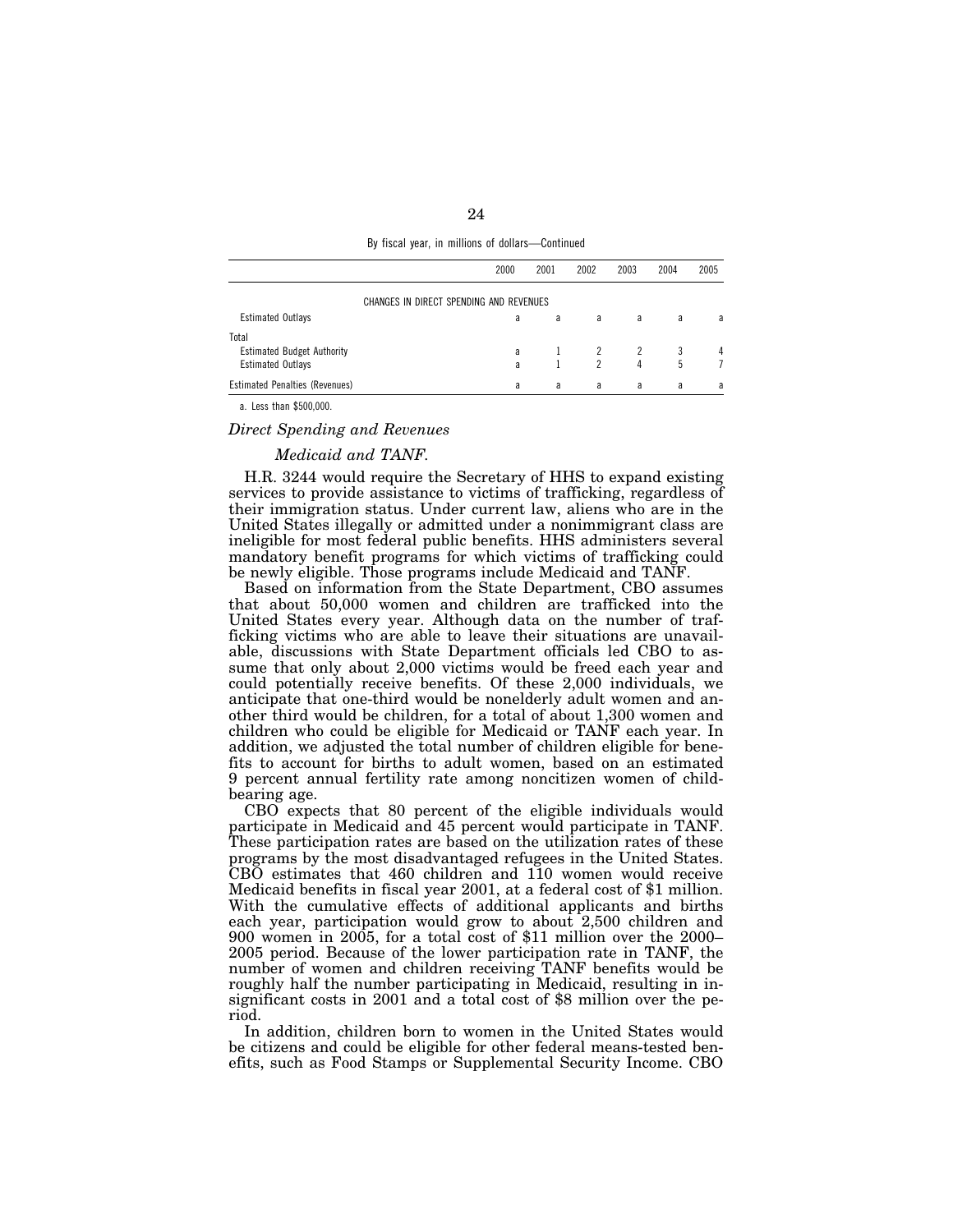By fiscal year, in millions of dollars—Continued

| | 2000 | 2001 | 2002 | 2003 | 2004 | 2005 |
|---|---|---|---|---|---|---|
| CHANGES IN DIRECT SPENDING AND REVENUES | | | | | | |
| Estimated Outlays | a | a | a | a | a | a |
| Total | | | | | | |
| Estimated Budget Authority | a | 1 | 2 | 2 | 3 | 4 |
| Estimated Outlays | a | 1 | 2 | 4 | 5 | 7 |
| Estimated Penalties (Revenues) | a | a | a | a | a | a |

a. Less than $500,000.

*Direct Spending and Revenues*

*Medicaid and TANF.*

H.R. 3244 would require the Secretary of HHS to expand existing services to provide assistance to victims of trafficking, regardless of their immigration status. Under current law, aliens who are in the United States illegally or admitted under a nonimmigrant class are ineligible for most federal public benefits. HHS administers several mandatory benefit programs for which victims of trafficking could be newly eligible. Those programs include Medicaid and TANF.

Based on information from the State Department, CBO assumes that about 50,000 women and children are trafficked into the United States every year. Although data on the number of trafficking victims who are able to leave their situations are unavailable, discussions with State Department officials led CBO to assume that only about 2,000 victims would be freed each year and could potentially receive benefits. Of these 2,000 individuals, we anticipate that one-third would be nonelderly adult women and another third would be children, for a total of about 1,300 women and children who could be eligible for Medicaid or TANF each year. In addition, we adjusted the total number of children eligible for benefits to account for births to adult women, based on an estimated 9 percent annual fertility rate among noncitizen women of childbearing age.

CBO expects that 80 percent of the eligible individuals would participate in Medicaid and 45 percent would participate in TANF. These participation rates are based on the utilization rates of these programs by the most disadvantaged refugees in the United States. CBO estimates that 460 children and 110 women would receive Medicaid benefits in fiscal year 2001, at a federal cost of $1 million. With the cumulative effects of additional applicants and births each year, participation would grow to about 2,500 children and 900 women in 2005, for a total cost of $11 million over the 2000–2005 period. Because of the lower participation rate in TANF, the number of women and children receiving TANF benefits would be roughly half the number participating in Medicaid, resulting in insignificant costs in 2001 and a total cost of $8 million over the period.

In addition, children born to women in the United States would be citizens and could be eligible for other federal means-tested benefits, such as Food Stamps or Supplemental Security Income. CBO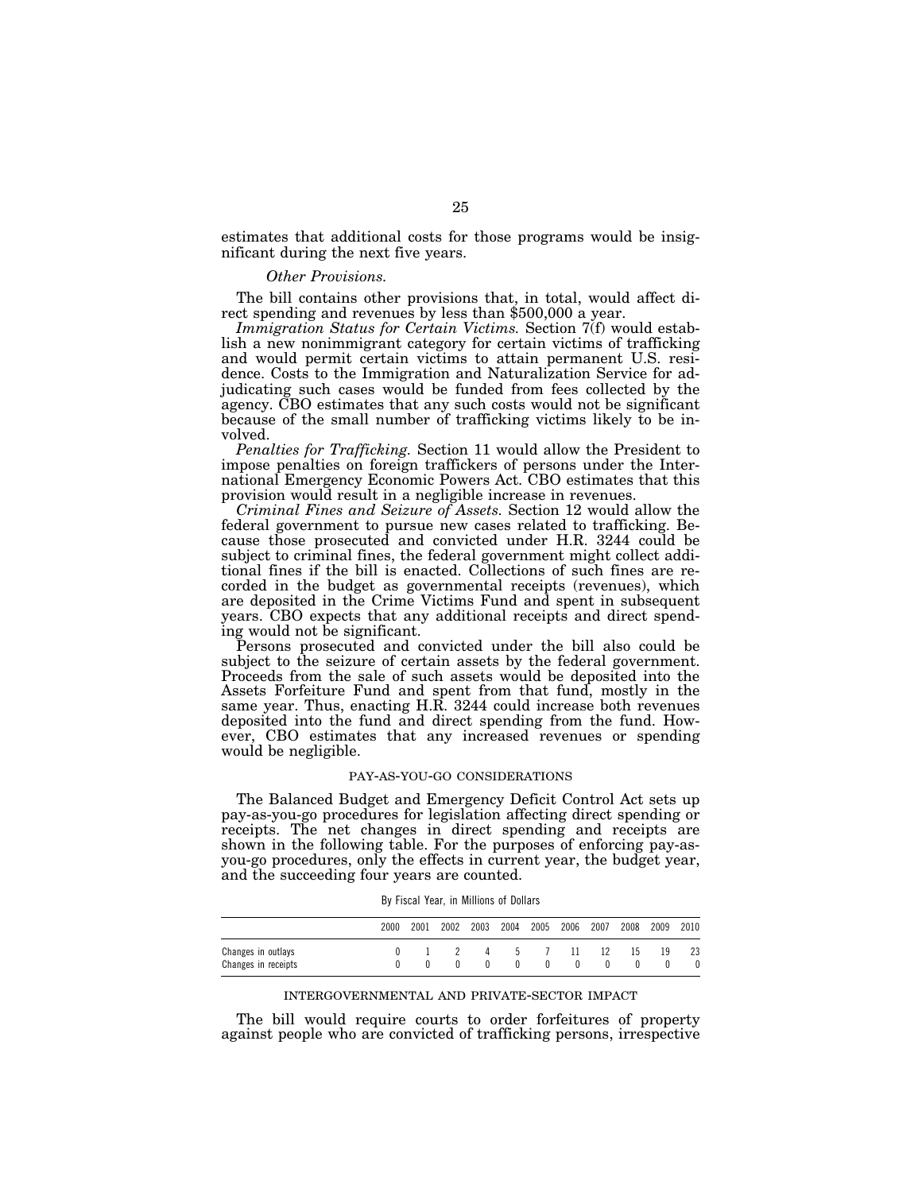estimates that additional costs for those programs would be insignificant during the next five years.

*Other Provisions.*

The bill contains other provisions that, in total, would affect direct spending and revenues by less than $500,000 a year.

*Immigration Status for Certain Victims.* Section 7(f) would establish a new nonimmigrant category for certain victims of trafficking and would permit certain victims to attain permanent U.S. residence. Costs to the Immigration and Naturalization Service for adjudicating such cases would be funded from fees collected by the agency. CBO estimates that any such costs would not be significant because of the small number of trafficking victims likely to be involved.

*Penalties for Trafficking.* Section 11 would allow the President to impose penalties on foreign traffickers of persons under the International Emergency Economic Powers Act. CBO estimates that this provision would result in a negligible increase in revenues.

*Criminal Fines and Seizure of Assets.* Section 12 would allow the federal government to pursue new cases related to trafficking. Because those prosecuted and convicted under H.R. 3244 could be subject to criminal fines, the federal government might collect additional fines if the bill is enacted. Collections of such fines are recorded in the budget as governmental receipts (revenues), which are deposited in the Crime Victims Fund and spent in subsequent years. CBO expects that any additional receipts and direct spending would not be significant.

Persons prosecuted and convicted under the bill also could be subject to the seizure of certain assets by the federal government. Proceeds from the sale of such assets would be deposited into the Assets Forfeiture Fund and spent from that fund, mostly in the same year. Thus, enacting H.R. 3244 could increase both revenues deposited into the fund and direct spending from the fund. However, CBO estimates that any increased revenues or spending would be negligible.

## PAY-AS-YOU-GO CONSIDERATIONS

The Balanced Budget and Emergency Deficit Control Act sets up pay-as-you-go procedures for legislation affecting direct spending or receipts. The net changes in direct spending and receipts are shown in the following table. For the purposes of enforcing pay-as-you-go procedures, only the effects in current year, the budget year, and the succeeding four years are counted.

By Fiscal Year, in Millions of Dollars

| | 2000 | 2001 | 2002 | 2003 | 2004 | 2005 | 2006 | 2007 | 2008 | 2009 | 2010 |
|---|---|---|---|---|---|---|---|---|---|---|---|
| Changes in outlays | 0 | 1 | 2 | 4 | 5 | 7 | 11 | 12 | 15 | 19 | 23 |
| Changes in receipts | 0 | 0 | 0 | 0 | 0 | 0 | 0 | 0 | 0 | 0 | 0 |

## INTERGOVERNMENTAL AND PRIVATE-SECTOR IMPACT

The bill would require courts to order forfeitures of property against people who are convicted of trafficking persons, irrespective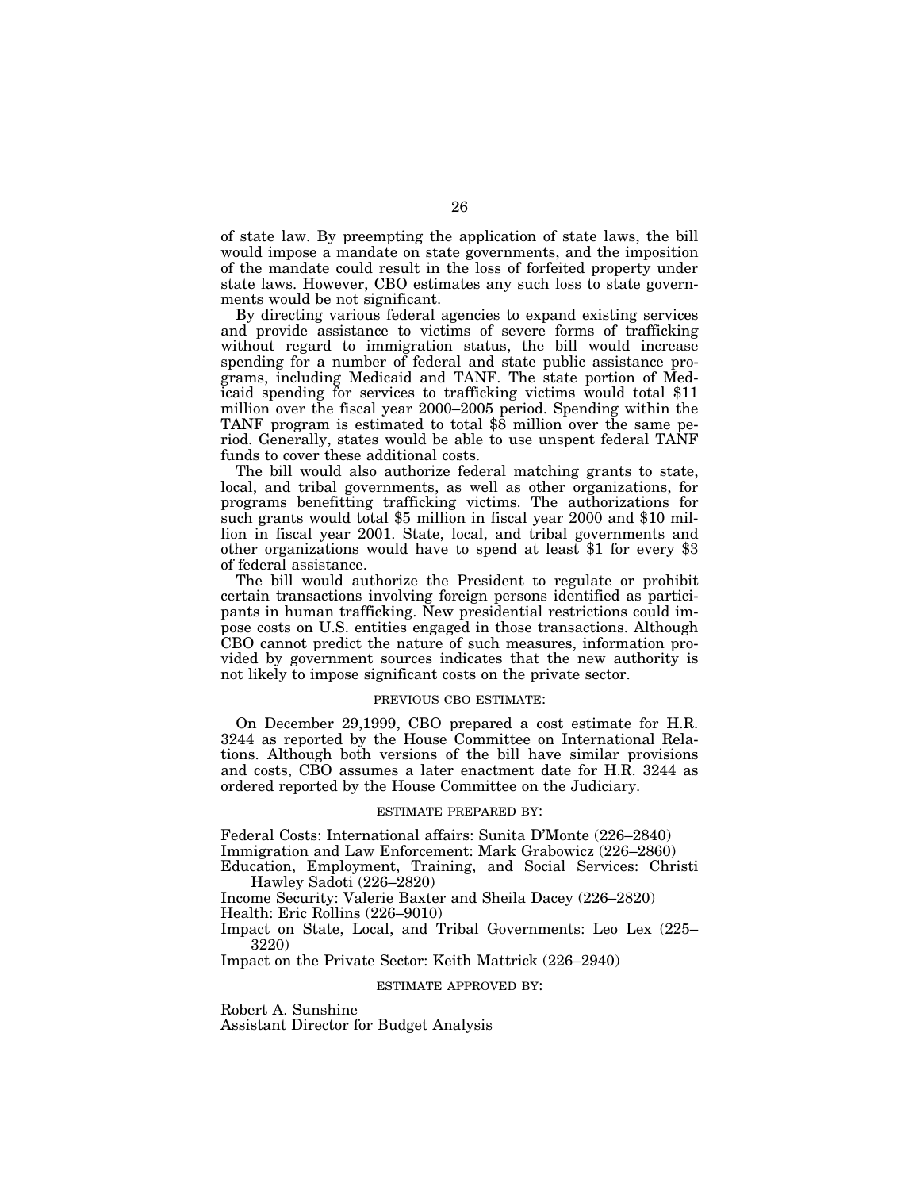of state law. By preempting the application of state laws, the bill would impose a mandate on state governments, and the imposition of the mandate could result in the loss of forfeited property under state laws. However, CBO estimates any such loss to state governments would be not significant.

By directing various federal agencies to expand existing services and provide assistance to victims of severe forms of trafficking without regard to immigration status, the bill would increase spending for a number of federal and state public assistance programs, including Medicaid and TANF. The state portion of Medicaid spending for services to trafficking victims would total $11 million over the fiscal year 2000–2005 period. Spending within the TANF program is estimated to total $8 million over the same period. Generally, states would be able to use unspent federal TANF funds to cover these additional costs.

The bill would also authorize federal matching grants to state, local, and tribal governments, as well as other organizations, for programs benefitting trafficking victims. The authorizations for such grants would total $5 million in fiscal year 2000 and $10 million in fiscal year 2001. State, local, and tribal governments and other organizations would have to spend at least $1 for every $3 of federal assistance.

The bill would authorize the President to regulate or prohibit certain transactions involving foreign persons identified as participants in human trafficking. New presidential restrictions could impose costs on U.S. entities engaged in those transactions. Although CBO cannot predict the nature of such measures, information provided by government sources indicates that the new authority is not likely to impose significant costs on the private sector.

PREVIOUS CBO ESTIMATE:

On December 29,1999, CBO prepared a cost estimate for H.R. 3244 as reported by the House Committee on International Relations. Although both versions of the bill have similar provisions and costs, CBO assumes a later enactment date for H.R. 3244 as ordered reported by the House Committee on the Judiciary.

ESTIMATE PREPARED BY:

Federal Costs: International affairs: Sunita D'Monte (226–2840)
Immigration and Law Enforcement: Mark Grabowicz (226–2860)
Education, Employment, Training, and Social Services: Christi Hawley Sadoti (226–2820)
Income Security: Valerie Baxter and Sheila Dacey (226–2820)
Health: Eric Rollins (226–9010)
Impact on State, Local, and Tribal Governments: Leo Lex (225–3220)
Impact on the Private Sector: Keith Mattrick (226–2940)

ESTIMATE APPROVED BY:

Robert A. Sunshine
Assistant Director for Budget Analysis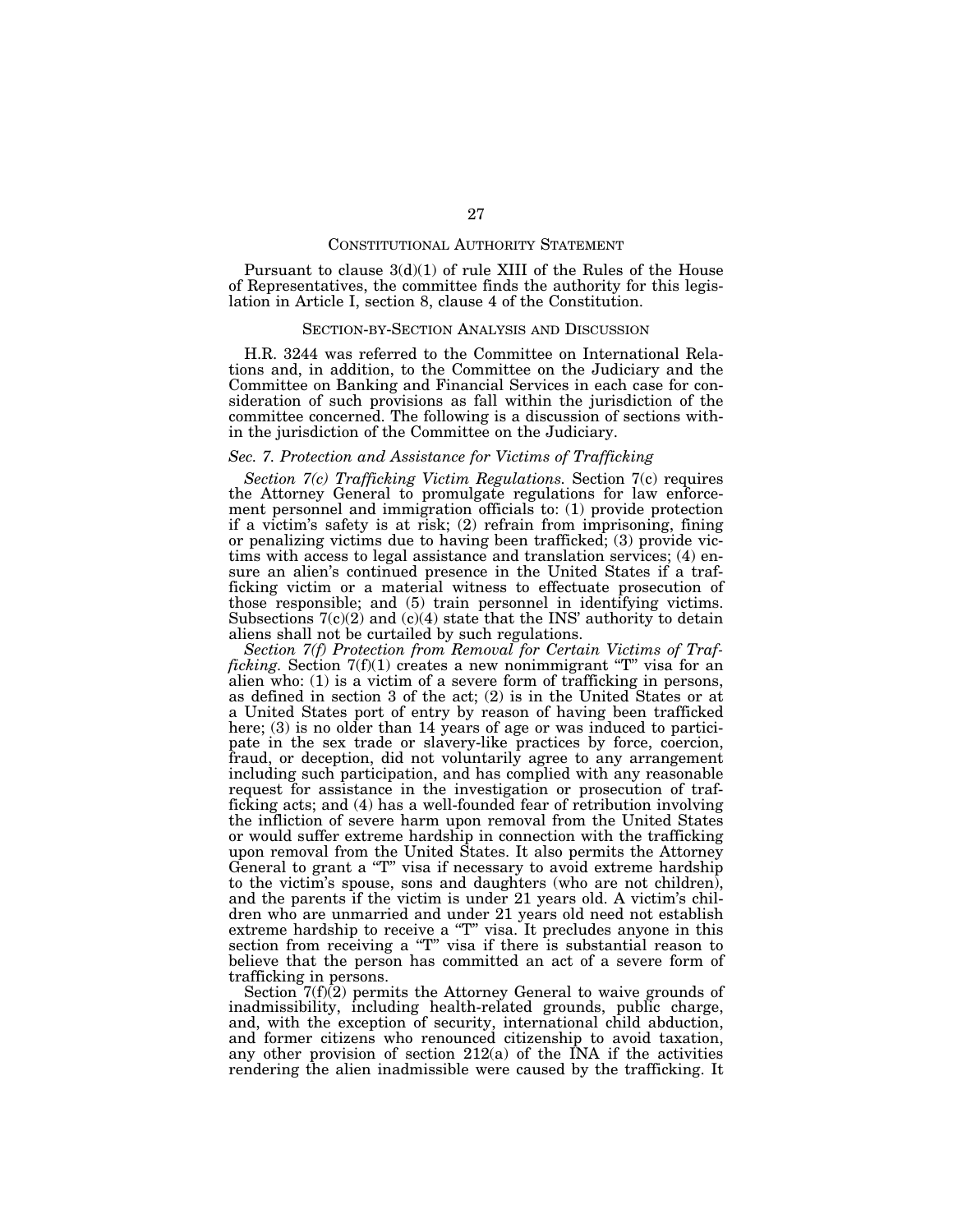## CONSTITUTIONAL AUTHORITY STATEMENT

Pursuant to clause 3(d)(1) of rule XIII of the Rules of the House of Representatives, the committee finds the authority for this legislation in Article I, section 8, clause 4 of the Constitution.

## SECTION-BY-SECTION ANALYSIS AND DISCUSSION

H.R. 3244 was referred to the Committee on International Relations and, in addition, to the Committee on the Judiciary and the Committee on Banking and Financial Services in each case for consideration of such provisions as fall within the jurisdiction of the committee concerned. The following is a discussion of sections within the jurisdiction of the Committee on the Judiciary.

### *Sec. 7. Protection and Assistance for Victims of Trafficking*

*Section 7(c) Trafficking Victim Regulations.* Section 7(c) requires the Attorney General to promulgate regulations for law enforcement personnel and immigration officials to: (1) provide protection if a victim's safety is at risk; (2) refrain from imprisoning, fining or penalizing victims due to having been trafficked; (3) provide victims with access to legal assistance and translation services; (4) ensure an alien's continued presence in the United States if a trafficking victim or a material witness to effectuate prosecution of those responsible; and (5) train personnel in identifying victims. Subsections 7(c)(2) and (c)(4) state that the INS' authority to detain aliens shall not be curtailed by such regulations.

*Section 7(f) Protection from Removal for Certain Victims of Trafficking.* Section 7(f)(1) creates a new nonimmigrant "T" visa for an alien who: (1) is a victim of a severe form of trafficking in persons, as defined in section 3 of the act; (2) is in the United States or at a United States port of entry by reason of having been trafficked here; (3) is no older than 14 years of age or was induced to participate in the sex trade or slavery-like practices by force, coercion, fraud, or deception, did not voluntarily agree to any arrangement including such participation, and has complied with any reasonable request for assistance in the investigation or prosecution of trafficking acts; and (4) has a well-founded fear of retribution involving the infliction of severe harm upon removal from the United States or would suffer extreme hardship in connection with the trafficking upon removal from the United States. It also permits the Attorney General to grant a "T" visa if necessary to avoid extreme hardship to the victim's spouse, sons and daughters (who are not children), and the parents if the victim is under 21 years old. A victim's children who are unmarried and under 21 years old need not establish extreme hardship to receive a "T" visa. It precludes anyone in this section from receiving a "T" visa if there is substantial reason to believe that the person has committed an act of a severe form of trafficking in persons.

Section 7(f)(2) permits the Attorney General to waive grounds of inadmissibility, including health-related grounds, public charge, and, with the exception of security, international child abduction, and former citizens who renounced citizenship to avoid taxation, any other provision of section 212(a) of the INA if the activities rendering the alien inadmissible were caused by the trafficking. It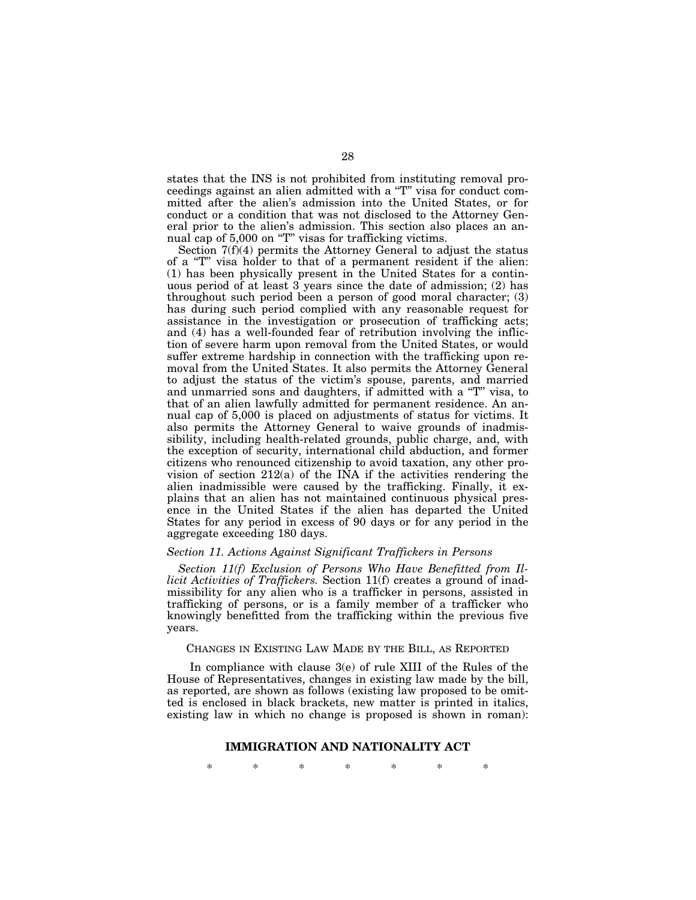states that the INS is not prohibited from instituting removal proceedings against an alien admitted with a "T" visa for conduct committed after the alien's admission into the United States, or for conduct or a condition that was not disclosed to the Attorney General prior to the alien's admission. This section also places an annual cap of 5,000 on "T" visas for trafficking victims.

Section 7(f)(4) permits the Attorney General to adjust the status of a "T" visa holder to that of a permanent resident if the alien: (1) has been physically present in the United States for a continuous period of at least 3 years since the date of admission; (2) has throughout such period been a person of good moral character; (3) has during such period complied with any reasonable request for assistance in the investigation or prosecution of trafficking acts; and (4) has a well-founded fear of retribution involving the infliction of severe harm upon removal from the United States, or would suffer extreme hardship in connection with the trafficking upon removal from the United States. It also permits the Attorney General to adjust the status of the victim's spouse, parents, and married and unmarried sons and daughters, if admitted with a "T" visa, to that of an alien lawfully admitted for permanent residence. An annual cap of 5,000 is placed on adjustments of status for victims. It also permits the Attorney General to waive grounds of inadmissibility, including health-related grounds, public charge, and, with the exception of security, international child abduction, and former citizens who renounced citizenship to avoid taxation, any other provision of section 212(a) of the INA if the activities rendering the alien inadmissible were caused by the trafficking. Finally, it explains that an alien has not maintained continuous physical presence in the United States if the alien has departed the United States for any period in excess of 90 days or for any period in the aggregate exceeding 180 days.

*Section 11. Actions Against Significant Traffickers in Persons*

*Section 11(f) Exclusion of Persons Who Have Benefitted from Illicit Activities of Traffickers.* Section 11(f) creates a ground of inadmissibility for any alien who is a trafficker in persons, assisted in trafficking of persons, or is a family member of a trafficker who knowingly benefitted from the trafficking within the previous five years.

CHANGES IN EXISTING LAW MADE BY THE BILL, AS REPORTED

In compliance with clause 3(e) of rule XIII of the Rules of the House of Representatives, changes in existing law made by the bill, as reported, are shown as follows (existing law proposed to be omitted is enclosed in black brackets, new matter is printed in italics, existing law in which no change is proposed is shown in roman):

## IMMIGRATION AND NATIONALITY ACT

\* \* \* \* \* \* \*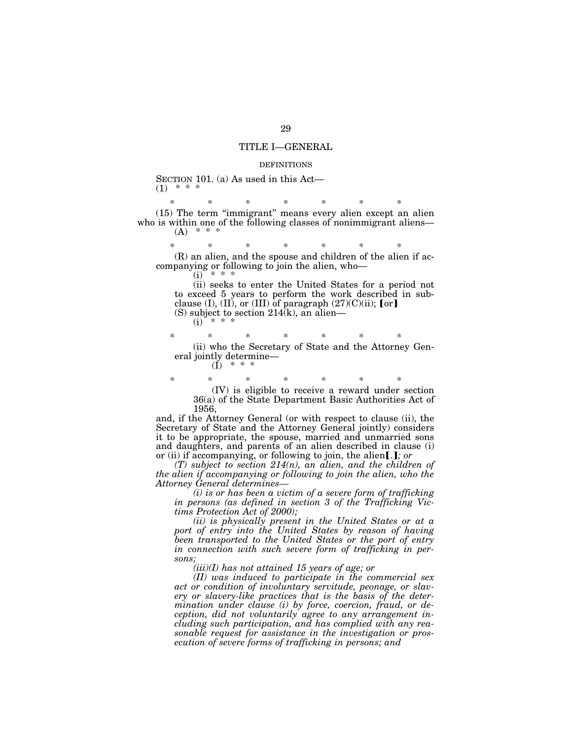## TITLE I—GENERAL

### DEFINITIONS

SECTION 101. (a) As used in this Act—

(1) * * *

\* \* \* \* \* \* \*

(15) The term "immigrant" means every alien except an alien who is within one of the following classes of nonimmigrant aliens—

(A) * * *

\* \* \* \* \* \* \*

(R) an alien, and the spouse and children of the alien if accompanying or following to join the alien, who—

(i) * * *

(ii) seeks to enter the United States for a period not to exceed 5 years to perform the work described in subclause (I), (II), or (III) of paragraph (27)(C)(ii); [or]

(S) subject to section 214(k), an alien—

(i) * * *

\* \* \* \* \* \* \*

(ii) who the Secretary of State and the Attorney General jointly determine—

(I) * * *

\* \* \* \* \* \* \*

(IV) is eligible to receive a reward under section 36(a) of the State Department Basic Authorities Act of 1956,

and, if the Attorney General (or with respect to clause (ii), the Secretary of State and the Attorney General jointly) considers it to be appropriate, the spouse, married and unmarried sons and daughters, and parents of an alien described in clause (i) or (ii) if accompanying, or following to join, the alien[.]*; or*

*(T) subject to section 214(n), an alien, and the children of the alien if accompanying or following to join the alien, who the Attorney General determines—*

*(i) is or has been a victim of a severe form of trafficking in persons (as defined in section 3 of the Trafficking Victims Protection Act of 2000);*

*(ii) is physically present in the United States or at a port of entry into the United States by reason of having been transported to the United States or the port of entry in connection with such severe form of trafficking in persons;*

*(iii)(I) has not attained 15 years of age; or*

*(II) was induced to participate in the commercial sex act or condition of involuntary servitude, peonage, or slavery or slavery-like practices that is the basis of the determination under clause (i) by force, coercion, fraud, or deception, did not voluntarily agree to any arrangement including such participation, and has complied with any reasonable request for assistance in the investigation or prosecution of severe forms of trafficking in persons; and*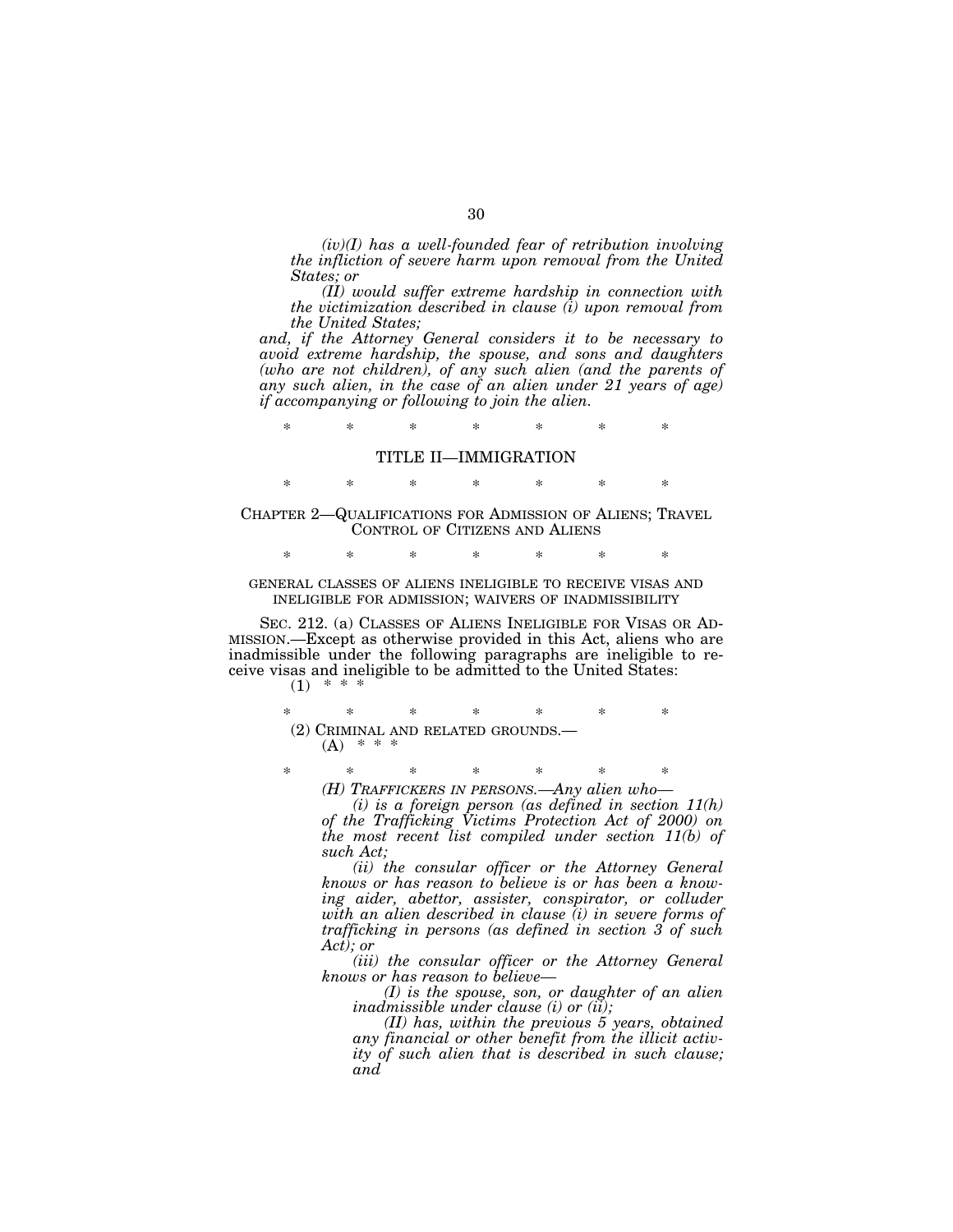*(iv)(I) has a well-founded fear of retribution involving the infliction of severe harm upon removal from the United States; or*

*(II) would suffer extreme hardship in connection with the victimization described in clause (i) upon removal from the United States;*

*and, if the Attorney General considers it to be necessary to avoid extreme hardship, the spouse, and sons and daughters (who are not children), of any such alien (and the parents of any such alien, in the case of an alien under 21 years of age) if accompanying or following to join the alien.*

\* \* \* \* \* \* \*

## TITLE II—IMMIGRATION

\* \* \* \* \* \* \*

### CHAPTER 2—QUALIFICATIONS FOR ADMISSION OF ALIENS; TRAVEL CONTROL OF CITIZENS AND ALIENS

\* \* \* \* \* \* \*

#### GENERAL CLASSES OF ALIENS INELIGIBLE TO RECEIVE VISAS AND INELIGIBLE FOR ADMISSION; WAIVERS OF INADMISSIBILITY

SEC. 212. (a) CLASSES OF ALIENS INELIGIBLE FOR VISAS OR ADMISSION.—Except as otherwise provided in this Act, aliens who are inadmissible under the following paragraphs are ineligible to receive visas and ineligible to be admitted to the United States:

(1) \* \* \*

\* \* \* \* \* \* \*

(2) CRIMINAL AND RELATED GROUNDS.—

(A) \* \* \*

\* \* \* \* \* \* \*

*(H) TRAFFICKERS IN PERSONS.—Any alien who—*

*(i) is a foreign person (as defined in section 11(h) of the Trafficking Victims Protection Act of 2000) on the most recent list compiled under section 11(b) of such Act;*

*(ii) the consular officer or the Attorney General knows or has reason to believe is or has been a knowing aider, abettor, assister, conspirator, or colluder with an alien described in clause (i) in severe forms of trafficking in persons (as defined in section 3 of such Act); or*

*(iii) the consular officer or the Attorney General knows or has reason to believe—*

*(I) is the spouse, son, or daughter of an alien inadmissible under clause (i) or (ii);*

*(II) has, within the previous 5 years, obtained any financial or other benefit from the illicit activity of such alien that is described in such clause; and*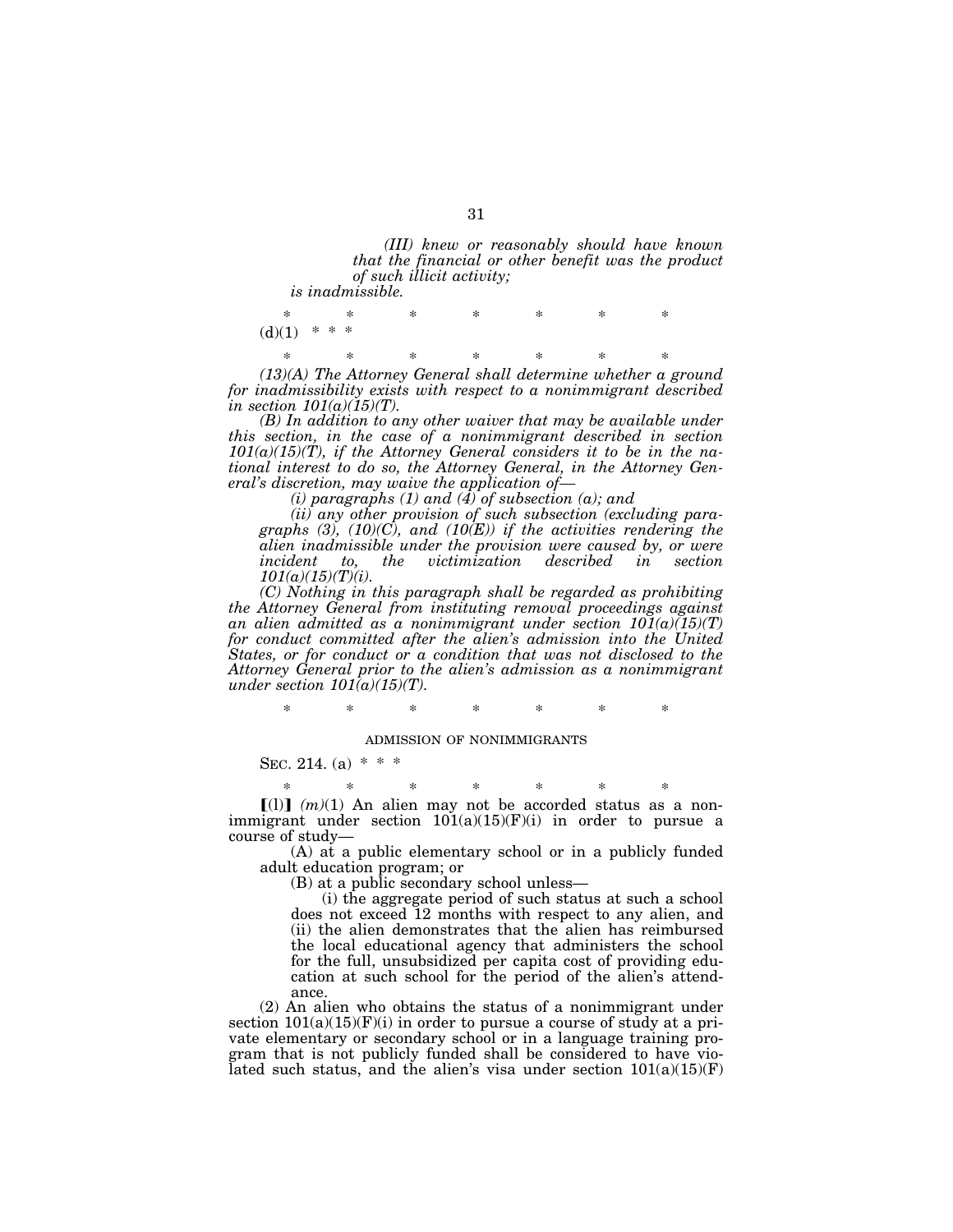*(III) knew or reasonably should have known that the financial or other benefit was the product of such illicit activity;*

*is inadmissible.*

\* \* \* \* \* \* \*

(d)(1) \* \* \*

\* \* \* \* \* \* \*

*(13)(A) The Attorney General shall determine whether a ground for inadmissibility exists with respect to a nonimmigrant described in section 101(a)(15)(T).*

*(B) In addition to any other waiver that may be available under this section, in the case of a nonimmigrant described in section 101(a)(15)(T), if the Attorney General considers it to be in the national interest to do so, the Attorney General, in the Attorney General's discretion, may waive the application of—*

*(i) paragraphs (1) and (4) of subsection (a); and*

*(ii) any other provision of such subsection (excluding paragraphs (3), (10)(C), and (10(E)) if the activities rendering the alien inadmissible under the provision were caused by, or were incident to, the victimization described in section 101(a)(15)(T)(i).*

*(C) Nothing in this paragraph shall be regarded as prohibiting the Attorney General from instituting removal proceedings against an alien admitted as a nonimmigrant under section 101(a)(15)(T) for conduct committed after the alien's admission into the United States, or for conduct or a condition that was not disclosed to the Attorney General prior to the alien's admission as a nonimmigrant under section 101(a)(15)(T).*

\* \* \* \* \* \* \*

ADMISSION OF NONIMMIGRANTS

SEC. 214. (a) \* \* \*

\* \* \* \* \* \* \*

**[**(l)**]** *(m)*(1) An alien may not be accorded status as a nonimmigrant under section 101(a)(15)(F)(i) in order to pursue a course of study—

(A) at a public elementary school or in a publicly funded adult education program; or

(B) at a public secondary school unless—

(i) the aggregate period of such status at such a school does not exceed 12 months with respect to any alien, and (ii) the alien demonstrates that the alien has reimbursed the local educational agency that administers the school for the full, unsubsidized per capita cost of providing education at such school for the period of the alien's attendance.

(2) An alien who obtains the status of a nonimmigrant under section 101(a)(15)(F)(i) in order to pursue a course of study at a private elementary or secondary school or in a language training program that is not publicly funded shall be considered to have violated such status, and the alien's visa under section 101(a)(15)(F)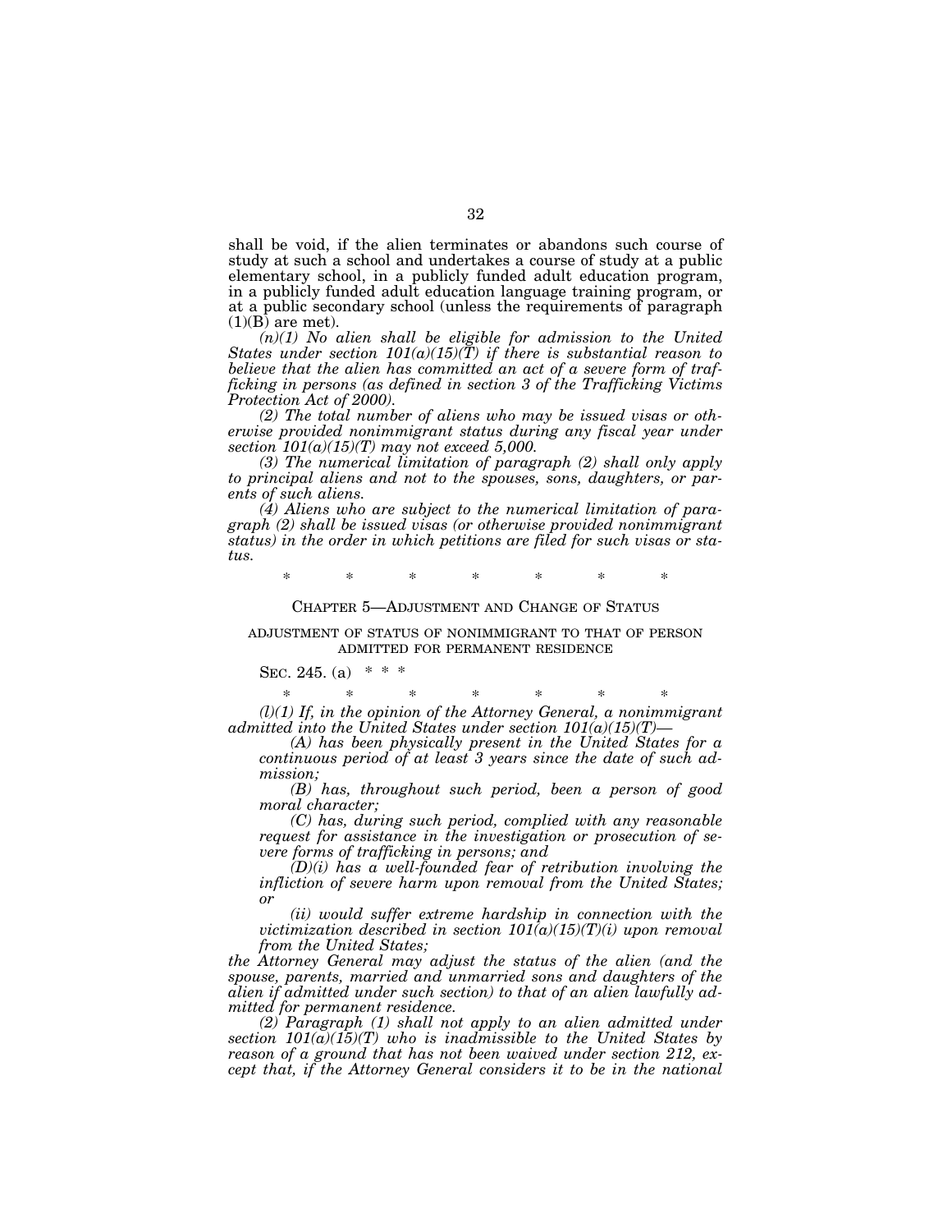shall be void, if the alien terminates or abandons such course of study at such a school and undertakes a course of study at a public elementary school, in a publicly funded adult education program, in a publicly funded adult education language training program, or at a public secondary school (unless the requirements of paragraph (1)(B) are met).

*(n)(1) No alien shall be eligible for admission to the United States under section 101(a)(15)(T) if there is substantial reason to believe that the alien has committed an act of a severe form of trafficking in persons (as defined in section 3 of the Trafficking Victims Protection Act of 2000).*

*(2) The total number of aliens who may be issued visas or otherwise provided nonimmigrant status during any fiscal year under section 101(a)(15)(T) may not exceed 5,000.*

*(3) The numerical limitation of paragraph (2) shall only apply to principal aliens and not to the spouses, sons, daughters, or parents of such aliens.*

*(4) Aliens who are subject to the numerical limitation of paragraph (2) shall be issued visas (or otherwise provided nonimmigrant status) in the order in which petitions are filed for such visas or status.*

\* \* \* \* \* \* \*

## CHAPTER 5—ADJUSTMENT AND CHANGE OF STATUS

### ADJUSTMENT OF STATUS OF NONIMMIGRANT TO THAT OF PERSON ADMITTED FOR PERMANENT RESIDENCE

SEC. 245. (a) \* \* \*

\* \* \* \* \* \* \*

*(l)(1) If, in the opinion of the Attorney General, a nonimmigrant admitted into the United States under section 101(a)(15)(T)—*

*(A) has been physically present in the United States for a continuous period of at least 3 years since the date of such admission;*

*(B) has, throughout such period, been a person of good moral character;*

*(C) has, during such period, complied with any reasonable request for assistance in the investigation or prosecution of severe forms of trafficking in persons; and*

*(D)(i) has a well-founded fear of retribution involving the infliction of severe harm upon removal from the United States; or*

*(ii) would suffer extreme hardship in connection with the victimization described in section 101(a)(15)(T)(i) upon removal from the United States;*

*the Attorney General may adjust the status of the alien (and the spouse, parents, married and unmarried sons and daughters of the alien if admitted under such section) to that of an alien lawfully admitted for permanent residence.*

*(2) Paragraph (1) shall not apply to an alien admitted under section 101(a)(15)(T) who is inadmissible to the United States by reason of a ground that has not been waived under section 212, except that, if the Attorney General considers it to be in the national*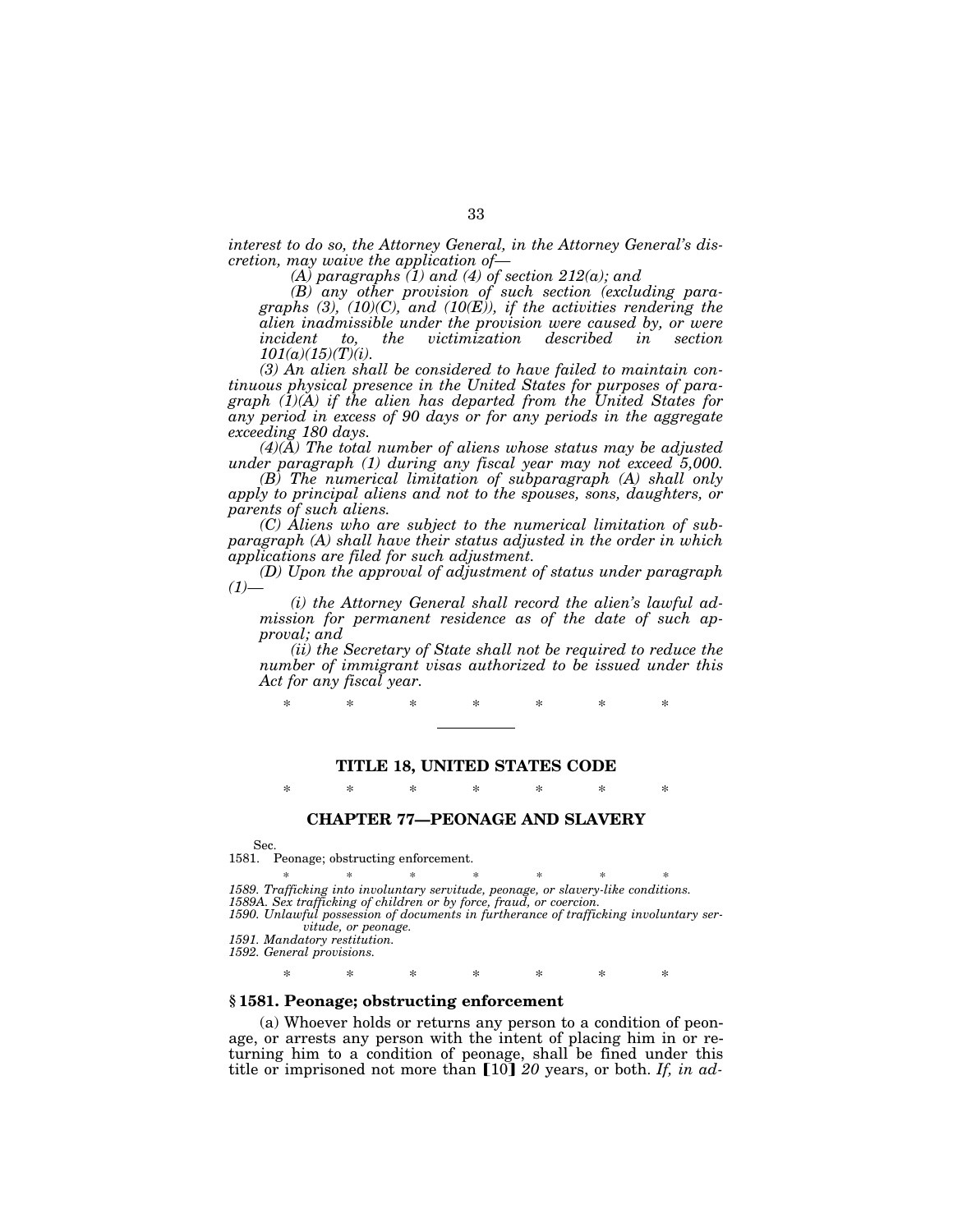*interest to do so, the Attorney General, in the Attorney General's discretion, may waive the application of—*

*(A) paragraphs (1) and (4) of section 212(a); and*

*(B) any other provision of such section (excluding paragraphs (3), (10)(C), and (10(E)), if the activities rendering the alien inadmissible under the provision were caused by, or were incident to, the victimization described in section 101(a)(15)(T)(i).*

*(3) An alien shall be considered to have failed to maintain continuous physical presence in the United States for purposes of paragraph (1)(A) if the alien has departed from the United States for any period in excess of 90 days or for any periods in the aggregate exceeding 180 days.*

*(4)(A) The total number of aliens whose status may be adjusted under paragraph (1) during any fiscal year may not exceed 5,000.*

*(B) The numerical limitation of subparagraph (A) shall only apply to principal aliens and not to the spouses, sons, daughters, or parents of such aliens.*

*(C) Aliens who are subject to the numerical limitation of subparagraph (A) shall have their status adjusted in the order in which applications are filed for such adjustment.*

*(D) Upon the approval of adjustment of status under paragraph (1)—*

*(i) the Attorney General shall record the alien's lawful admission for permanent residence as of the date of such approval; and*

*(ii) the Secretary of State shall not be required to reduce the number of immigrant visas authorized to be issued under this Act for any fiscal year.*

\* \* \* \* \* \* \*

---

## TITLE 18, UNITED STATES CODE

\* \* \* \* \* \* \*

## CHAPTER 77—PEONAGE AND SLAVERY

Sec.
1581. Peonage; obstructing enforcement.

\* \* \* \* \* \* \*

*1589. Trafficking into involuntary servitude, peonage, or slavery-like conditions.*
*1589A. Sex trafficking of children or by force, fraud, or coercion.*
*1590. Unlawful possession of documents in furtherance of trafficking involuntary servitude, or peonage.*
*1591. Mandatory restitution.*
*1592. General provisions.*

\* \* \* \* \* \* \*

### § 1581. Peonage; obstructing enforcement

(a) Whoever holds or returns any person to a condition of peonage, or arrests any person with the intent of placing him in or returning him to a condition of peonage, shall be fined under this title or imprisoned not more than [10] *20* years, or both. *If, in ad-*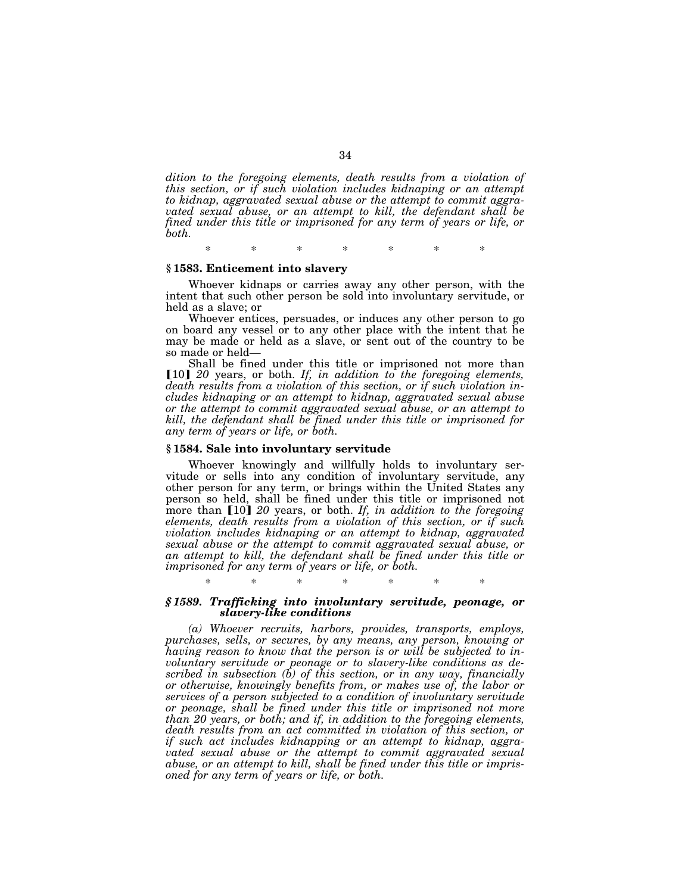*dition to the foregoing elements, death results from a violation of this section, or if such violation includes kidnaping or an attempt to kidnap, aggravated sexual abuse or the attempt to commit aggravated sexual abuse, or an attempt to kill, the defendant shall be fined under this title or imprisoned for any term of years or life, or both.*

\* \* \* \* \* \* \*

### § 1583. Enticement into slavery

Whoever kidnaps or carries away any other person, with the intent that such other person be sold into involuntary servitude, or held as a slave; or

Whoever entices, persuades, or induces any other person to go on board any vessel or to any other place with the intent that he may be made or held as a slave, or sent out of the country to be so made or held—

Shall be fined under this title or imprisoned not more than 【10】 *20* years, or both. *If, in addition to the foregoing elements, death results from a violation of this section, or if such violation includes kidnaping or an attempt to kidnap, aggravated sexual abuse or the attempt to commit aggravated sexual abuse, or an attempt to kill, the defendant shall be fined under this title or imprisoned for any term of years or life, or both.*

### § 1584. Sale into involuntary servitude

Whoever knowingly and willfully holds to involuntary servitude or sells into any condition of involuntary servitude, any other person for any term, or brings within the United States any person so held, shall be fined under this title or imprisoned not more than 【10】 *20* years, or both. *If, in addition to the foregoing elements, death results from a violation of this section, or if such violation includes kidnaping or an attempt to kidnap, aggravated sexual abuse or the attempt to commit aggravated sexual abuse, or an attempt to kill, the defendant shall be fined under this title or imprisoned for any term of years or life, or both.*

\* \* \* \* \* \* \*

### *§ 1589. Trafficking into involuntary servitude, peonage, or slavery-like conditions*

*(a) Whoever recruits, harbors, provides, transports, employs, purchases, sells, or secures, by any means, any person, knowing or having reason to know that the person is or will be subjected to involuntary servitude or peonage or to slavery-like conditions as described in subsection (b) of this section, or in any way, financially or otherwise, knowingly benefits from, or makes use of, the labor or services of a person subjected to a condition of involuntary servitude or peonage, shall be fined under this title or imprisoned not more than 20 years, or both; and if, in addition to the foregoing elements, death results from an act committed in violation of this section, or if such act includes kidnapping or an attempt to kidnap, aggravated sexual abuse or the attempt to commit aggravated sexual abuse, or an attempt to kill, shall be fined under this title or imprisoned for any term of years or life, or both.*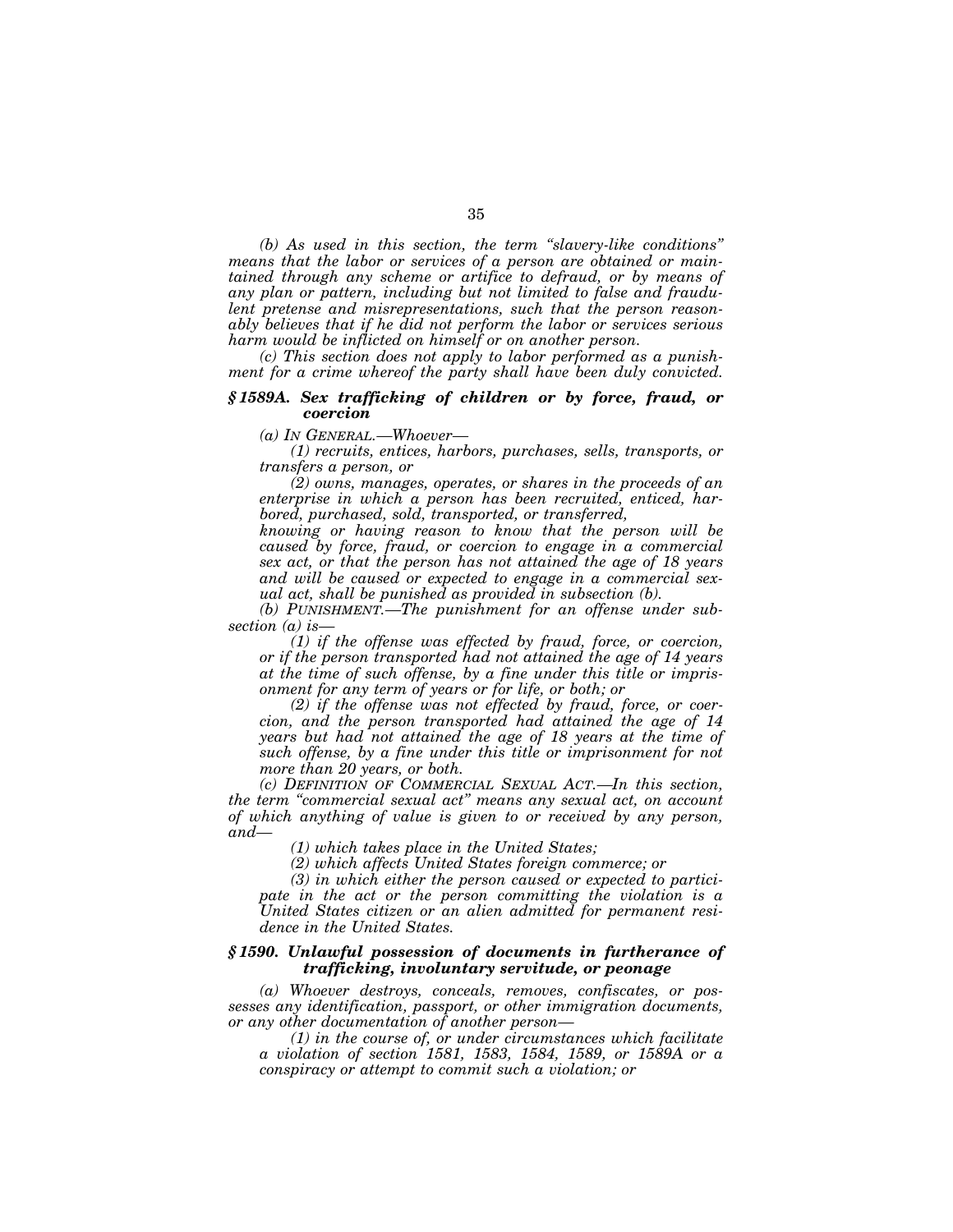*(b) As used in this section, the term "slavery-like conditions" means that the labor or services of a person are obtained or maintained through any scheme or artifice to defraud, or by means of any plan or pattern, including but not limited to false and fraudulent pretense and misrepresentations, such that the person reasonably believes that if he did not perform the labor or services serious harm would be inflicted on himself or on another person.*

*(c) This section does not apply to labor performed as a punishment for a crime whereof the party shall have been duly convicted.*

### *§ 1589A. Sex trafficking of children or by force, fraud, or coercion*

*(a) IN GENERAL.—Whoever—*

*(1) recruits, entices, harbors, purchases, sells, transports, or transfers a person, or*

*(2) owns, manages, operates, or shares in the proceeds of an enterprise in which a person has been recruited, enticed, harbored, purchased, sold, transported, or transferred,*

*knowing or having reason to know that the person will be caused by force, fraud, or coercion to engage in a commercial sex act, or that the person has not attained the age of 18 years and will be caused or expected to engage in a commercial sexual act, shall be punished as provided in subsection (b).*

*(b) PUNISHMENT.—The punishment for an offense under subsection (a) is—*

*(1) if the offense was effected by fraud, force, or coercion, or if the person transported had not attained the age of 14 years at the time of such offense, by a fine under this title or imprisonment for any term of years or for life, or both; or*

*(2) if the offense was not effected by fraud, force, or coercion, and the person transported had attained the age of 14 years but had not attained the age of 18 years at the time of such offense, by a fine under this title or imprisonment for not more than 20 years, or both.*

*(c) DEFINITION OF COMMERCIAL SEXUAL ACT.—In this section, the term "commercial sexual act" means any sexual act, on account of which anything of value is given to or received by any person, and—*

*(1) which takes place in the United States;*

*(2) which affects United States foreign commerce; or*

*(3) in which either the person caused or expected to participate in the act or the person committing the violation is a United States citizen or an alien admitted for permanent residence in the United States.*

### *§ 1590. Unlawful possession of documents in furtherance of trafficking, involuntary servitude, or peonage*

*(a) Whoever destroys, conceals, removes, confiscates, or possesses any identification, passport, or other immigration documents, or any other documentation of another person—*

*(1) in the course of, or under circumstances which facilitate a violation of section 1581, 1583, 1584, 1589, or 1589A or a conspiracy or attempt to commit such a violation; or*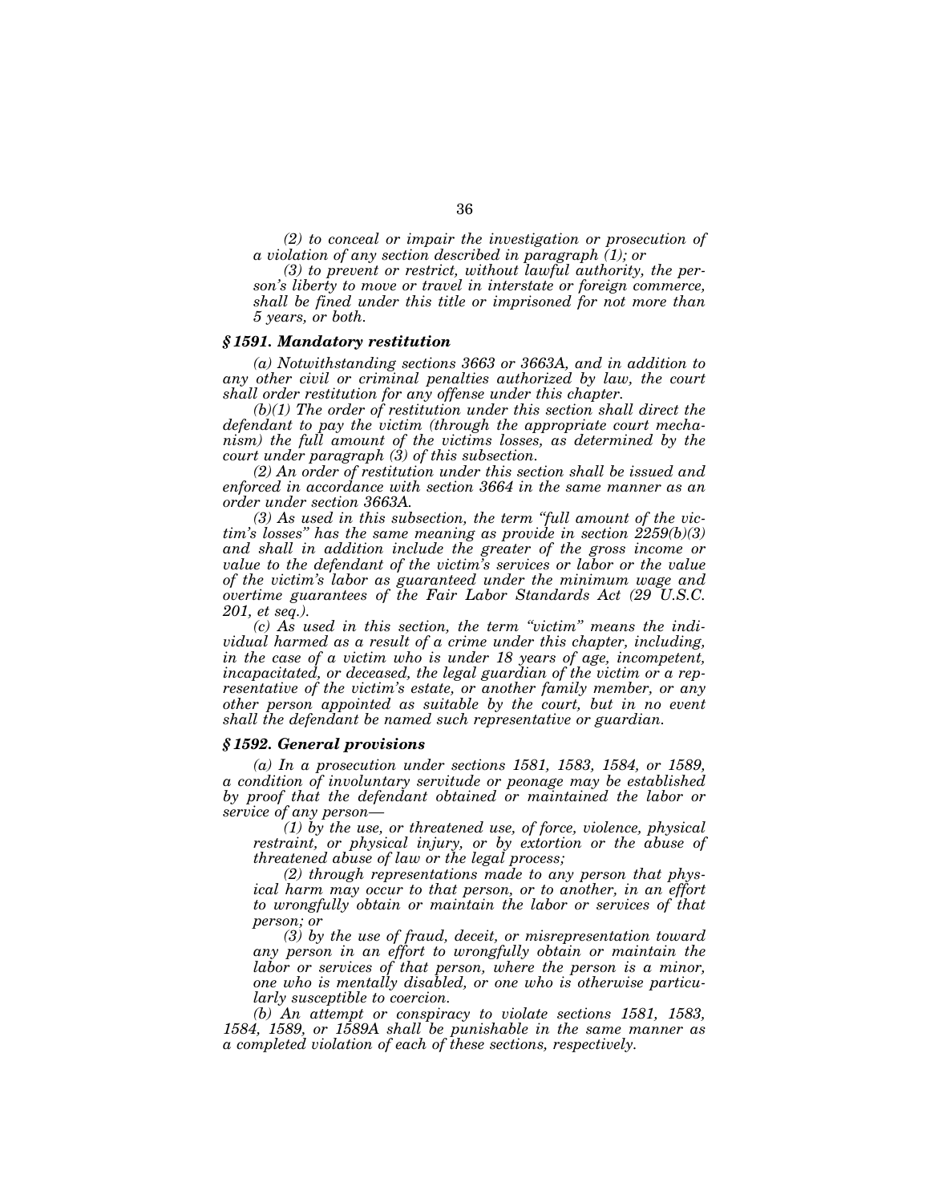*(2) to conceal or impair the investigation or prosecution of a violation of any section described in paragraph (1); or*

*(3) to prevent or restrict, without lawful authority, the person's liberty to move or travel in interstate or foreign commerce, shall be fined under this title or imprisoned for not more than 5 years, or both.*

### *§ 1591. Mandatory restitution*

*(a) Notwithstanding sections 3663 or 3663A, and in addition to any other civil or criminal penalties authorized by law, the court shall order restitution for any offense under this chapter.*

*(b)(1) The order of restitution under this section shall direct the defendant to pay the victim (through the appropriate court mechanism) the full amount of the victims losses, as determined by the court under paragraph (3) of this subsection.*

*(2) An order of restitution under this section shall be issued and enforced in accordance with section 3664 in the same manner as an order under section 3663A.*

*(3) As used in this subsection, the term "full amount of the victim's losses" has the same meaning as provide in section 2259(b)(3) and shall in addition include the greater of the gross income or value to the defendant of the victim's services or labor or the value of the victim's labor as guaranteed under the minimum wage and overtime guarantees of the Fair Labor Standards Act (29 U.S.C. 201, et seq.).*

*(c) As used in this section, the term "victim" means the individual harmed as a result of a crime under this chapter, including, in the case of a victim who is under 18 years of age, incompetent, incapacitated, or deceased, the legal guardian of the victim or a representative of the victim's estate, or another family member, or any other person appointed as suitable by the court, but in no event shall the defendant be named such representative or guardian.*

### *§ 1592. General provisions*

*(a) In a prosecution under sections 1581, 1583, 1584, or 1589, a condition of involuntary servitude or peonage may be established by proof that the defendant obtained or maintained the labor or service of any person—*

*(1) by the use, or threatened use, of force, violence, physical restraint, or physical injury, or by extortion or the abuse of threatened abuse of law or the legal process;*

*(2) through representations made to any person that physical harm may occur to that person, or to another, in an effort to wrongfully obtain or maintain the labor or services of that person; or*

*(3) by the use of fraud, deceit, or misrepresentation toward any person in an effort to wrongfully obtain or maintain the labor or services of that person, where the person is a minor, one who is mentally disabled, or one who is otherwise particularly susceptible to coercion.*

*(b) An attempt or conspiracy to violate sections 1581, 1583, 1584, 1589, or 1589A shall be punishable in the same manner as a completed violation of each of these sections, respectively.*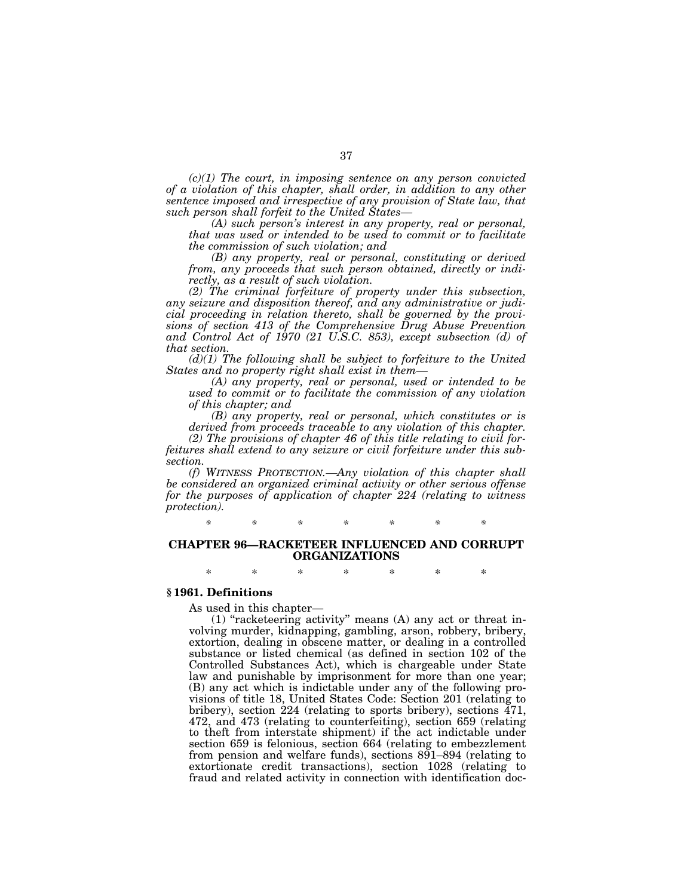*(c)(1) The court, in imposing sentence on any person convicted of a violation of this chapter, shall order, in addition to any other sentence imposed and irrespective of any provision of State law, that such person shall forfeit to the United States—*

*(A) such person's interest in any property, real or personal, that was used or intended to be used to commit or to facilitate the commission of such violation; and*

*(B) any property, real or personal, constituting or derived from, any proceeds that such person obtained, directly or indirectly, as a result of such violation.*

*(2) The criminal forfeiture of property under this subsection, any seizure and disposition thereof, and any administrative or judicial proceeding in relation thereto, shall be governed by the provisions of section 413 of the Comprehensive Drug Abuse Prevention and Control Act of 1970 (21 U.S.C. 853), except subsection (d) of that section.*

*(d)(1) The following shall be subject to forfeiture to the United States and no property right shall exist in them—*

*(A) any property, real or personal, used or intended to be used to commit or to facilitate the commission of any violation of this chapter; and*

*(B) any property, real or personal, which constitutes or is derived from proceeds traceable to any violation of this chapter.*

*(2) The provisions of chapter 46 of this title relating to civil forfeitures shall extend to any seizure or civil forfeiture under this subsection.*

*(f) WITNESS PROTECTION.—Any violation of this chapter shall be considered an organized criminal activity or other serious offense for the purposes of application of chapter 224 (relating to witness protection).*

\* \* \* \* \* \* \*

## CHAPTER 96—RACKETEER INFLUENCED AND CORRUPT ORGANIZATIONS

\* \* \* \* \* \* \*

### § 1961. Definitions

As used in this chapter—

(1) "racketeering activity" means (A) any act or threat involving murder, kidnapping, gambling, arson, robbery, bribery, extortion, dealing in obscene matter, or dealing in a controlled substance or listed chemical (as defined in section 102 of the Controlled Substances Act), which is chargeable under State law and punishable by imprisonment for more than one year; (B) any act which is indictable under any of the following provisions of title 18, United States Code: Section 201 (relating to bribery), section 224 (relating to sports bribery), sections 471, 472, and 473 (relating to counterfeiting), section 659 (relating to theft from interstate shipment) if the act indictable under section 659 is felonious, section 664 (relating to embezzlement from pension and welfare funds), sections 891–894 (relating to extortionate credit transactions), section 1028 (relating to fraud and related activity in connection with identification doc-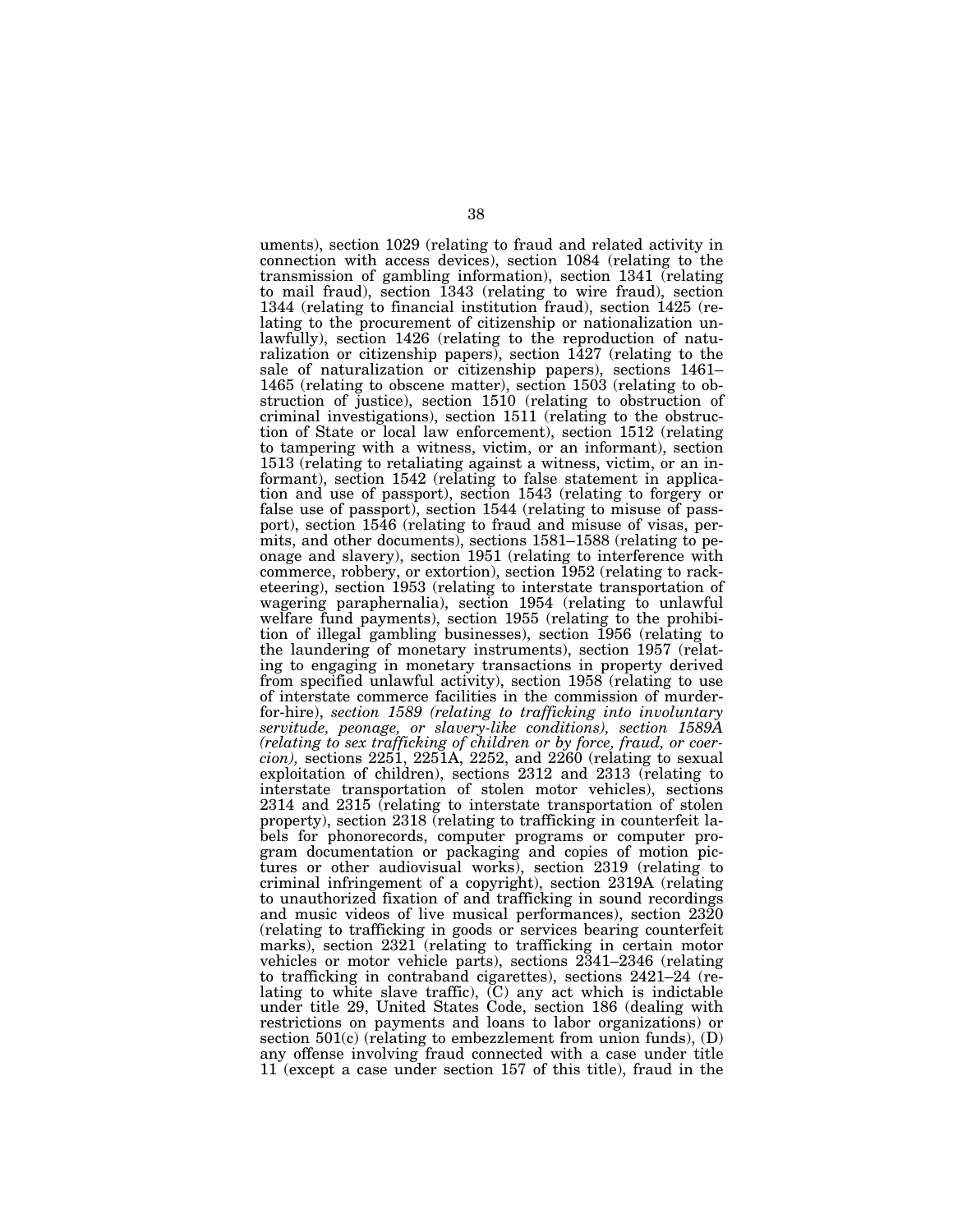uments), section 1029 (relating to fraud and related activity in connection with access devices), section 1084 (relating to the transmission of gambling information), section 1341 (relating to mail fraud), section 1343 (relating to wire fraud), section 1344 (relating to financial institution fraud), section 1425 (relating to the procurement of citizenship or nationalization unlawfully), section 1426 (relating to the reproduction of naturalization or citizenship papers), section 1427 (relating to the sale of naturalization or citizenship papers), sections 1461–1465 (relating to obscene matter), section 1503 (relating to obstruction of justice), section 1510 (relating to obstruction of criminal investigations), section 1511 (relating to the obstruction of State or local law enforcement), section 1512 (relating to tampering with a witness, victim, or an informant), section 1513 (relating to retaliating against a witness, victim, or an informant), section 1542 (relating to false statement in application and use of passport), section 1543 (relating to forgery or false use of passport), section 1544 (relating to misuse of passport), section 1546 (relating to fraud and misuse of visas, permits, and other documents), sections 1581–1588 (relating to peonage and slavery), section 1951 (relating to interference with commerce, robbery, or extortion), section 1952 (relating to racketeering), section 1953 (relating to interstate transportation of wagering paraphernalia), section 1954 (relating to unlawful welfare fund payments), section 1955 (relating to the prohibition of illegal gambling businesses), section 1956 (relating to the laundering of monetary instruments), section 1957 (relating to engaging in monetary transactions in property derived from specified unlawful activity), section 1958 (relating to use of interstate commerce facilities in the commission of murder-for-hire), *section 1589 (relating to trafficking into involuntary servitude, peonage, or slavery-like conditions), section 1589A (relating to sex trafficking of children or by force, fraud, or coercion),* sections 2251, 2251A, 2252, and 2260 (relating to sexual exploitation of children), sections 2312 and 2313 (relating to interstate transportation of stolen motor vehicles), sections 2314 and 2315 (relating to interstate transportation of stolen property), section 2318 (relating to trafficking in counterfeit labels for phonorecords, computer programs or computer program documentation or packaging and copies of motion pictures or other audiovisual works), section 2319 (relating to criminal infringement of a copyright), section 2319A (relating to unauthorized fixation of and trafficking in sound recordings and music videos of live musical performances), section 2320 (relating to trafficking in goods or services bearing counterfeit marks), section 2321 (relating to trafficking in certain motor vehicles or motor vehicle parts), sections 2341–2346 (relating to trafficking in contraband cigarettes), sections 2421–24 (relating to white slave traffic), (C) any act which is indictable under title 29, United States Code, section 186 (dealing with restrictions on payments and loans to labor organizations) or section 501(c) (relating to embezzlement from union funds), (D) any offense involving fraud connected with a case under title 11 (except a case under section 157 of this title), fraud in the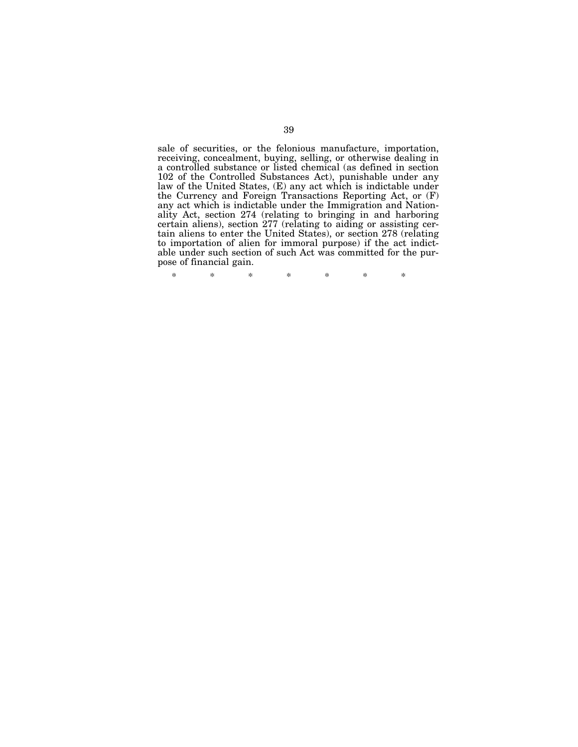sale of securities, or the felonious manufacture, importation, receiving, concealment, buying, selling, or otherwise dealing in a controlled substance or listed chemical (as defined in section 102 of the Controlled Substances Act), punishable under any law of the United States, (E) any act which is indictable under the Currency and Foreign Transactions Reporting Act, or (F) any act which is indictable under the Immigration and Nationality Act, section 274 (relating to bringing in and harboring certain aliens), section 277 (relating to aiding or assisting certain aliens to enter the United States), or section 278 (relating to importation of alien for immoral purpose) if the act indictable under such section of such Act was committed for the purpose of financial gain.

\* \* \* \* \* \* \*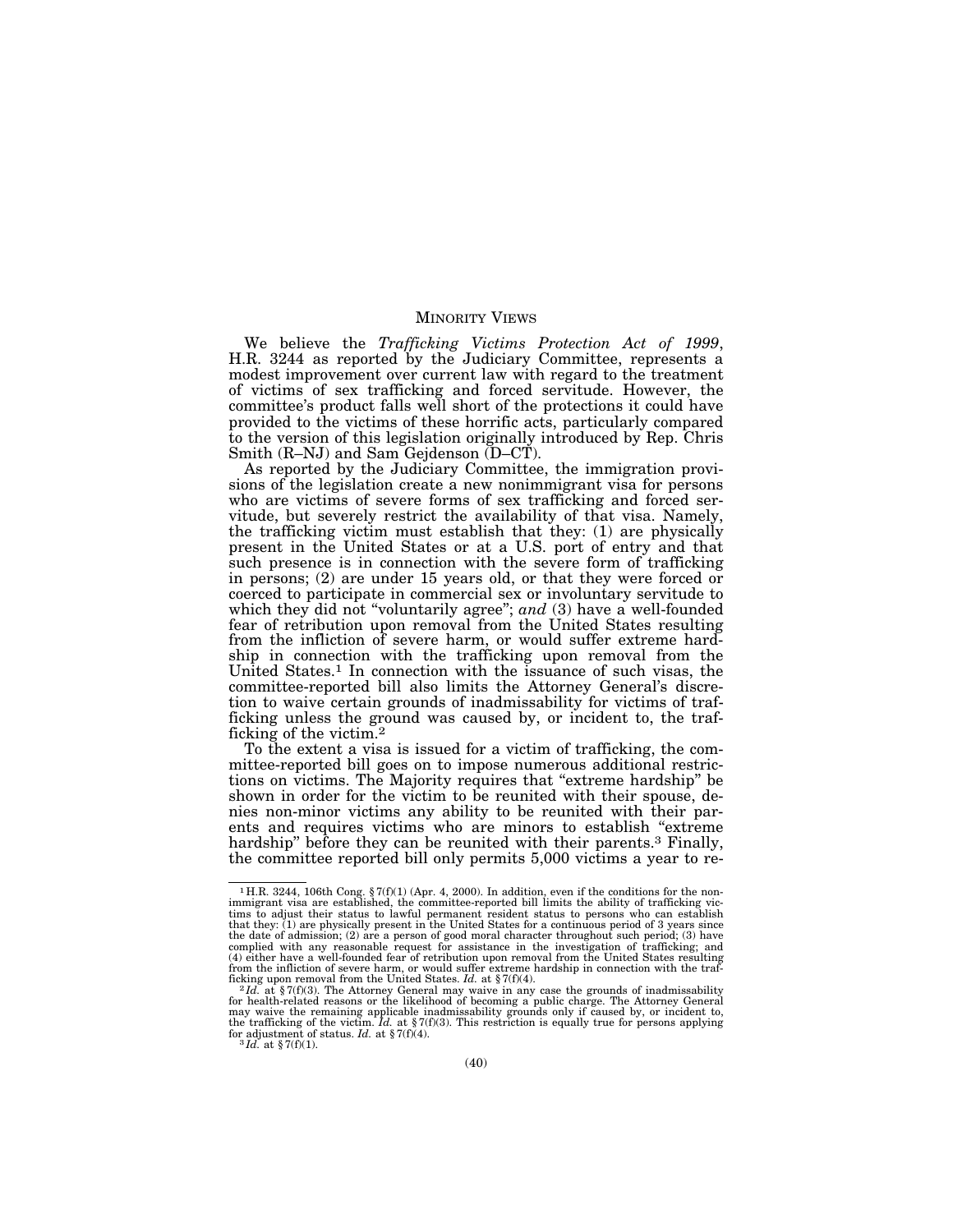## MINORITY VIEWS

We believe the *Trafficking Victims Protection Act of 1999*, H.R. 3244 as reported by the Judiciary Committee, represents a modest improvement over current law with regard to the treatment of victims of sex trafficking and forced servitude. However, the committee's product falls well short of the protections it could have provided to the victims of these horrific acts, particularly compared to the version of this legislation originally introduced by Rep. Chris Smith (R–NJ) and Sam Gejdenson (D–CT).

As reported by the Judiciary Committee, the immigration provisions of the legislation create a new nonimmigrant visa for persons who are victims of severe forms of sex trafficking and forced servitude, but severely restrict the availability of that visa. Namely, the trafficking victim must establish that they: (1) are physically present in the United States or at a U.S. port of entry and that such presence is in connection with the severe form of trafficking in persons; (2) are under 15 years old, or that they were forced or coerced to participate in commercial sex or involuntary servitude to which they did not "voluntarily agree"; *and* (3) have a well-founded fear of retribution upon removal from the United States resulting from the infliction of severe harm, or would suffer extreme hardship in connection with the trafficking upon removal from the United States.[1] In connection with the issuance of such visas, the committee-reported bill also limits the Attorney General's discretion to waive certain grounds of inadmissability for victims of trafficking unless the ground was caused by, or incident to, the trafficking of the victim.[2]

To the extent a visa is issued for a victim of trafficking, the committee-reported bill goes on to impose numerous additional restrictions on victims. The Majority requires that "extreme hardship" be shown in order for the victim to be reunited with their spouse, denies non-minor victims any ability to be reunited with their parents and requires victims who are minors to establish "extreme hardship" before they can be reunited with their parents.[3] Finally, the committee reported bill only permits 5,000 victims a year to re-

---

[1] H.R. 3244, 106th Cong. § 7(f)(1) (Apr. 4, 2000). In addition, even if the conditions for the nonimmigrant visa are established, the committee-reported bill limits the ability of trafficking victims to adjust their status to lawful permanent resident status to persons who can establish that they: (1) are physically present in the United States for a continuous period of 3 years since the date of admission; (2) are a person of good moral character throughout such period; (3) have complied with any reasonable request for assistance in the investigation of trafficking; and (4) either have a well-founded fear of retribution upon removal from the United States resulting from the infliction of severe harm, or would suffer extreme hardship in connection with the trafficking upon removal from the United States. *Id.* at § 7(f)(4).

[2] *Id.* at § 7(f)(3). The Attorney General may waive in any case the grounds of inadmissability for health-related reasons or the likelihood of becoming a public charge. The Attorney General may waive the remaining applicable inadmissability grounds only if caused by, or incident to, the trafficking of the victim. *Id.* at § 7(f)(3). This restriction is equally true for persons applying for adjustment of status. *Id.* at § 7(f)(4).

[3] *Id.* at § 7(f)(1).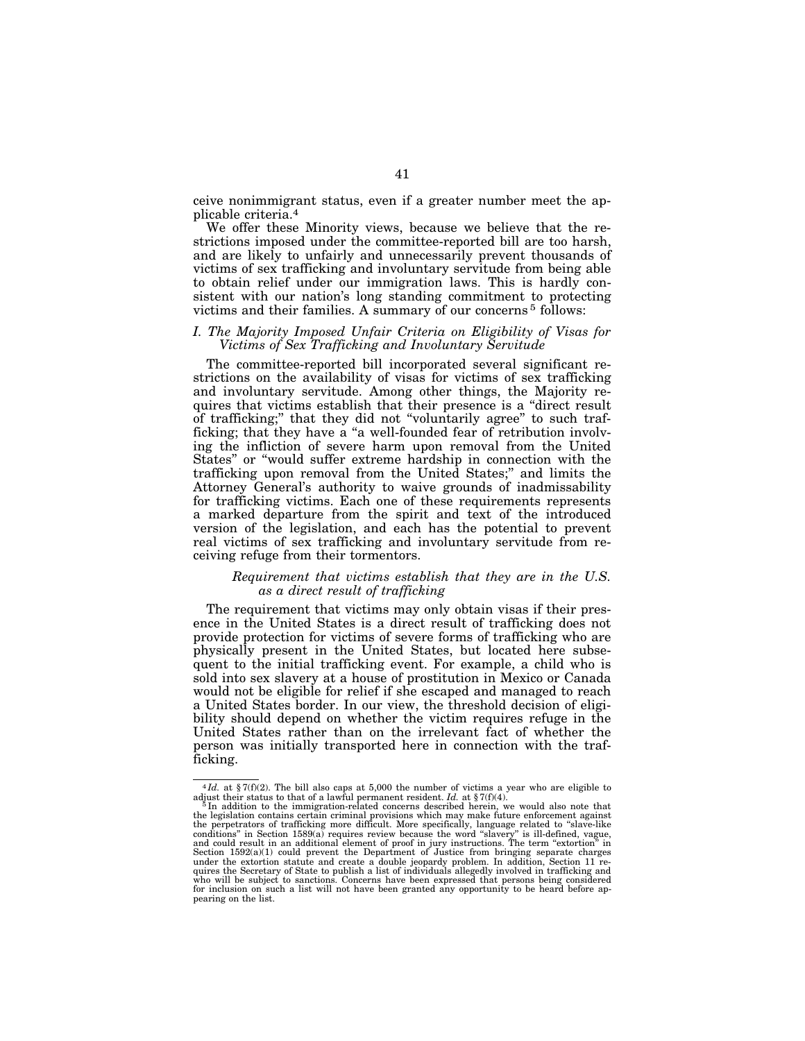ceive nonimmigrant status, even if a greater number meet the applicable criteria.[4]

We offer these Minority views, because we believe that the restrictions imposed under the committee-reported bill are too harsh, and are likely to unfairly and unnecessarily prevent thousands of victims of sex trafficking and involuntary servitude from being able to obtain relief under our immigration laws. This is hardly consistent with our nation's long standing commitment to protecting victims and their families. A summary of our concerns[5] follows:

### *I. The Majority Imposed Unfair Criteria on Eligibility of Visas for Victims of Sex Trafficking and Involuntary Servitude*

The committee-reported bill incorporated several significant restrictions on the availability of visas for victims of sex trafficking and involuntary servitude. Among other things, the Majority requires that victims establish that their presence is a "direct result of trafficking;" that they did not "voluntarily agree" to such trafficking; that they have a "a well-founded fear of retribution involving the infliction of severe harm upon removal from the United States" or "would suffer extreme hardship in connection with the trafficking upon removal from the United States;" and limits the Attorney General's authority to waive grounds of inadmissability for trafficking victims. Each one of these requirements represents a marked departure from the spirit and text of the introduced version of the legislation, and each has the potential to prevent real victims of sex trafficking and involuntary servitude from receiving refuge from their tormentors.

#### *Requirement that victims establish that they are in the U.S. as a direct result of trafficking*

The requirement that victims may only obtain visas if their presence in the United States is a direct result of trafficking does not provide protection for victims of severe forms of trafficking who are physically present in the United States, but located here subsequent to the initial trafficking event. For example, a child who is sold into sex slavery at a house of prostitution in Mexico or Canada would not be eligible for relief if she escaped and managed to reach a United States border. In our view, the threshold decision of eligibility should depend on whether the victim requires refuge in the United States rather than on the irrelevant fact of whether the person was initially transported here in connection with the trafficking.

---

[4] *Id.* at § 7(f)(2). The bill also caps at 5,000 the number of victims a year who are eligible to adjust their status to that of a lawful permanent resident. *Id.* at § 7(f)(4).

[5] In addition to the immigration-related concerns described herein, we would also note that the legislation contains certain criminal provisions which may make future enforcement against the perpetrators of trafficking more difficult. More specifically, language related to "slave-like conditions" in Section 1589(a) requires review because the word "slavery" is ill-defined, vague, and could result in an additional element of proof in jury instructions. The term "extortion" in Section 1592(a)(1) could prevent the Department of Justice from bringing separate charges under the extortion statute and create a double jeopardy problem. In addition, Section 11 requires the Secretary of State to publish a list of individuals allegedly involved in trafficking and who will be subject to sanctions. Concerns have been expressed that persons being considered for inclusion on such a list will not have been granted any opportunity to be heard before appearing on the list.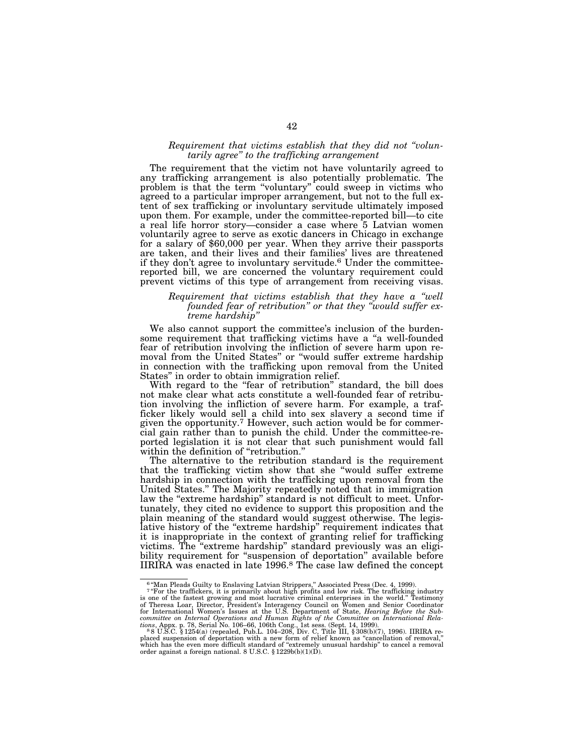### *Requirement that victims establish that they did not "voluntarily agree" to the trafficking arrangement*

The requirement that the victim not have voluntarily agreed to any trafficking arrangement is also potentially problematic. The problem is that the term "voluntary" could sweep in victims who agreed to a particular improper arrangement, but not to the full extent of sex trafficking or involuntary servitude ultimately imposed upon them. For example, under the committee-reported bill—to cite a real life horror story—consider a case where 5 Latvian women voluntarily agree to serve as exotic dancers in Chicago in exchange for a salary of $60,000 per year. When they arrive their passports are taken, and their lives and their families' lives are threatened if they don't agree to involuntary servitude.[6] Under the committee-reported bill, we are concerned the voluntary requirement could prevent victims of this type of arrangement from receiving visas.

### *Requirement that victims establish that they have a "well founded fear of retribution" or that they "would suffer extreme hardship"*

We also cannot support the committee's inclusion of the burdensome requirement that trafficking victims have a "a well-founded fear of retribution involving the infliction of severe harm upon removal from the United States" or "would suffer extreme hardship in connection with the trafficking upon removal from the United States" in order to obtain immigration relief.

With regard to the "fear of retribution" standard, the bill does not make clear what acts constitute a well-founded fear of retribution involving the infliction of severe harm. For example, a trafficker likely would sell a child into sex slavery a second time if given the opportunity.[7] However, such action would be for commercial gain rather than to punish the child. Under the committee-reported legislation it is not clear that such punishment would fall within the definition of "retribution."

The alternative to the retribution standard is the requirement that the trafficking victim show that she "would suffer extreme hardship in connection with the trafficking upon removal from the United States." The Majority repeatedly noted that in immigration law the "extreme hardship" standard is not difficult to meet. Unfortunately, they cited no evidence to support this proposition and the plain meaning of the standard would suggest otherwise. The legislative history of the "extreme hardship" requirement indicates that it is inappropriate in the context of granting relief for trafficking victims. The "extreme hardship" standard previously was an eligibility requirement for "suspension of deportation" available before IIRIRA was enacted in late 1996.[8] The case law defined the concept

---

[6] "Man Pleads Guilty to Enslaving Latvian Strippers," Associated Press (Dec. 4, 1999).

[7] "For the traffickers, it is primarily about high profits and low risk. The trafficking industry is one of the fastest growing and most lucrative criminal enterprises in the world." Testimony of Theresa Loar, Director, President's Interagency Council on Women and Senior Coordinator for International Women's Issues at the U.S. Department of State, *Hearing Before the Subcommittee on Internal Operations and Human Rights of the Committee on International Relations*, Appx. p. 78, Serial No. 106–66, 106th Cong., 1st sess. (Sept. 14, 1999).

[8] 8 U.S.C. § 1254(a) (repealed, Pub.L. 104–208, Div. C, Title III, § 308(b)(7), 1996). IIRIRA replaced suspension of deportation with a new form of relief known as "cancellation of removal," which has the even more difficult standard of "extremely unusual hardship" to cancel a removal order against a foreign national. 8 U.S.C. § 1229b(b)(1)(D).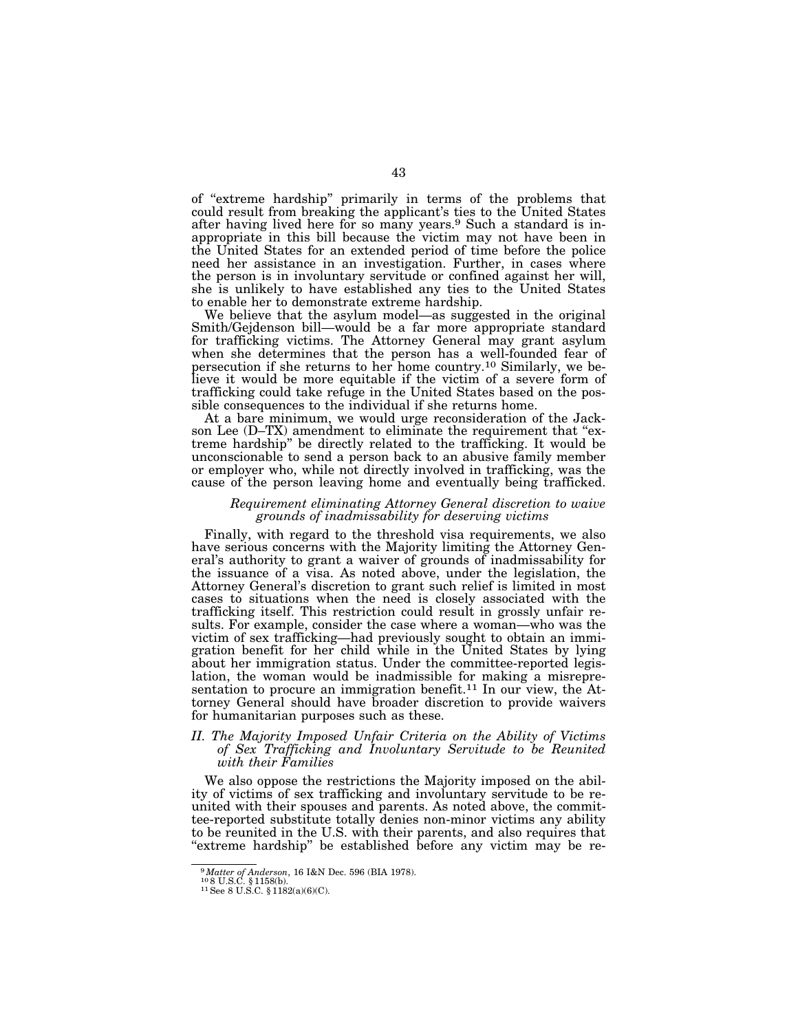of "extreme hardship" primarily in terms of the problems that could result from breaking the applicant's ties to the United States after having lived here for so many years.[9] Such a standard is inappropriate in this bill because the victim may not have been in the United States for an extended period of time before the police need her assistance in an investigation. Further, in cases where the person is in involuntary servitude or confined against her will, she is unlikely to have established any ties to the United States to enable her to demonstrate extreme hardship.

We believe that the asylum model—as suggested in the original Smith/Gejdenson bill—would be a far more appropriate standard for trafficking victims. The Attorney General may grant asylum when she determines that the person has a well-founded fear of persecution if she returns to her home country.[10] Similarly, we believe it would be more equitable if the victim of a severe form of trafficking could take refuge in the United States based on the possible consequences to the individual if she returns home.

At a bare minimum, we would urge reconsideration of the Jackson Lee (D–TX) amendment to eliminate the requirement that "extreme hardship" be directly related to the trafficking. It would be unconscionable to send a person back to an abusive family member or employer who, while not directly involved in trafficking, was the cause of the person leaving home and eventually being trafficked.

*Requirement eliminating Attorney General discretion to waive grounds of inadmissability for deserving victims*

Finally, with regard to the threshold visa requirements, we also have serious concerns with the Majority limiting the Attorney General's authority to grant a waiver of grounds of inadmissability for the issuance of a visa. As noted above, under the legislation, the Attorney General's discretion to grant such relief is limited in most cases to situations when the need is closely associated with the trafficking itself. This restriction could result in grossly unfair results. For example, consider the case where a woman—who was the victim of sex trafficking—had previously sought to obtain an immigration benefit for her child while in the United States by lying about her immigration status. Under the committee-reported legislation, the woman would be inadmissible for making a misrepresentation to procure an immigration benefit.[11] In our view, the Attorney General should have broader discretion to provide waivers for humanitarian purposes such as these.

## *II. The Majority Imposed Unfair Criteria on the Ability of Victims of Sex Trafficking and Involuntary Servitude to be Reunited with their Families*

We also oppose the restrictions the Majority imposed on the ability of victims of sex trafficking and involuntary servitude to be reunited with their spouses and parents. As noted above, the committee-reported substitute totally denies non-minor victims any ability to be reunited in the U.S. with their parents, and also requires that "extreme hardship" be established before any victim may be re-

---

[9] *Matter of Anderson*, 16 I&N Dec. 596 (BIA 1978).
[10] 8 U.S.C. §1158(b).
[11] See 8 U.S.C. §1182(a)(6)(C).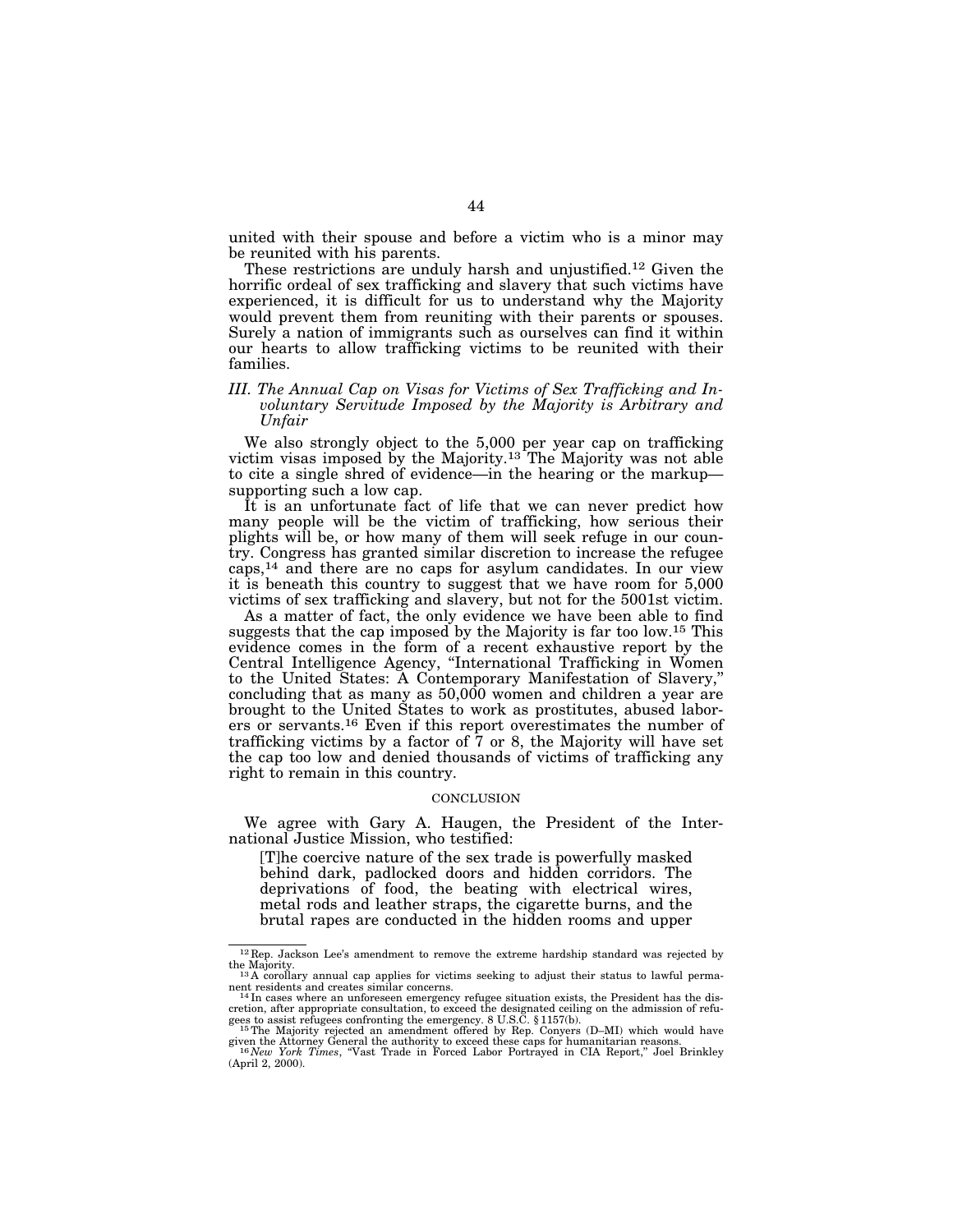united with their spouse and before a victim who is a minor may be reunited with his parents.

These restrictions are unduly harsh and unjustified.[12] Given the horrific ordeal of sex trafficking and slavery that such victims have experienced, it is difficult for us to understand why the Majority would prevent them from reuniting with their parents or spouses. Surely a nation of immigrants such as ourselves can find it within our hearts to allow trafficking victims to be reunited with their families.

### *III. The Annual Cap on Visas for Victims of Sex Trafficking and Involuntary Servitude Imposed by the Majority is Arbitrary and Unfair*

We also strongly object to the 5,000 per year cap on trafficking victim visas imposed by the Majority.[13] The Majority was not able to cite a single shred of evidence—in the hearing or the markup—supporting such a low cap.

It is an unfortunate fact of life that we can never predict how many people will be the victim of trafficking, how serious their plights will be, or how many of them will seek refuge in our country. Congress has granted similar discretion to increase the refugee caps,[14] and there are no caps for asylum candidates. In our view it is beneath this country to suggest that we have room for 5,000 victims of sex trafficking and slavery, but not for the 5001st victim.

As a matter of fact, the only evidence we have been able to find suggests that the cap imposed by the Majority is far too low.[15] This evidence comes in the form of a recent exhaustive report by the Central Intelligence Agency, "International Trafficking in Women to the United States: A Contemporary Manifestation of Slavery," concluding that as many as 50,000 women and children a year are brought to the United States to work as prostitutes, abused laborers or servants.[16] Even if this report overestimates the number of trafficking victims by a factor of 7 or 8, the Majority will have set the cap too low and denied thousands of victims of trafficking any right to remain in this country.

## CONCLUSION

We agree with Gary A. Haugen, the President of the International Justice Mission, who testified:

> [T]he coercive nature of the sex trade is powerfully masked behind dark, padlocked doors and hidden corridors. The deprivations of food, the beating with electrical wires, metal rods and leather straps, the cigarette burns, and the brutal rapes are conducted in the hidden rooms and upper

---

[12] Rep. Jackson Lee's amendment to remove the extreme hardship standard was rejected by the Majority.

[13] A corollary annual cap applies for victims seeking to adjust their status to lawful permanent residents and creates similar concerns.

[14] In cases where an unforeseen emergency refugee situation exists, the President has the discretion, after appropriate consultation, to exceed the designated ceiling on the admission of refugees to assist refugees confronting the emergency. 8 U.S.C. § 1157(b).

[15] The Majority rejected an amendment offered by Rep. Conyers (D–MI) which would have given the Attorney General the authority to exceed these caps for humanitarian reasons.

[16] *New York Times*, "Vast Trade in Forced Labor Portrayed in CIA Report," Joel Brinkley (April 2, 2000).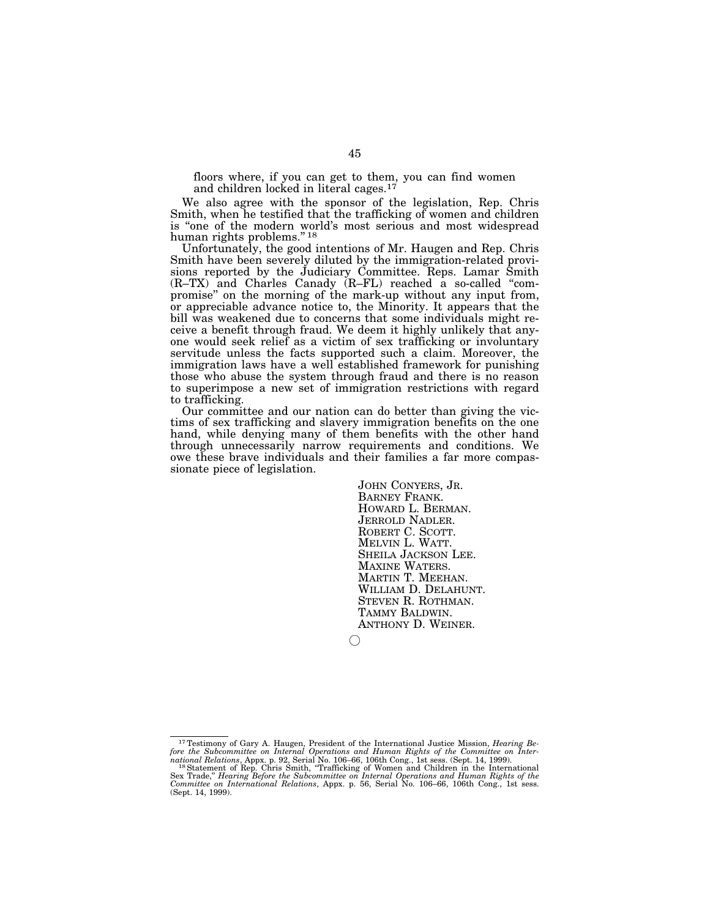floors where, if you can get to them, you can find women and children locked in literal cages.[17]

We also agree with the sponsor of the legislation, Rep. Chris Smith, when he testified that the trafficking of women and children is "one of the modern world's most serious and most widespread human rights problems."[18]

Unfortunately, the good intentions of Mr. Haugen and Rep. Chris Smith have been severely diluted by the immigration-related provisions reported by the Judiciary Committee. Reps. Lamar Smith (R–TX) and Charles Canady (R–FL) reached a so-called "compromise" on the morning of the mark-up without any input from, or appreciable advance notice to, the Minority. It appears that the bill was weakened due to concerns that some individuals might receive a benefit through fraud. We deem it highly unlikely that anyone would seek relief as a victim of sex trafficking or involuntary servitude unless the facts supported such a claim. Moreover, the immigration laws have a well established framework for punishing those who abuse the system through fraud and there is no reason to superimpose a new set of immigration restrictions with regard to trafficking.

Our committee and our nation can do better than giving the victims of sex trafficking and slavery immigration benefits on the one hand, while denying many of them benefits with the other hand through unnecessarily narrow requirements and conditions. We owe these brave individuals and their families a far more compassionate piece of legislation.

JOHN CONYERS, JR.
BARNEY FRANK.
HOWARD L. BERMAN.
JERROLD NADLER.
ROBERT C. SCOTT.
MELVIN L. WATT.
SHEILA JACKSON LEE.
MAXINE WATERS.
MARTIN T. MEEHAN.
WILLIAM D. DELAHUNT.
STEVEN R. ROTHMAN.
TAMMY BALDWIN.
ANTHONY D. WEINER.

---

[17] Testimony of Gary A. Haugen, President of the International Justice Mission, *Hearing Before the Subcommittee on Internal Operations and Human Rights of the Committee on International Relations*, Appx. p. 92, Serial No. 106–66, 106th Cong., 1st sess. (Sept. 14, 1999).

[18] Statement of Rep. Chris Smith, "Trafficking of Women and Children in the International Sex Trade," *Hearing Before the Subcommittee on Internal Operations and Human Rights of the Committee on International Relations*, Appx. p. 56, Serial No. 106–66, 106th Cong., 1st sess. (Sept. 14, 1999).